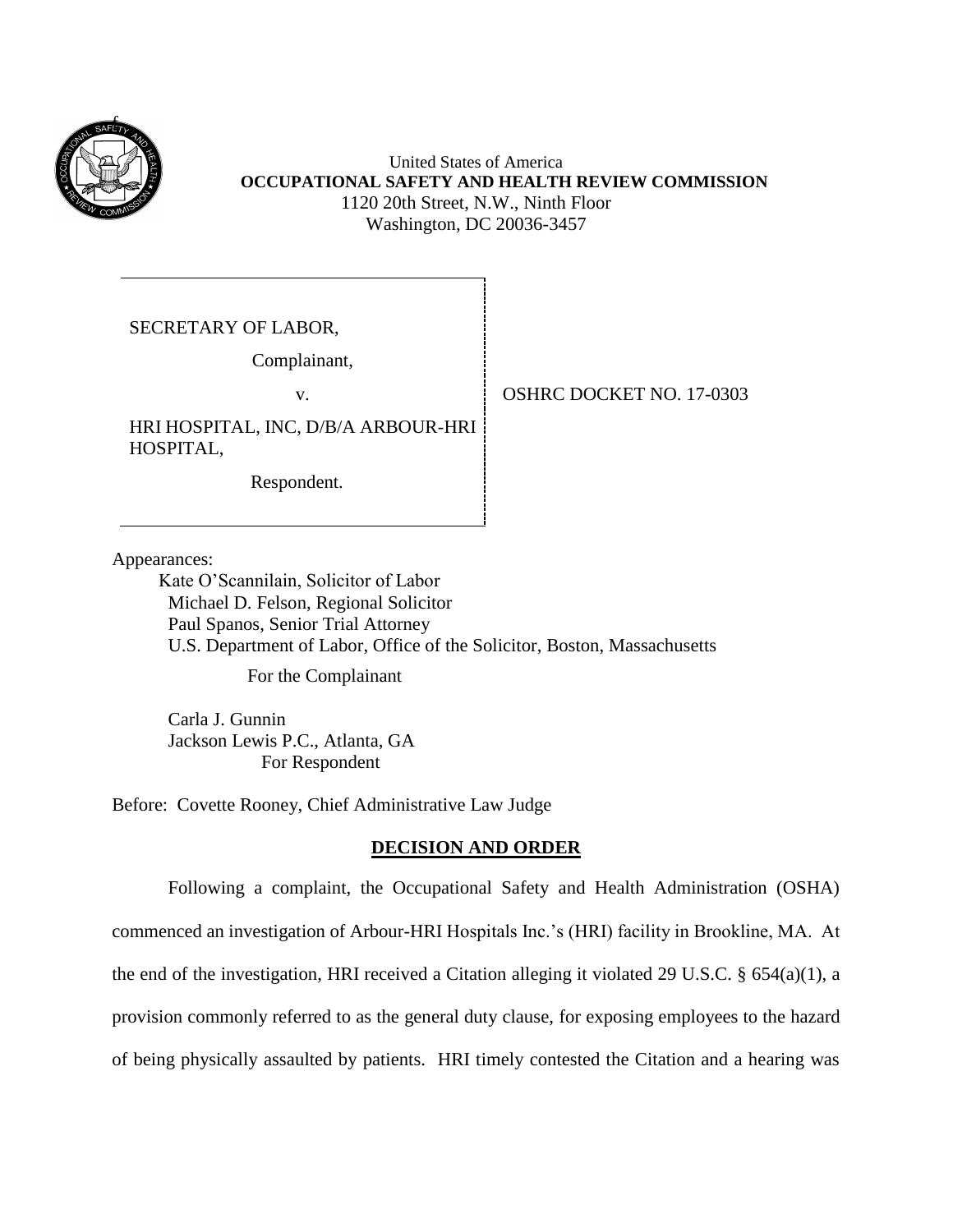United States of America
**OCCUPATIONAL SAFETY AND HEALTH REVIEW COMMISSION**
1120 20th Street, N.W., Ninth Floor
Washington, DC 20036-3457

| | |
|---|---|
| SECRETARY OF LABOR,<br><br>Complainant,<br><br>v.<br><br>HRI HOSPITAL, INC, D/B/A ARBOUR-HRI HOSPITAL,<br><br>Respondent. | OSHRC DOCKET NO. 17-0303 |

Appearances:

Kate O'Scannilain, Solicitor of Labor
Michael D. Felson, Regional Solicitor
Paul Spanos, Senior Trial Attorney
U.S. Department of Labor, Office of the Solicitor, Boston, Massachusetts
For the Complainant

Carla J. Gunnin
Jackson Lewis P.C., Atlanta, GA
For Respondent

Before: Covette Rooney, Chief Administrative Law Judge

## DECISION AND ORDER

Following a complaint, the Occupational Safety and Health Administration (OSHA) commenced an investigation of Arbour-HRI Hospitals Inc.'s (HRI) facility in Brookline, MA. At the end of the investigation, HRI received a Citation alleging it violated 29 U.S.C. § 654(a)(1), a provision commonly referred to as the general duty clause, for exposing employees to the hazard of being physically assaulted by patients. HRI timely contested the Citation and a hearing was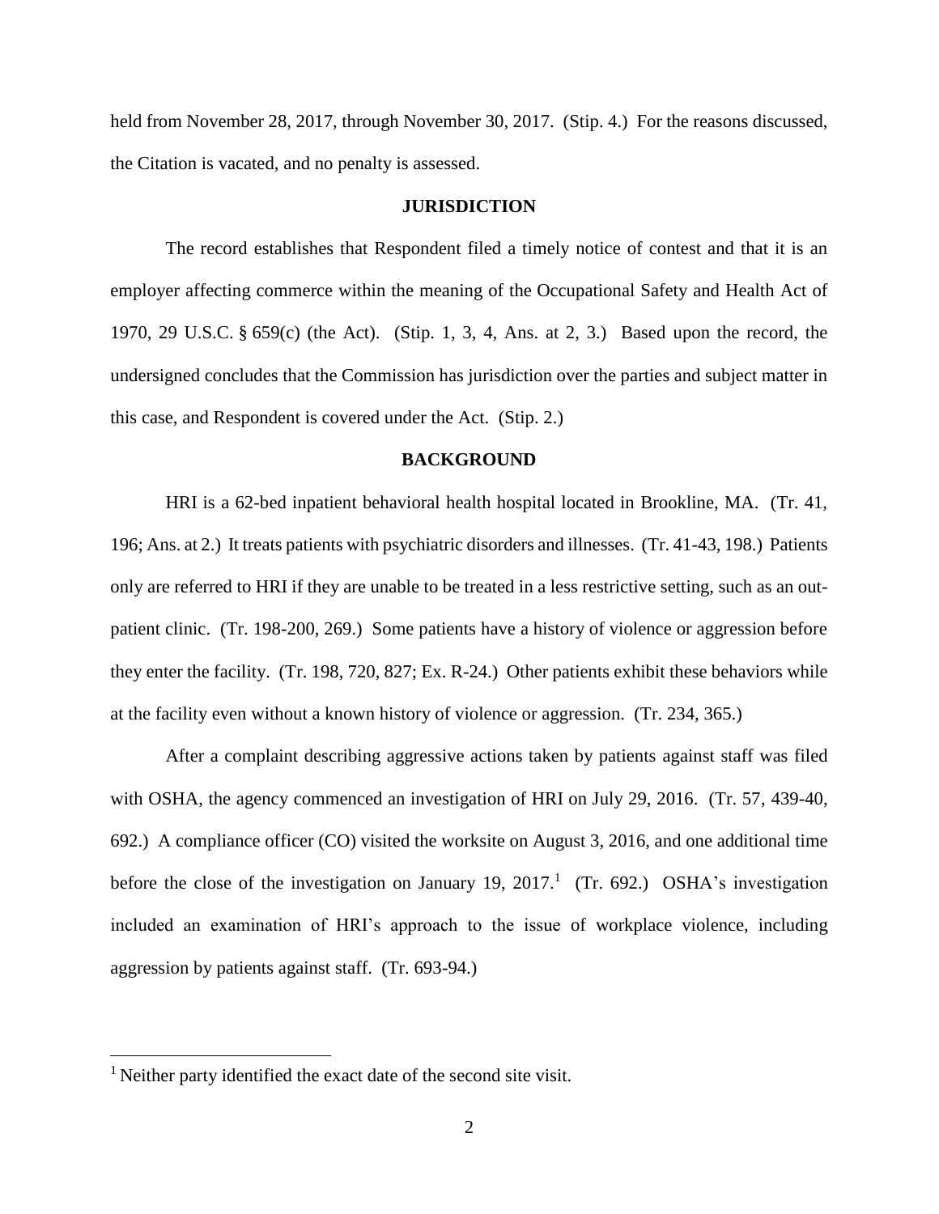held from November 28, 2017, through November 30, 2017. (Stip. 4.) For the reasons discussed, the Citation is vacated, and no penalty is assessed.

## JURISDICTION

The record establishes that Respondent filed a timely notice of contest and that it is an employer affecting commerce within the meaning of the Occupational Safety and Health Act of 1970, 29 U.S.C. § 659(c) (the Act). (Stip. 1, 3, 4, Ans. at 2, 3.) Based upon the record, the undersigned concludes that the Commission has jurisdiction over the parties and subject matter in this case, and Respondent is covered under the Act. (Stip. 2.)

## BACKGROUND

HRI is a 62-bed inpatient behavioral health hospital located in Brookline, MA. (Tr. 41, 196; Ans. at 2.) It treats patients with psychiatric disorders and illnesses. (Tr. 41-43, 198.) Patients only are referred to HRI if they are unable to be treated in a less restrictive setting, such as an out-patient clinic. (Tr. 198-200, 269.) Some patients have a history of violence or aggression before they enter the facility. (Tr. 198, 720, 827; Ex. R-24.) Other patients exhibit these behaviors while at the facility even without a known history of violence or aggression. (Tr. 234, 365.)

After a complaint describing aggressive actions taken by patients against staff was filed with OSHA, the agency commenced an investigation of HRI on July 29, 2016. (Tr. 57, 439-40, 692.) A compliance officer (CO) visited the worksite on August 3, 2016, and one additional time before the close of the investigation on January 19, 2017.[1] (Tr. 692.) OSHA's investigation included an examination of HRI's approach to the issue of workplace violence, including aggression by patients against staff. (Tr. 693-94.)

[1] Neither party identified the exact date of the second site visit.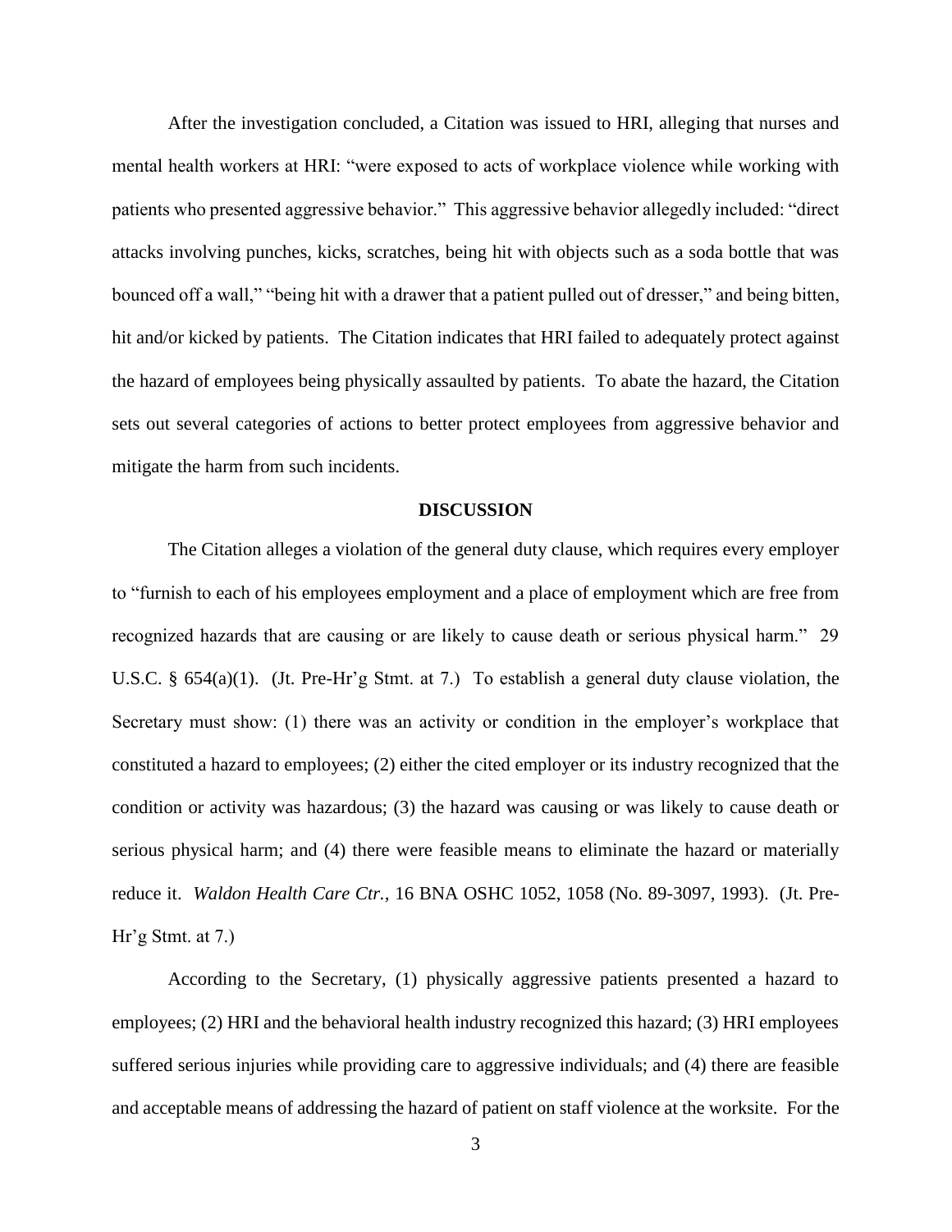After the investigation concluded, a Citation was issued to HRI, alleging that nurses and mental health workers at HRI: "were exposed to acts of workplace violence while working with patients who presented aggressive behavior." This aggressive behavior allegedly included: "direct attacks involving punches, kicks, scratches, being hit with objects such as a soda bottle that was bounced off a wall," "being hit with a drawer that a patient pulled out of dresser," and being bitten, hit and/or kicked by patients. The Citation indicates that HRI failed to adequately protect against the hazard of employees being physically assaulted by patients. To abate the hazard, the Citation sets out several categories of actions to better protect employees from aggressive behavior and mitigate the harm from such incidents.

## DISCUSSION

The Citation alleges a violation of the general duty clause, which requires every employer to "furnish to each of his employees employment and a place of employment which are free from recognized hazards that are causing or are likely to cause death or serious physical harm." 29 U.S.C. § 654(a)(1). (Jt. Pre-Hr'g Stmt. at 7.) To establish a general duty clause violation, the Secretary must show: (1) there was an activity or condition in the employer's workplace that constituted a hazard to employees; (2) either the cited employer or its industry recognized that the condition or activity was hazardous; (3) the hazard was causing or was likely to cause death or serious physical harm; and (4) there were feasible means to eliminate the hazard or materially reduce it. *Waldon Health Care Ctr.*, 16 BNA OSHC 1052, 1058 (No. 89-3097, 1993). (Jt. Pre-Hr'g Stmt. at 7.)

According to the Secretary, (1) physically aggressive patients presented a hazard to employees; (2) HRI and the behavioral health industry recognized this hazard; (3) HRI employees suffered serious injuries while providing care to aggressive individuals; and (4) there are feasible and acceptable means of addressing the hazard of patient on staff violence at the worksite. For the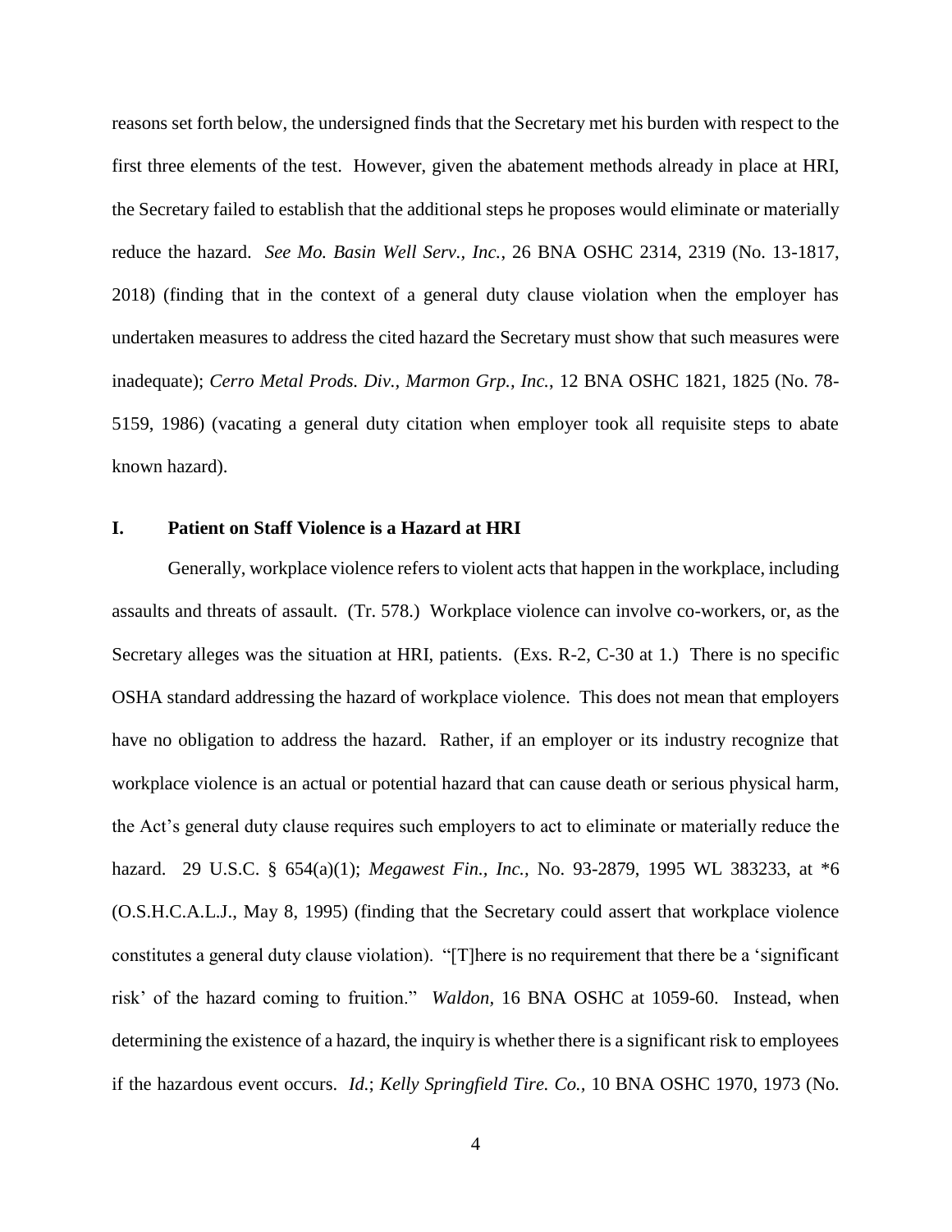reasons set forth below, the undersigned finds that the Secretary met his burden with respect to the first three elements of the test. However, given the abatement methods already in place at HRI, the Secretary failed to establish that the additional steps he proposes would eliminate or materially reduce the hazard. *See Mo. Basin Well Serv., Inc.*, 26 BNA OSHC 2314, 2319 (No. 13-1817, 2018) (finding that in the context of a general duty clause violation when the employer has undertaken measures to address the cited hazard the Secretary must show that such measures were inadequate); *Cerro Metal Prods. Div., Marmon Grp., Inc.*, 12 BNA OSHC 1821, 1825 (No. 78-5159, 1986) (vacating a general duty citation when employer took all requisite steps to abate known hazard).

## I. Patient on Staff Violence is a Hazard at HRI

Generally, workplace violence refers to violent acts that happen in the workplace, including assaults and threats of assault. (Tr. 578.) Workplace violence can involve co-workers, or, as the Secretary alleges was the situation at HRI, patients. (Exs. R-2, C-30 at 1.) There is no specific OSHA standard addressing the hazard of workplace violence. This does not mean that employers have no obligation to address the hazard. Rather, if an employer or its industry recognize that workplace violence is an actual or potential hazard that can cause death or serious physical harm, the Act's general duty clause requires such employers to act to eliminate or materially reduce the hazard. 29 U.S.C. § 654(a)(1); *Megawest Fin., Inc.*, No. 93-2879, 1995 WL 383233, at \*6 (O.S.H.C.A.L.J., May 8, 1995) (finding that the Secretary could assert that workplace violence constitutes a general duty clause violation). "[T]here is no requirement that there be a 'significant risk' of the hazard coming to fruition." *Waldon*, 16 BNA OSHC at 1059-60. Instead, when determining the existence of a hazard, the inquiry is whether there is a significant risk to employees if the hazardous event occurs. *Id.*; *Kelly Springfield Tire. Co.*, 10 BNA OSHC 1970, 1973 (No.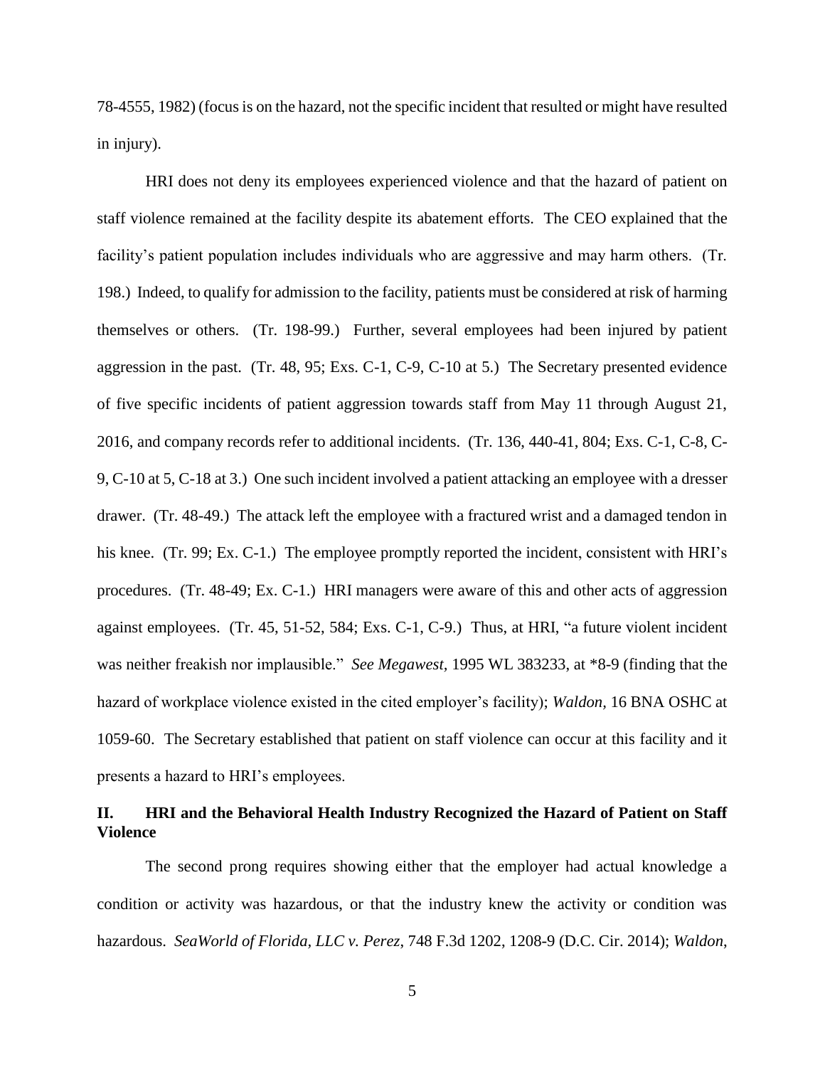78-4555, 1982) (focus is on the hazard, not the specific incident that resulted or might have resulted in injury).

HRI does not deny its employees experienced violence and that the hazard of patient on staff violence remained at the facility despite its abatement efforts. The CEO explained that the facility's patient population includes individuals who are aggressive and may harm others. (Tr. 198.) Indeed, to qualify for admission to the facility, patients must be considered at risk of harming themselves or others. (Tr. 198-99.) Further, several employees had been injured by patient aggression in the past. (Tr. 48, 95; Exs. C-1, C-9, C-10 at 5.) The Secretary presented evidence of five specific incidents of patient aggression towards staff from May 11 through August 21, 2016, and company records refer to additional incidents. (Tr. 136, 440-41, 804; Exs. C-1, C-8, C-9, C-10 at 5, C-18 at 3.) One such incident involved a patient attacking an employee with a dresser drawer. (Tr. 48-49.) The attack left the employee with a fractured wrist and a damaged tendon in his knee. (Tr. 99; Ex. C-1.) The employee promptly reported the incident, consistent with HRI's procedures. (Tr. 48-49; Ex. C-1.) HRI managers were aware of this and other acts of aggression against employees. (Tr. 45, 51-52, 584; Exs. C-1, C-9.) Thus, at HRI, "a future violent incident was neither freakish nor implausible." *See Megawest*, 1995 WL 383233, at *8-9 (finding that the hazard of workplace violence existed in the cited employer's facility); *Waldon*, 16 BNA OSHC at 1059-60. The Secretary established that patient on staff violence can occur at this facility and it presents a hazard to HRI's employees.

## II. HRI and the Behavioral Health Industry Recognized the Hazard of Patient on Staff Violence

The second prong requires showing either that the employer had actual knowledge a condition or activity was hazardous, or that the industry knew the activity or condition was hazardous. *SeaWorld of Florida, LLC v. Perez*, 748 F.3d 1202, 1208-9 (D.C. Cir. 2014); *Waldon*,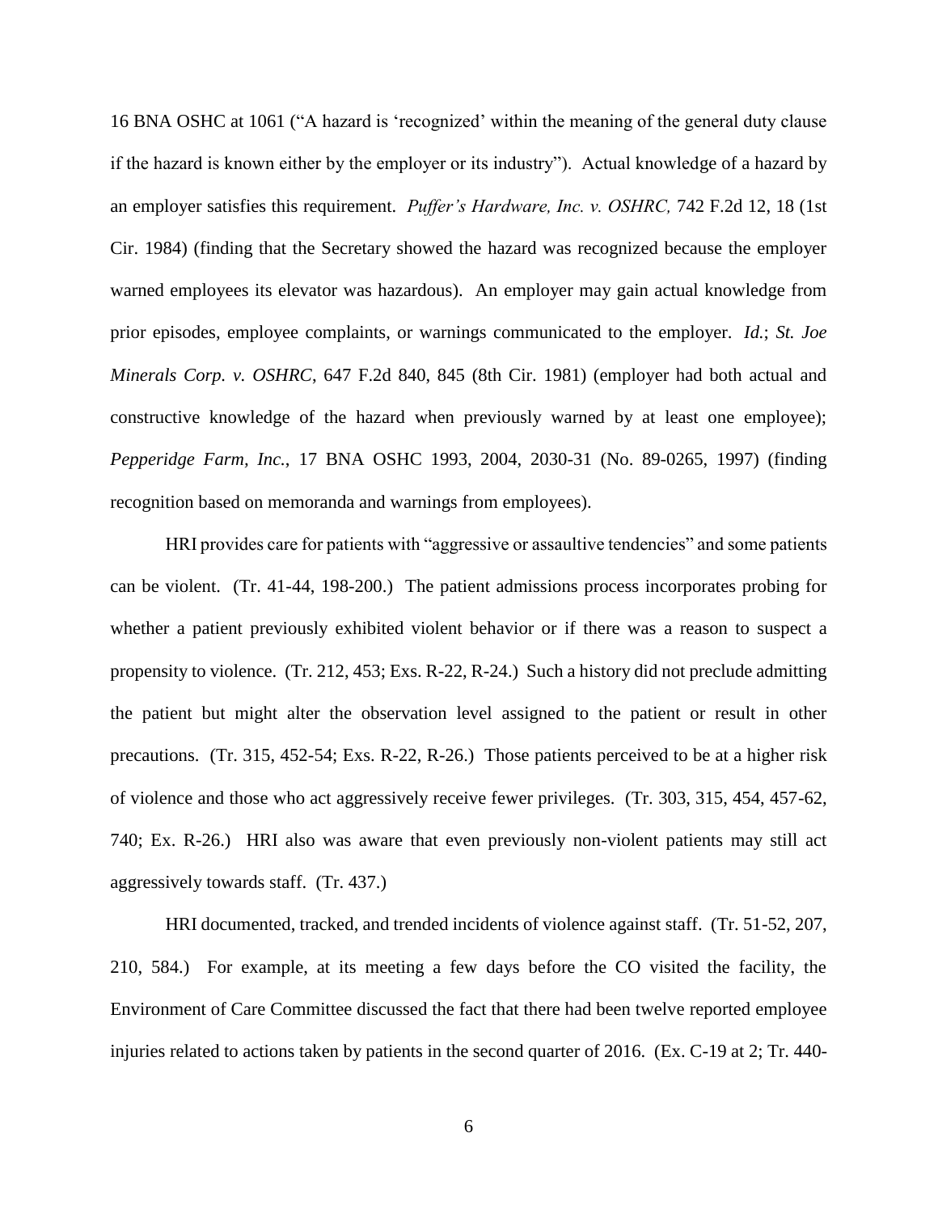16 BNA OSHC at 1061 ("A hazard is 'recognized' within the meaning of the general duty clause if the hazard is known either by the employer or its industry"). Actual knowledge of a hazard by an employer satisfies this requirement. *Puffer's Hardware, Inc. v. OSHRC,* 742 F.2d 12, 18 (1st Cir. 1984) (finding that the Secretary showed the hazard was recognized because the employer warned employees its elevator was hazardous). An employer may gain actual knowledge from prior episodes, employee complaints, or warnings communicated to the employer. *Id.*; *St. Joe Minerals Corp. v. OSHRC*, 647 F.2d 840, 845 (8th Cir. 1981) (employer had both actual and constructive knowledge of the hazard when previously warned by at least one employee); *Pepperidge Farm, Inc.*, 17 BNA OSHC 1993, 2004, 2030-31 (No. 89-0265, 1997) (finding recognition based on memoranda and warnings from employees).

HRI provides care for patients with "aggressive or assaultive tendencies" and some patients can be violent. (Tr. 41-44, 198-200.) The patient admissions process incorporates probing for whether a patient previously exhibited violent behavior or if there was a reason to suspect a propensity to violence. (Tr. 212, 453; Exs. R-22, R-24.) Such a history did not preclude admitting the patient but might alter the observation level assigned to the patient or result in other precautions. (Tr. 315, 452-54; Exs. R-22, R-26.) Those patients perceived to be at a higher risk of violence and those who act aggressively receive fewer privileges. (Tr. 303, 315, 454, 457-62, 740; Ex. R-26.) HRI also was aware that even previously non-violent patients may still act aggressively towards staff. (Tr. 437.)

HRI documented, tracked, and trended incidents of violence against staff. (Tr. 51-52, 207, 210, 584.) For example, at its meeting a few days before the CO visited the facility, the Environment of Care Committee discussed the fact that there had been twelve reported employee injuries related to actions taken by patients in the second quarter of 2016. (Ex. C-19 at 2; Tr. 440-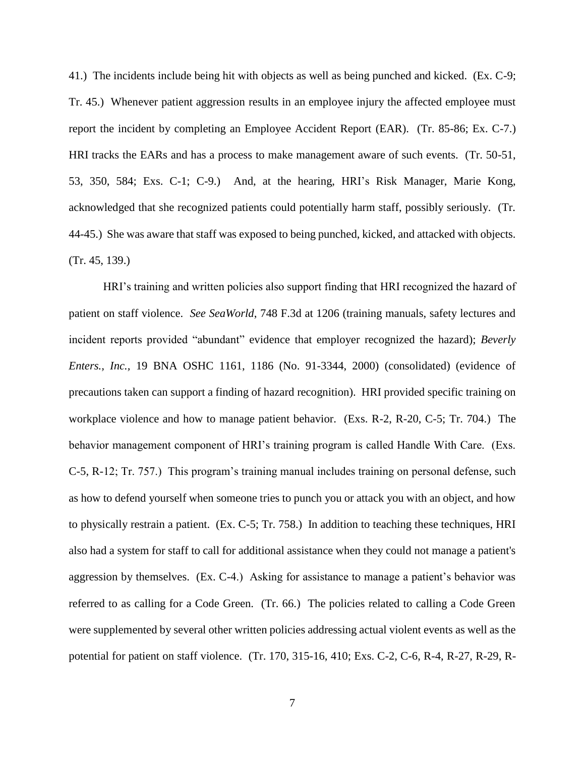41.) The incidents include being hit with objects as well as being punched and kicked. (Ex. C-9; Tr. 45.) Whenever patient aggression results in an employee injury the affected employee must report the incident by completing an Employee Accident Report (EAR). (Tr. 85-86; Ex. C-7.) HRI tracks the EARs and has a process to make management aware of such events. (Tr. 50-51, 53, 350, 584; Exs. C-1; C-9.) And, at the hearing, HRI's Risk Manager, Marie Kong, acknowledged that she recognized patients could potentially harm staff, possibly seriously. (Tr. 44-45.) She was aware that staff was exposed to being punched, kicked, and attacked with objects. (Tr. 45, 139.)

HRI's training and written policies also support finding that HRI recognized the hazard of patient on staff violence. *See SeaWorld*, 748 F.3d at 1206 (training manuals, safety lectures and incident reports provided "abundant" evidence that employer recognized the hazard); *Beverly Enters., Inc.*, 19 BNA OSHC 1161, 1186 (No. 91-3344, 2000) (consolidated) (evidence of precautions taken can support a finding of hazard recognition). HRI provided specific training on workplace violence and how to manage patient behavior. (Exs. R-2, R-20, C-5; Tr. 704.) The behavior management component of HRI's training program is called Handle With Care. (Exs. C-5, R-12; Tr. 757.) This program's training manual includes training on personal defense, such as how to defend yourself when someone tries to punch you or attack you with an object, and how to physically restrain a patient. (Ex. C-5; Tr. 758.) In addition to teaching these techniques, HRI also had a system for staff to call for additional assistance when they could not manage a patient's aggression by themselves. (Ex. C-4.) Asking for assistance to manage a patient's behavior was referred to as calling for a Code Green. (Tr. 66.) The policies related to calling a Code Green were supplemented by several other written policies addressing actual violent events as well as the potential for patient on staff violence. (Tr. 170, 315-16, 410; Exs. C-2, C-6, R-4, R-27, R-29, R-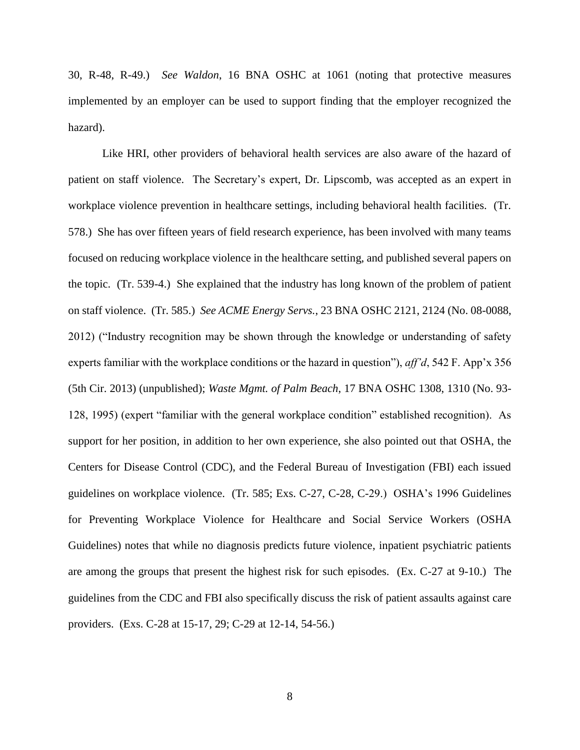30, R-48, R-49.) *See Waldon*, 16 BNA OSHC at 1061 (noting that protective measures implemented by an employer can be used to support finding that the employer recognized the hazard).

Like HRI, other providers of behavioral health services are also aware of the hazard of patient on staff violence. The Secretary's expert, Dr. Lipscomb, was accepted as an expert in workplace violence prevention in healthcare settings, including behavioral health facilities. (Tr. 578.) She has over fifteen years of field research experience, has been involved with many teams focused on reducing workplace violence in the healthcare setting, and published several papers on the topic. (Tr. 539-4.) She explained that the industry has long known of the problem of patient on staff violence. (Tr. 585.) *See ACME Energy Servs.*, 23 BNA OSHC 2121, 2124 (No. 08-0088, 2012) ("Industry recognition may be shown through the knowledge or understanding of safety experts familiar with the workplace conditions or the hazard in question"), *aff'd*, 542 F. App'x 356 (5th Cir. 2013) (unpublished); *Waste Mgmt. of Palm Beach*, 17 BNA OSHC 1308, 1310 (No. 93-128, 1995) (expert "familiar with the general workplace condition" established recognition). As support for her position, in addition to her own experience, she also pointed out that OSHA, the Centers for Disease Control (CDC), and the Federal Bureau of Investigation (FBI) each issued guidelines on workplace violence. (Tr. 585; Exs. C-27, C-28, C-29.) OSHA's 1996 Guidelines for Preventing Workplace Violence for Healthcare and Social Service Workers (OSHA Guidelines) notes that while no diagnosis predicts future violence, inpatient psychiatric patients are among the groups that present the highest risk for such episodes. (Ex. C-27 at 9-10.) The guidelines from the CDC and FBI also specifically discuss the risk of patient assaults against care providers. (Exs. C-28 at 15-17, 29; C-29 at 12-14, 54-56.)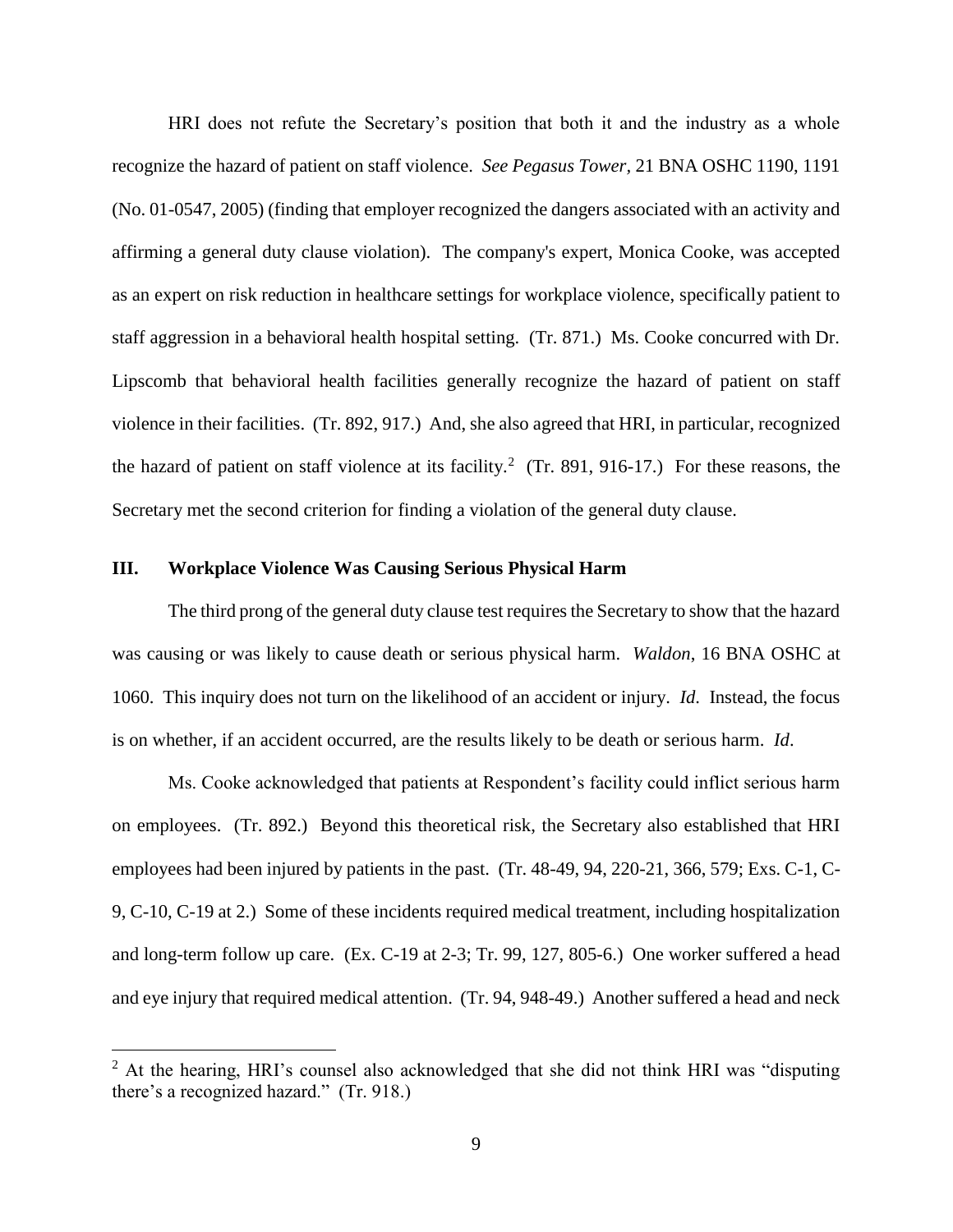HRI does not refute the Secretary's position that both it and the industry as a whole recognize the hazard of patient on staff violence. *See Pegasus Tower*, 21 BNA OSHC 1190, 1191 (No. 01-0547, 2005) (finding that employer recognized the dangers associated with an activity and affirming a general duty clause violation). The company's expert, Monica Cooke, was accepted as an expert on risk reduction in healthcare settings for workplace violence, specifically patient to staff aggression in a behavioral health hospital setting. (Tr. 871.) Ms. Cooke concurred with Dr. Lipscomb that behavioral health facilities generally recognize the hazard of patient on staff violence in their facilities. (Tr. 892, 917.) And, she also agreed that HRI, in particular, recognized the hazard of patient on staff violence at its facility.[2] (Tr. 891, 916-17.) For these reasons, the Secretary met the second criterion for finding a violation of the general duty clause.

## III. Workplace Violence Was Causing Serious Physical Harm

The third prong of the general duty clause test requires the Secretary to show that the hazard was causing or was likely to cause death or serious physical harm. *Waldon*, 16 BNA OSHC at 1060. This inquiry does not turn on the likelihood of an accident or injury. *Id*. Instead, the focus is on whether, if an accident occurred, are the results likely to be death or serious harm. *Id*.

Ms. Cooke acknowledged that patients at Respondent's facility could inflict serious harm on employees. (Tr. 892.) Beyond this theoretical risk, the Secretary also established that HRI employees had been injured by patients in the past. (Tr. 48-49, 94, 220-21, 366, 579; Exs. C-1, C-9, C-10, C-19 at 2.) Some of these incidents required medical treatment, including hospitalization and long-term follow up care. (Ex. C-19 at 2-3; Tr. 99, 127, 805-6.) One worker suffered a head and eye injury that required medical attention. (Tr. 94, 948-49.) Another suffered a head and neck

[2] At the hearing, HRI's counsel also acknowledged that she did not think HRI was "disputing there's a recognized hazard." (Tr. 918.)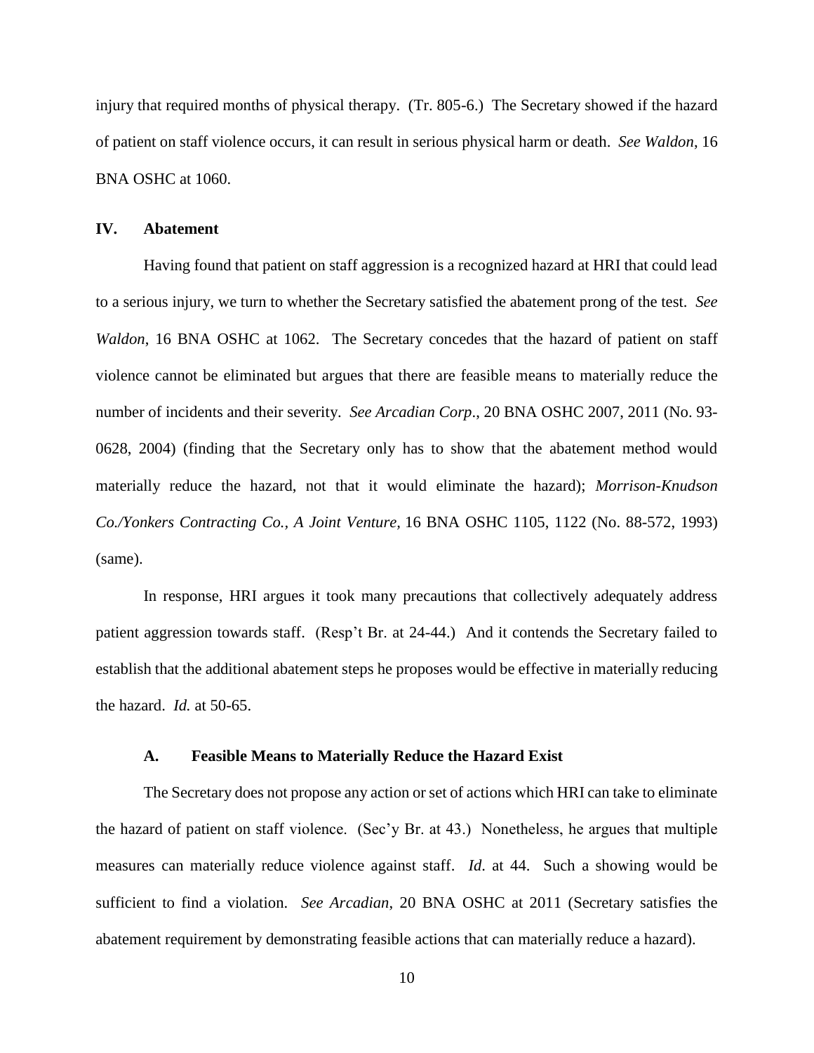injury that required months of physical therapy. (Tr. 805-6.) The Secretary showed if the hazard of patient on staff violence occurs, it can result in serious physical harm or death. *See Waldon*, 16 BNA OSHC at 1060.

## IV. Abatement

Having found that patient on staff aggression is a recognized hazard at HRI that could lead to a serious injury, we turn to whether the Secretary satisfied the abatement prong of the test. *See Waldon*, 16 BNA OSHC at 1062. The Secretary concedes that the hazard of patient on staff violence cannot be eliminated but argues that there are feasible means to materially reduce the number of incidents and their severity. *See Arcadian Corp*., 20 BNA OSHC 2007, 2011 (No. 93-0628, 2004) (finding that the Secretary only has to show that the abatement method would materially reduce the hazard, not that it would eliminate the hazard); *Morrison-Knudson Co./Yonkers Contracting Co., A Joint Venture,* 16 BNA OSHC 1105, 1122 (No. 88-572, 1993) (same).

In response, HRI argues it took many precautions that collectively adequately address patient aggression towards staff. (Resp't Br. at 24-44.) And it contends the Secretary failed to establish that the additional abatement steps he proposes would be effective in materially reducing the hazard. *Id.* at 50-65.

### A. Feasible Means to Materially Reduce the Hazard Exist

The Secretary does not propose any action or set of actions which HRI can take to eliminate the hazard of patient on staff violence. (Sec'y Br. at 43.) Nonetheless, he argues that multiple measures can materially reduce violence against staff. *Id*. at 44. Such a showing would be sufficient to find a violation. *See Arcadian*, 20 BNA OSHC at 2011 (Secretary satisfies the abatement requirement by demonstrating feasible actions that can materially reduce a hazard).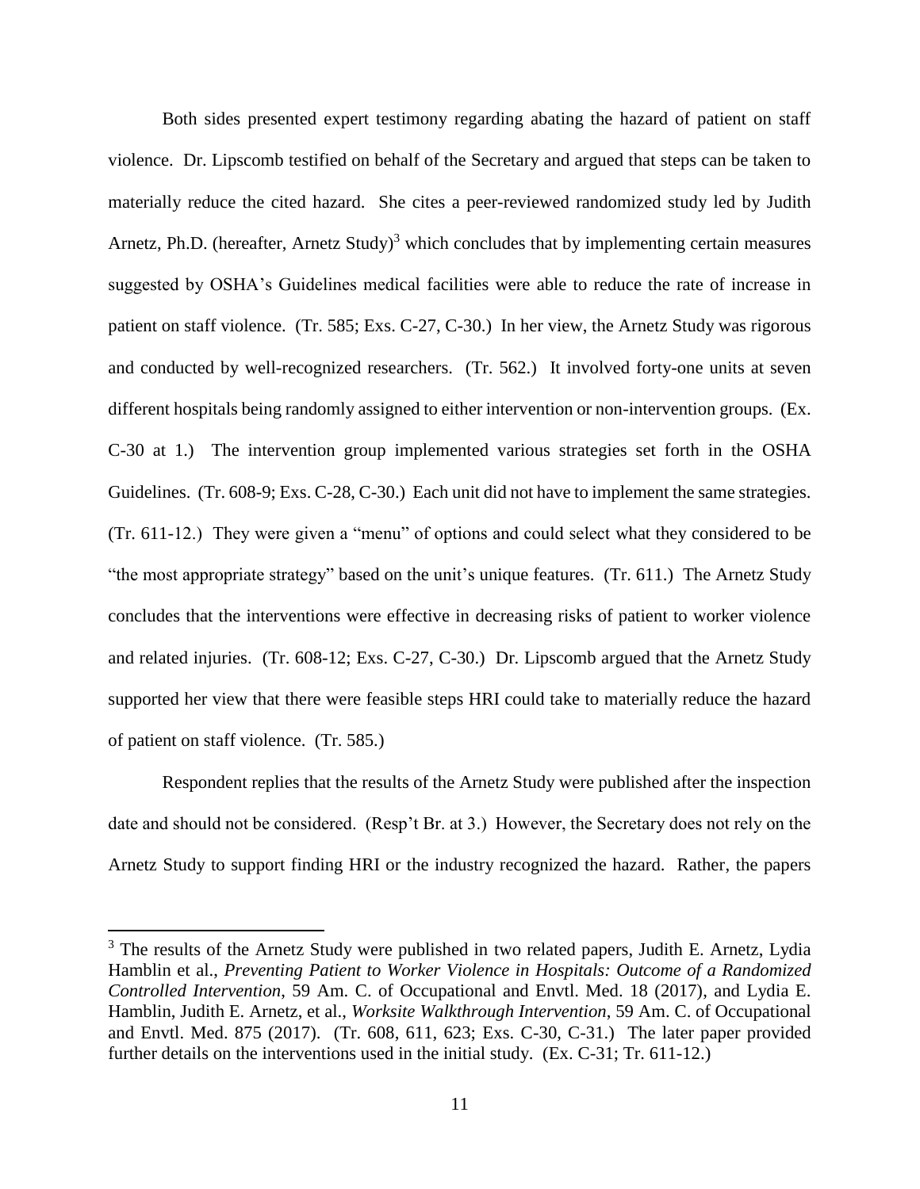Both sides presented expert testimony regarding abating the hazard of patient on staff violence. Dr. Lipscomb testified on behalf of the Secretary and argued that steps can be taken to materially reduce the cited hazard. She cites a peer-reviewed randomized study led by Judith Arnetz, Ph.D. (hereafter, Arnetz Study)[3] which concludes that by implementing certain measures suggested by OSHA's Guidelines medical facilities were able to reduce the rate of increase in patient on staff violence. (Tr. 585; Exs. C-27, C-30.) In her view, the Arnetz Study was rigorous and conducted by well-recognized researchers. (Tr. 562.) It involved forty-one units at seven different hospitals being randomly assigned to either intervention or non-intervention groups. (Ex. C-30 at 1.) The intervention group implemented various strategies set forth in the OSHA Guidelines. (Tr. 608-9; Exs. C-28, C-30.) Each unit did not have to implement the same strategies. (Tr. 611-12.) They were given a "menu" of options and could select what they considered to be "the most appropriate strategy" based on the unit's unique features. (Tr. 611.) The Arnetz Study concludes that the interventions were effective in decreasing risks of patient to worker violence and related injuries. (Tr. 608-12; Exs. C-27, C-30.) Dr. Lipscomb argued that the Arnetz Study supported her view that there were feasible steps HRI could take to materially reduce the hazard of patient on staff violence. (Tr. 585.)

Respondent replies that the results of the Arnetz Study were published after the inspection date and should not be considered. (Resp't Br. at 3.) However, the Secretary does not rely on the Arnetz Study to support finding HRI or the industry recognized the hazard. Rather, the papers

---

[3] The results of the Arnetz Study were published in two related papers, Judith E. Arnetz, Lydia Hamblin et al., *Preventing Patient to Worker Violence in Hospitals: Outcome of a Randomized Controlled Intervention*, 59 Am. C. of Occupational and Envtl. Med. 18 (2017), and Lydia E. Hamblin, Judith E. Arnetz, et al., *Worksite Walkthrough Intervention*, 59 Am. C. of Occupational and Envtl. Med. 875 (2017). (Tr. 608, 611, 623; Exs. C-30, C-31.) The later paper provided further details on the interventions used in the initial study. (Ex. C-31; Tr. 611-12.)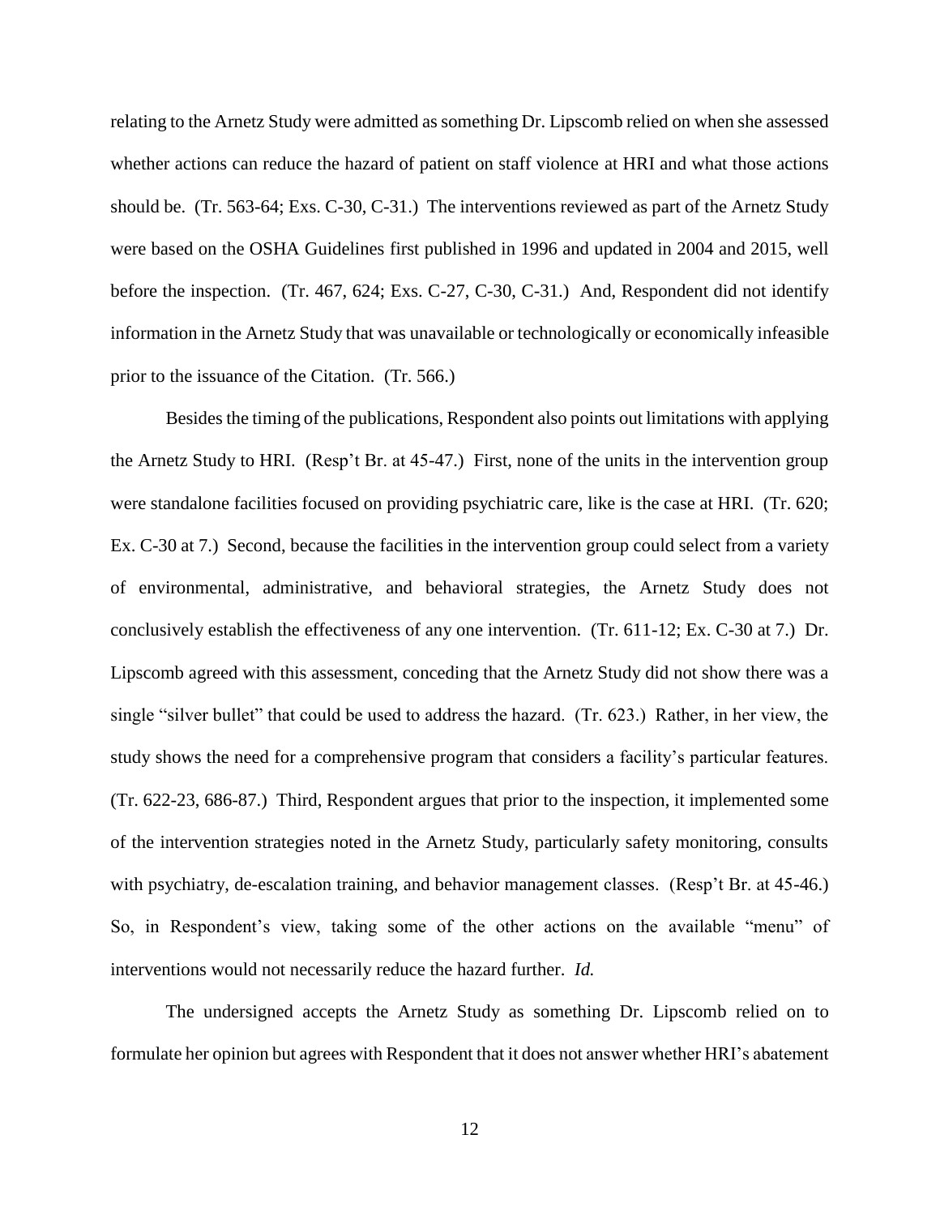relating to the Arnetz Study were admitted as something Dr. Lipscomb relied on when she assessed whether actions can reduce the hazard of patient on staff violence at HRI and what those actions should be. (Tr. 563-64; Exs. C-30, C-31.) The interventions reviewed as part of the Arnetz Study were based on the OSHA Guidelines first published in 1996 and updated in 2004 and 2015, well before the inspection. (Tr. 467, 624; Exs. C-27, C-30, C-31.) And, Respondent did not identify information in the Arnetz Study that was unavailable or technologically or economically infeasible prior to the issuance of the Citation. (Tr. 566.)

Besides the timing of the publications, Respondent also points out limitations with applying the Arnetz Study to HRI. (Resp't Br. at 45-47.) First, none of the units in the intervention group were standalone facilities focused on providing psychiatric care, like is the case at HRI. (Tr. 620; Ex. C-30 at 7.) Second, because the facilities in the intervention group could select from a variety of environmental, administrative, and behavioral strategies, the Arnetz Study does not conclusively establish the effectiveness of any one intervention. (Tr. 611-12; Ex. C-30 at 7.) Dr. Lipscomb agreed with this assessment, conceding that the Arnetz Study did not show there was a single "silver bullet" that could be used to address the hazard. (Tr. 623.) Rather, in her view, the study shows the need for a comprehensive program that considers a facility's particular features. (Tr. 622-23, 686-87.) Third, Respondent argues that prior to the inspection, it implemented some of the intervention strategies noted in the Arnetz Study, particularly safety monitoring, consults with psychiatry, de-escalation training, and behavior management classes. (Resp't Br. at 45-46.) So, in Respondent's view, taking some of the other actions on the available "menu" of interventions would not necessarily reduce the hazard further. *Id.*

The undersigned accepts the Arnetz Study as something Dr. Lipscomb relied on to formulate her opinion but agrees with Respondent that it does not answer whether HRI's abatement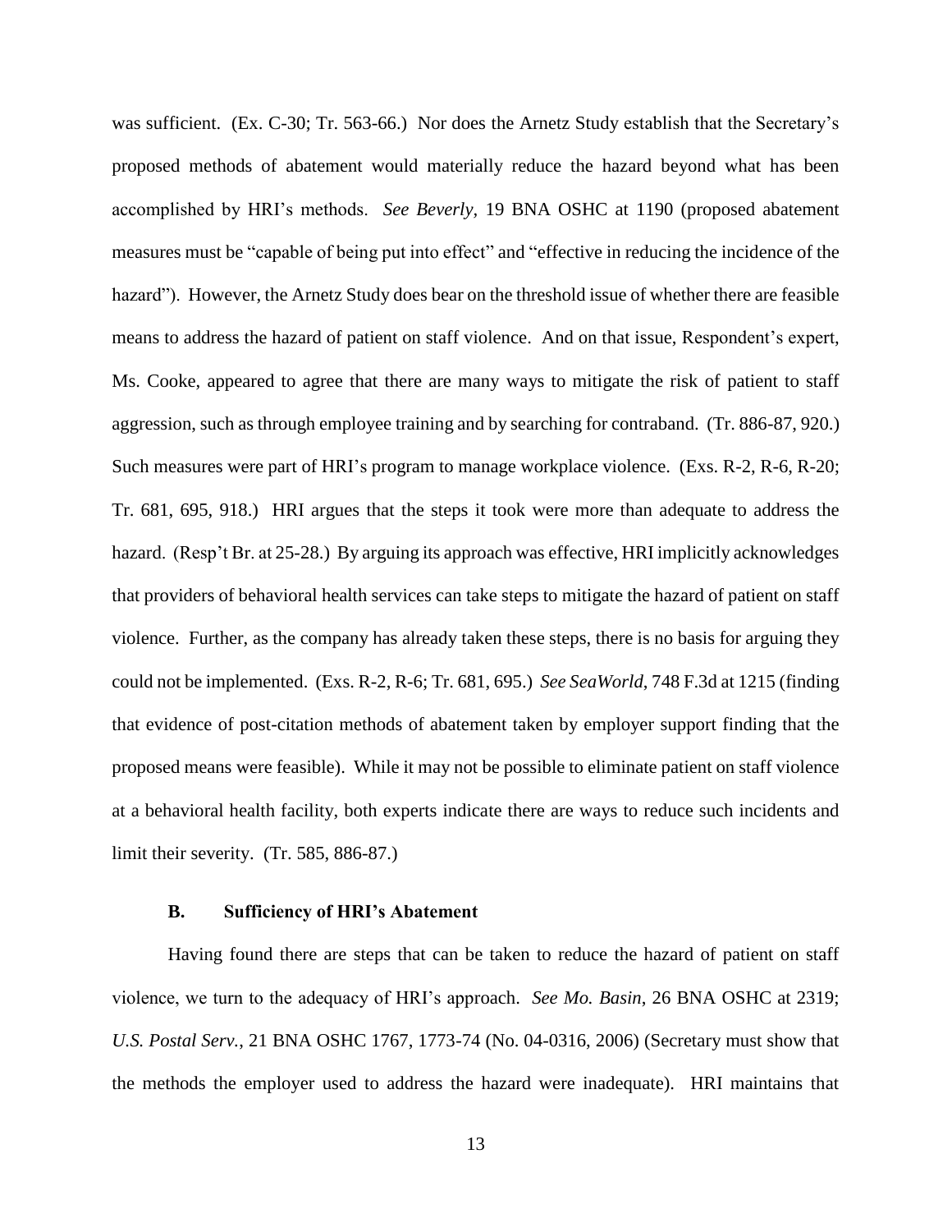was sufficient. (Ex. C-30; Tr. 563-66.) Nor does the Arnetz Study establish that the Secretary's proposed methods of abatement would materially reduce the hazard beyond what has been accomplished by HRI's methods. *See Beverly*, 19 BNA OSHC at 1190 (proposed abatement measures must be "capable of being put into effect" and "effective in reducing the incidence of the hazard"). However, the Arnetz Study does bear on the threshold issue of whether there are feasible means to address the hazard of patient on staff violence. And on that issue, Respondent's expert, Ms. Cooke, appeared to agree that there are many ways to mitigate the risk of patient to staff aggression, such as through employee training and by searching for contraband. (Tr. 886-87, 920.) Such measures were part of HRI's program to manage workplace violence. (Exs. R-2, R-6, R-20; Tr. 681, 695, 918.) HRI argues that the steps it took were more than adequate to address the hazard. (Resp't Br. at 25-28.) By arguing its approach was effective, HRI implicitly acknowledges that providers of behavioral health services can take steps to mitigate the hazard of patient on staff violence. Further, as the company has already taken these steps, there is no basis for arguing they could not be implemented. (Exs. R-2, R-6; Tr. 681, 695.) *See SeaWorld*, 748 F.3d at 1215 (finding that evidence of post-citation methods of abatement taken by employer support finding that the proposed means were feasible). While it may not be possible to eliminate patient on staff violence at a behavioral health facility, both experts indicate there are ways to reduce such incidents and limit their severity. (Tr. 585, 886-87.)

### B. Sufficiency of HRI's Abatement

Having found there are steps that can be taken to reduce the hazard of patient on staff violence, we turn to the adequacy of HRI's approach. *See Mo. Basin*, 26 BNA OSHC at 2319; *U.S. Postal Serv.*, 21 BNA OSHC 1767, 1773-74 (No. 04-0316, 2006) (Secretary must show that the methods the employer used to address the hazard were inadequate). HRI maintains that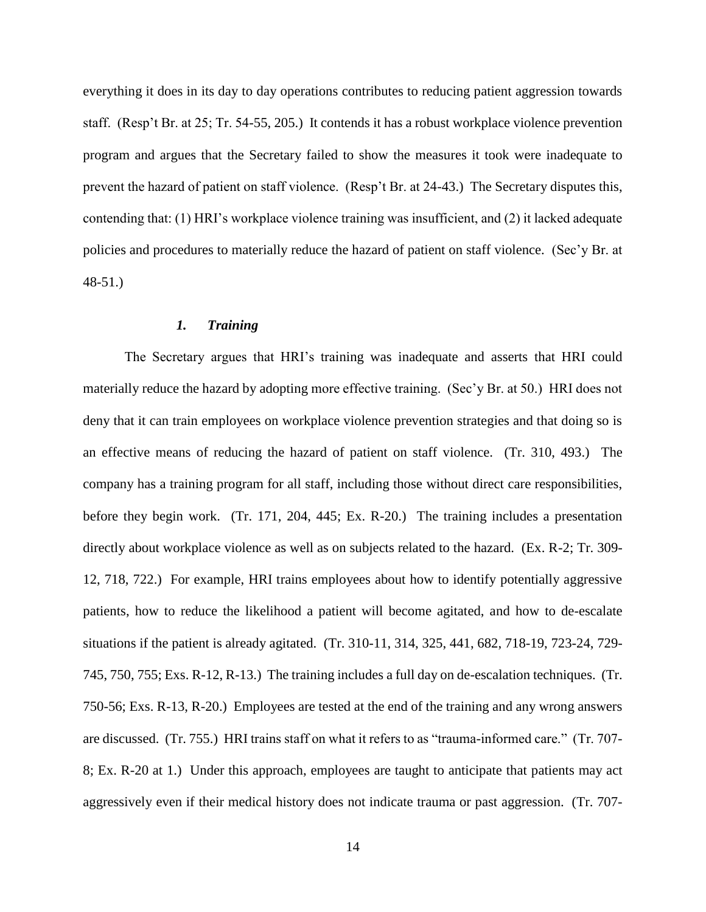everything it does in its day to day operations contributes to reducing patient aggression towards staff. (Resp't Br. at 25; Tr. 54-55, 205.) It contends it has a robust workplace violence prevention program and argues that the Secretary failed to show the measures it took were inadequate to prevent the hazard of patient on staff violence. (Resp't Br. at 24-43.) The Secretary disputes this, contending that: (1) HRI's workplace violence training was insufficient, and (2) it lacked adequate policies and procedures to materially reduce the hazard of patient on staff violence. (Sec'y Br. at 48-51.)

### *1. Training*

The Secretary argues that HRI's training was inadequate and asserts that HRI could materially reduce the hazard by adopting more effective training. (Sec'y Br. at 50.) HRI does not deny that it can train employees on workplace violence prevention strategies and that doing so is an effective means of reducing the hazard of patient on staff violence. (Tr. 310, 493.) The company has a training program for all staff, including those without direct care responsibilities, before they begin work. (Tr. 171, 204, 445; Ex. R-20.) The training includes a presentation directly about workplace violence as well as on subjects related to the hazard. (Ex. R-2; Tr. 309-12, 718, 722.) For example, HRI trains employees about how to identify potentially aggressive patients, how to reduce the likelihood a patient will become agitated, and how to de-escalate situations if the patient is already agitated. (Tr. 310-11, 314, 325, 441, 682, 718-19, 723-24, 729-745, 750, 755; Exs. R-12, R-13.) The training includes a full day on de-escalation techniques. (Tr. 750-56; Exs. R-13, R-20.) Employees are tested at the end of the training and any wrong answers are discussed. (Tr. 755.) HRI trains staff on what it refers to as "trauma-informed care." (Tr. 707-8; Ex. R-20 at 1.) Under this approach, employees are taught to anticipate that patients may act aggressively even if their medical history does not indicate trauma or past aggression. (Tr. 707-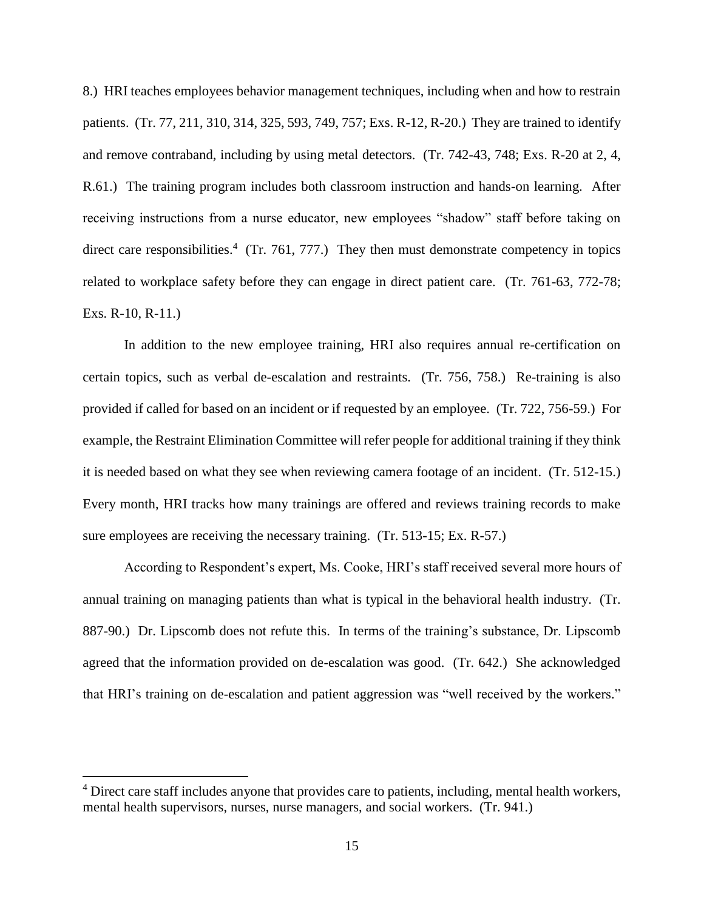8.) HRI teaches employees behavior management techniques, including when and how to restrain patients. (Tr. 77, 211, 310, 314, 325, 593, 749, 757; Exs. R-12, R-20.) They are trained to identify and remove contraband, including by using metal detectors. (Tr. 742-43, 748; Exs. R-20 at 2, 4, R.61.) The training program includes both classroom instruction and hands-on learning. After receiving instructions from a nurse educator, new employees "shadow" staff before taking on direct care responsibilities.[4] (Tr. 761, 777.) They then must demonstrate competency in topics related to workplace safety before they can engage in direct patient care. (Tr. 761-63, 772-78; Exs. R-10, R-11.)

In addition to the new employee training, HRI also requires annual re-certification on certain topics, such as verbal de-escalation and restraints. (Tr. 756, 758.) Re-training is also provided if called for based on an incident or if requested by an employee. (Tr. 722, 756-59.) For example, the Restraint Elimination Committee will refer people for additional training if they think it is needed based on what they see when reviewing camera footage of an incident. (Tr. 512-15.) Every month, HRI tracks how many trainings are offered and reviews training records to make sure employees are receiving the necessary training. (Tr. 513-15; Ex. R-57.)

According to Respondent's expert, Ms. Cooke, HRI's staff received several more hours of annual training on managing patients than what is typical in the behavioral health industry. (Tr. 887-90.) Dr. Lipscomb does not refute this. In terms of the training's substance, Dr. Lipscomb agreed that the information provided on de-escalation was good. (Tr. 642.) She acknowledged that HRI's training on de-escalation and patient aggression was "well received by the workers."

[4] Direct care staff includes anyone that provides care to patients, including, mental health workers, mental health supervisors, nurses, nurse managers, and social workers. (Tr. 941.)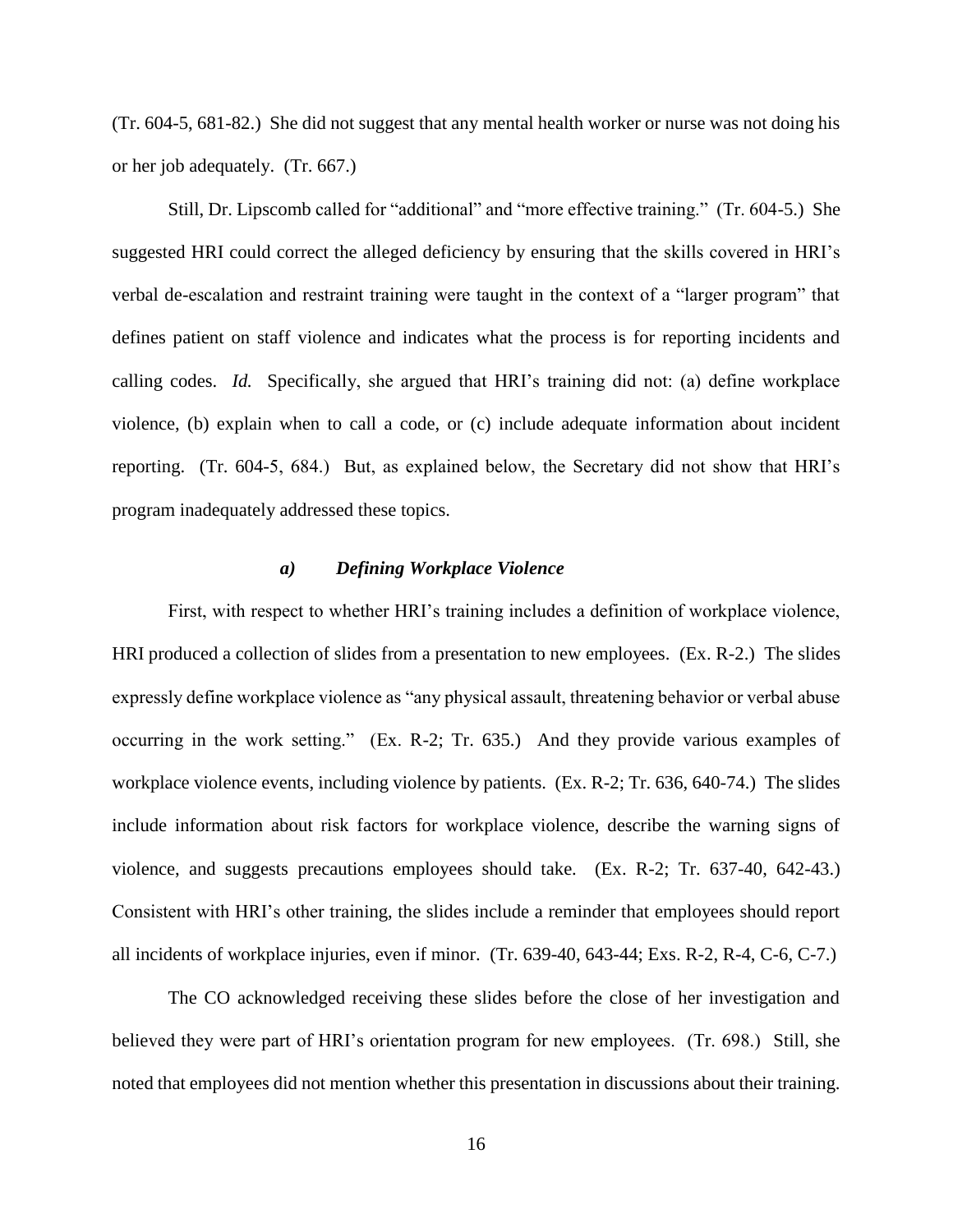(Tr. 604-5, 681-82.) She did not suggest that any mental health worker or nurse was not doing his or her job adequately. (Tr. 667.)

Still, Dr. Lipscomb called for "additional" and "more effective training." (Tr. 604-5.) She suggested HRI could correct the alleged deficiency by ensuring that the skills covered in HRI's verbal de-escalation and restraint training were taught in the context of a "larger program" that defines patient on staff violence and indicates what the process is for reporting incidents and calling codes. *Id.* Specifically, she argued that HRI's training did not: (a) define workplace violence, (b) explain when to call a code, or (c) include adequate information about incident reporting. (Tr. 604-5, 684.) But, as explained below, the Secretary did not show that HRI's program inadequately addressed these topics.

### *a) Defining Workplace Violence*

First, with respect to whether HRI's training includes a definition of workplace violence, HRI produced a collection of slides from a presentation to new employees. (Ex. R-2.) The slides expressly define workplace violence as "any physical assault, threatening behavior or verbal abuse occurring in the work setting." (Ex. R-2; Tr. 635.) And they provide various examples of workplace violence events, including violence by patients. (Ex. R-2; Tr. 636, 640-74.) The slides include information about risk factors for workplace violence, describe the warning signs of violence, and suggests precautions employees should take. (Ex. R-2; Tr. 637-40, 642-43.) Consistent with HRI's other training, the slides include a reminder that employees should report all incidents of workplace injuries, even if minor. (Tr. 639-40, 643-44; Exs. R-2, R-4, C-6, C-7.)

The CO acknowledged receiving these slides before the close of her investigation and believed they were part of HRI's orientation program for new employees. (Tr. 698.) Still, she noted that employees did not mention whether this presentation in discussions about their training.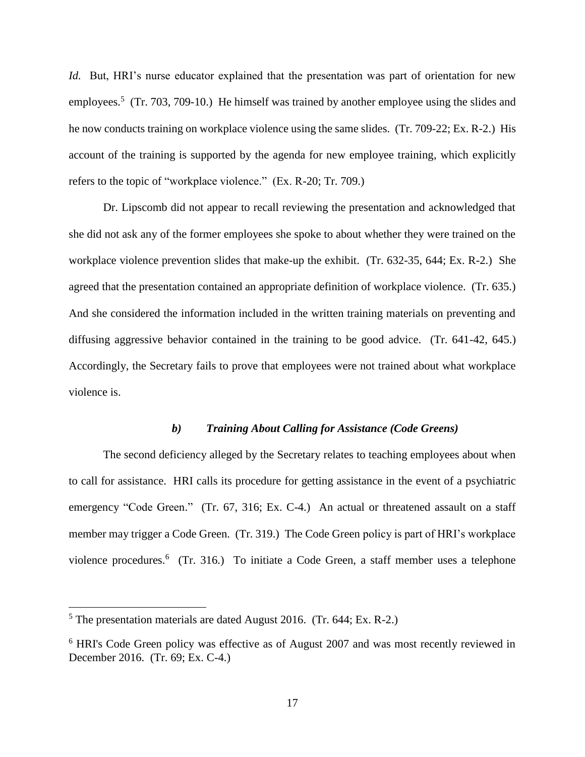*Id.* But, HRI's nurse educator explained that the presentation was part of orientation for new employees.[5] (Tr. 703, 709-10.) He himself was trained by another employee using the slides and he now conducts training on workplace violence using the same slides. (Tr. 709-22; Ex. R-2.) His account of the training is supported by the agenda for new employee training, which explicitly refers to the topic of "workplace violence." (Ex. R-20; Tr. 709.)

Dr. Lipscomb did not appear to recall reviewing the presentation and acknowledged that she did not ask any of the former employees she spoke to about whether they were trained on the workplace violence prevention slides that make-up the exhibit. (Tr. 632-35, 644; Ex. R-2.) She agreed that the presentation contained an appropriate definition of workplace violence. (Tr. 635.) And she considered the information included in the written training materials on preventing and diffusing aggressive behavior contained in the training to be good advice. (Tr. 641-42, 645.) Accordingly, the Secretary fails to prove that employees were not trained about what workplace violence is.

#### *b) Training About Calling for Assistance (Code Greens)*

The second deficiency alleged by the Secretary relates to teaching employees about when to call for assistance. HRI calls its procedure for getting assistance in the event of a psychiatric emergency "Code Green." (Tr. 67, 316; Ex. C-4.) An actual or threatened assault on a staff member may trigger a Code Green. (Tr. 319.) The Code Green policy is part of HRI's workplace violence procedures.[6] (Tr. 316.) To initiate a Code Green, a staff member uses a telephone

---

[5] The presentation materials are dated August 2016. (Tr. 644; Ex. R-2.)

[6] HRI's Code Green policy was effective as of August 2007 and was most recently reviewed in December 2016. (Tr. 69; Ex. C-4.)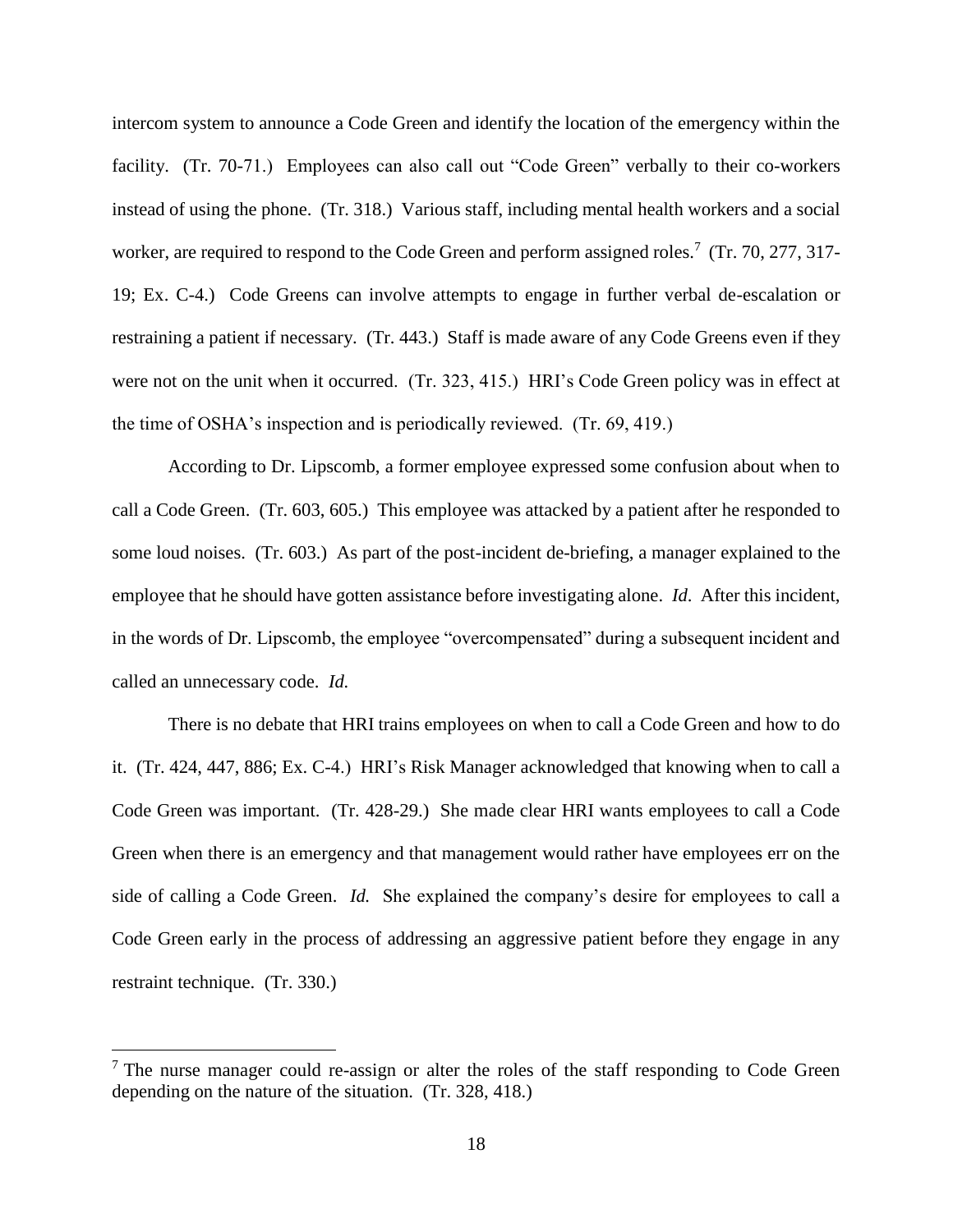intercom system to announce a Code Green and identify the location of the emergency within the facility. (Tr. 70-71.) Employees can also call out "Code Green" verbally to their co-workers instead of using the phone. (Tr. 318.) Various staff, including mental health workers and a social worker, are required to respond to the Code Green and perform assigned roles.[7] (Tr. 70, 277, 317-19; Ex. C-4.) Code Greens can involve attempts to engage in further verbal de-escalation or restraining a patient if necessary. (Tr. 443.) Staff is made aware of any Code Greens even if they were not on the unit when it occurred. (Tr. 323, 415.) HRI's Code Green policy was in effect at the time of OSHA's inspection and is periodically reviewed. (Tr. 69, 419.)

According to Dr. Lipscomb, a former employee expressed some confusion about when to call a Code Green. (Tr. 603, 605.) This employee was attacked by a patient after he responded to some loud noises. (Tr. 603.) As part of the post-incident de-briefing, a manager explained to the employee that he should have gotten assistance before investigating alone. *Id*. After this incident, in the words of Dr. Lipscomb, the employee "overcompensated" during a subsequent incident and called an unnecessary code. *Id.*

There is no debate that HRI trains employees on when to call a Code Green and how to do it. (Tr. 424, 447, 886; Ex. C-4.) HRI's Risk Manager acknowledged that knowing when to call a Code Green was important. (Tr. 428-29.) She made clear HRI wants employees to call a Code Green when there is an emergency and that management would rather have employees err on the side of calling a Code Green. *Id.* She explained the company's desire for employees to call a Code Green early in the process of addressing an aggressive patient before they engage in any restraint technique. (Tr. 330.)

[7] The nurse manager could re-assign or alter the roles of the staff responding to Code Green depending on the nature of the situation. (Tr. 328, 418.)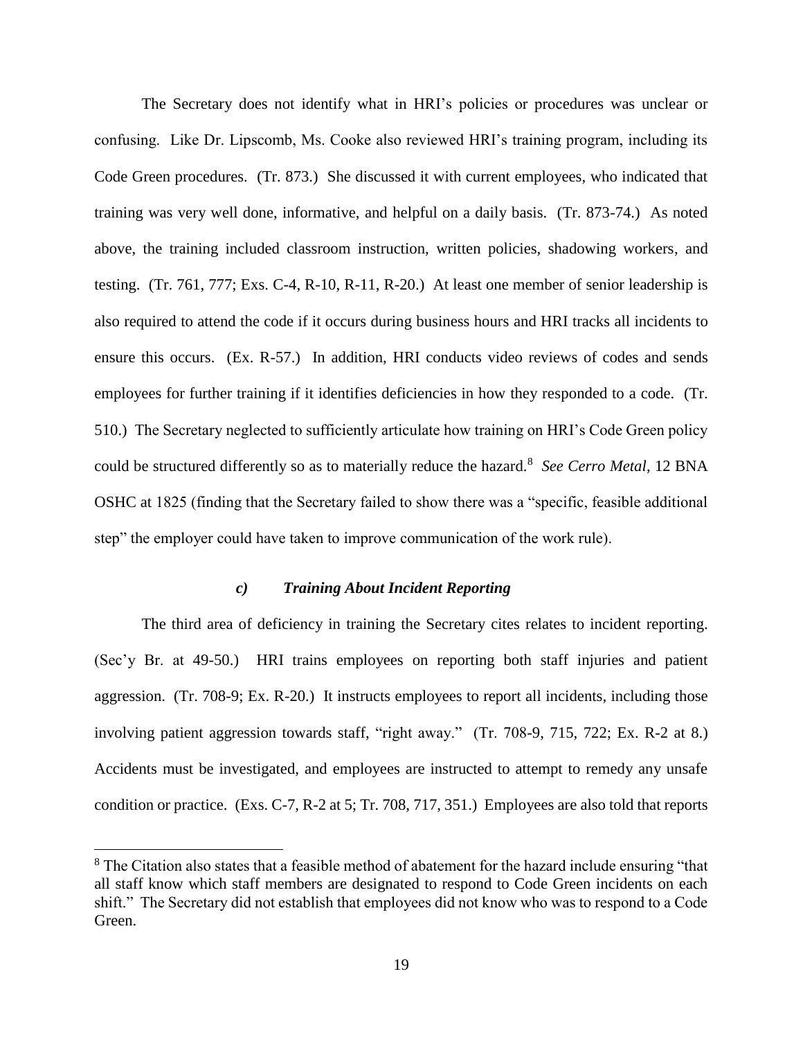The Secretary does not identify what in HRI's policies or procedures was unclear or confusing. Like Dr. Lipscomb, Ms. Cooke also reviewed HRI's training program, including its Code Green procedures. (Tr. 873.) She discussed it with current employees, who indicated that training was very well done, informative, and helpful on a daily basis. (Tr. 873-74.) As noted above, the training included classroom instruction, written policies, shadowing workers, and testing. (Tr. 761, 777; Exs. C-4, R-10, R-11, R-20.) At least one member of senior leadership is also required to attend the code if it occurs during business hours and HRI tracks all incidents to ensure this occurs. (Ex. R-57.) In addition, HRI conducts video reviews of codes and sends employees for further training if it identifies deficiencies in how they responded to a code. (Tr. 510.) The Secretary neglected to sufficiently articulate how training on HRI's Code Green policy could be structured differently so as to materially reduce the hazard.[8] *See Cerro Metal*, 12 BNA OSHC at 1825 (finding that the Secretary failed to show there was a "specific, feasible additional step" the employer could have taken to improve communication of the work rule).

#### *c) Training About Incident Reporting*

The third area of deficiency in training the Secretary cites relates to incident reporting. (Sec'y Br. at 49-50.) HRI trains employees on reporting both staff injuries and patient aggression. (Tr. 708-9; Ex. R-20.) It instructs employees to report all incidents, including those involving patient aggression towards staff, "right away." (Tr. 708-9, 715, 722; Ex. R-2 at 8.) Accidents must be investigated, and employees are instructed to attempt to remedy any unsafe condition or practice. (Exs. C-7, R-2 at 5; Tr. 708, 717, 351.) Employees are also told that reports

---

[8] The Citation also states that a feasible method of abatement for the hazard include ensuring "that all staff know which staff members are designated to respond to Code Green incidents on each shift." The Secretary did not establish that employees did not know who was to respond to a Code Green.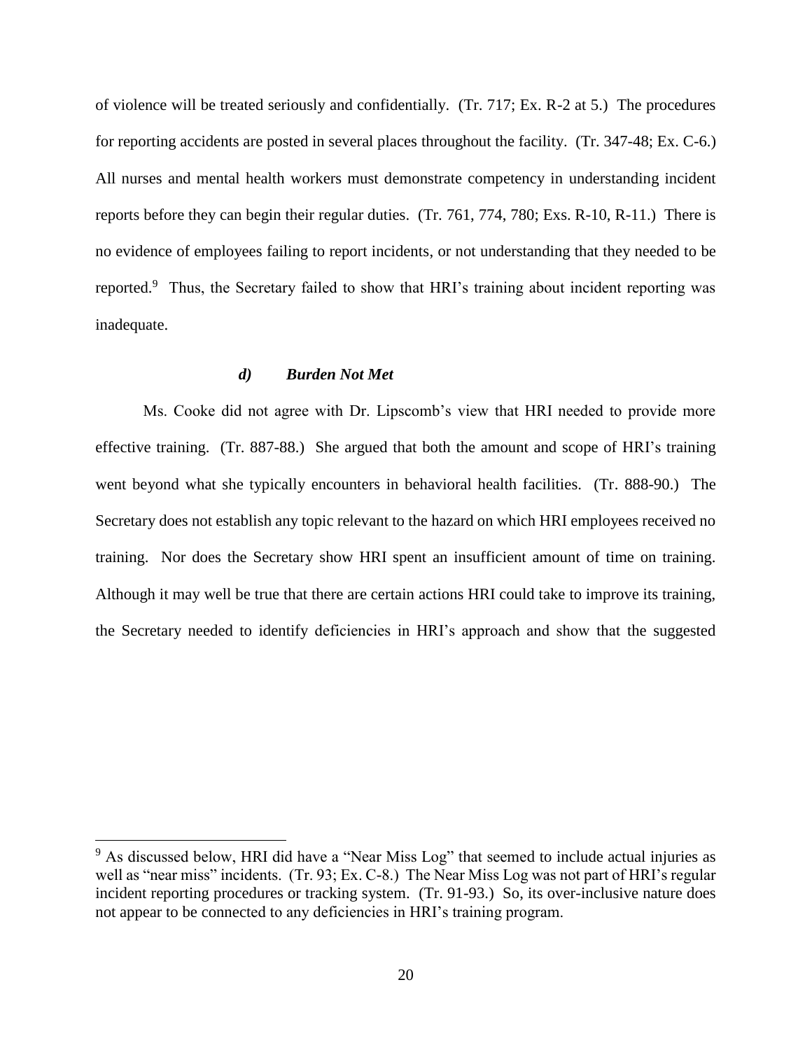of violence will be treated seriously and confidentially. (Tr. 717; Ex. R-2 at 5.) The procedures for reporting accidents are posted in several places throughout the facility. (Tr. 347-48; Ex. C-6.) All nurses and mental health workers must demonstrate competency in understanding incident reports before they can begin their regular duties. (Tr. 761, 774, 780; Exs. R-10, R-11.) There is no evidence of employees failing to report incidents, or not understanding that they needed to be reported.[9] Thus, the Secretary failed to show that HRI's training about incident reporting was inadequate.

#### *d) Burden Not Met*

Ms. Cooke did not agree with Dr. Lipscomb's view that HRI needed to provide more effective training. (Tr. 887-88.) She argued that both the amount and scope of HRI's training went beyond what she typically encounters in behavioral health facilities. (Tr. 888-90.) The Secretary does not establish any topic relevant to the hazard on which HRI employees received no training. Nor does the Secretary show HRI spent an insufficient amount of time on training. Although it may well be true that there are certain actions HRI could take to improve its training, the Secretary needed to identify deficiencies in HRI's approach and show that the suggested

---

[9] As discussed below, HRI did have a "Near Miss Log" that seemed to include actual injuries as well as "near miss" incidents. (Tr. 93; Ex. C-8.) The Near Miss Log was not part of HRI's regular incident reporting procedures or tracking system. (Tr. 91-93.) So, its over-inclusive nature does not appear to be connected to any deficiencies in HRI's training program.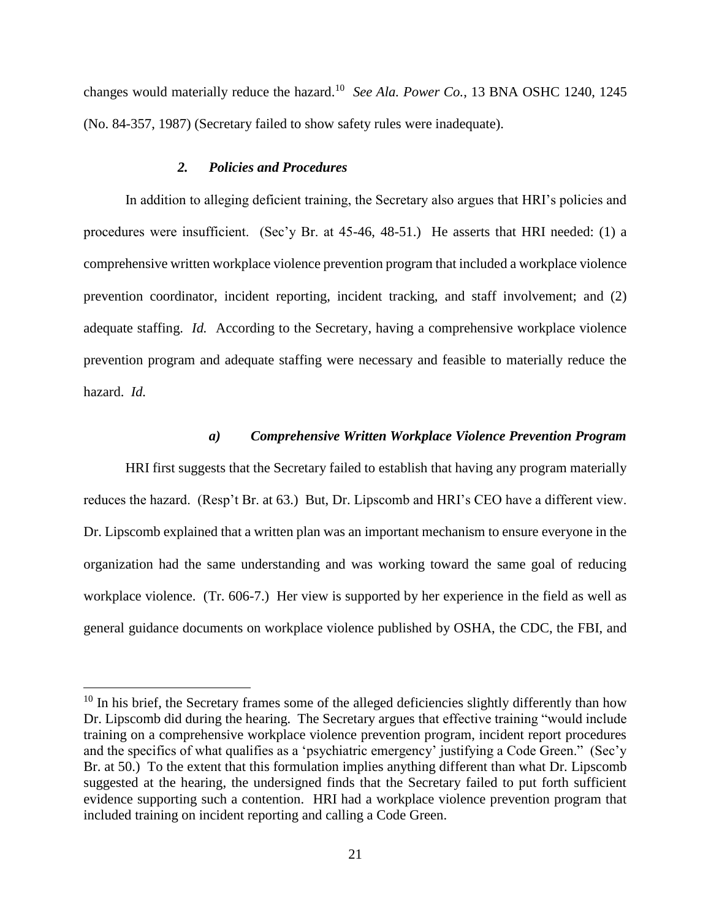changes would materially reduce the hazard.[10] *See Ala. Power Co.*, 13 BNA OSHC 1240, 1245 (No. 84-357, 1987) (Secretary failed to show safety rules were inadequate).

### *2. Policies and Procedures*

In addition to alleging deficient training, the Secretary also argues that HRI's policies and procedures were insufficient. (Sec'y Br. at 45-46, 48-51.) He asserts that HRI needed: (1) a comprehensive written workplace violence prevention program that included a workplace violence prevention coordinator, incident reporting, incident tracking, and staff involvement; and (2) adequate staffing. *Id.* According to the Secretary, having a comprehensive workplace violence prevention program and adequate staffing were necessary and feasible to materially reduce the hazard. *Id.*

#### *a) Comprehensive Written Workplace Violence Prevention Program*

HRI first suggests that the Secretary failed to establish that having any program materially reduces the hazard. (Resp't Br. at 63.) But, Dr. Lipscomb and HRI's CEO have a different view. Dr. Lipscomb explained that a written plan was an important mechanism to ensure everyone in the organization had the same understanding and was working toward the same goal of reducing workplace violence. (Tr. 606-7.) Her view is supported by her experience in the field as well as general guidance documents on workplace violence published by OSHA, the CDC, the FBI, and

---

[10] In his brief, the Secretary frames some of the alleged deficiencies slightly differently than how Dr. Lipscomb did during the hearing. The Secretary argues that effective training "would include training on a comprehensive workplace violence prevention program, incident report procedures and the specifics of what qualifies as a 'psychiatric emergency' justifying a Code Green." (Sec'y Br. at 50.) To the extent that this formulation implies anything different than what Dr. Lipscomb suggested at the hearing, the undersigned finds that the Secretary failed to put forth sufficient evidence supporting such a contention. HRI had a workplace violence prevention program that included training on incident reporting and calling a Code Green.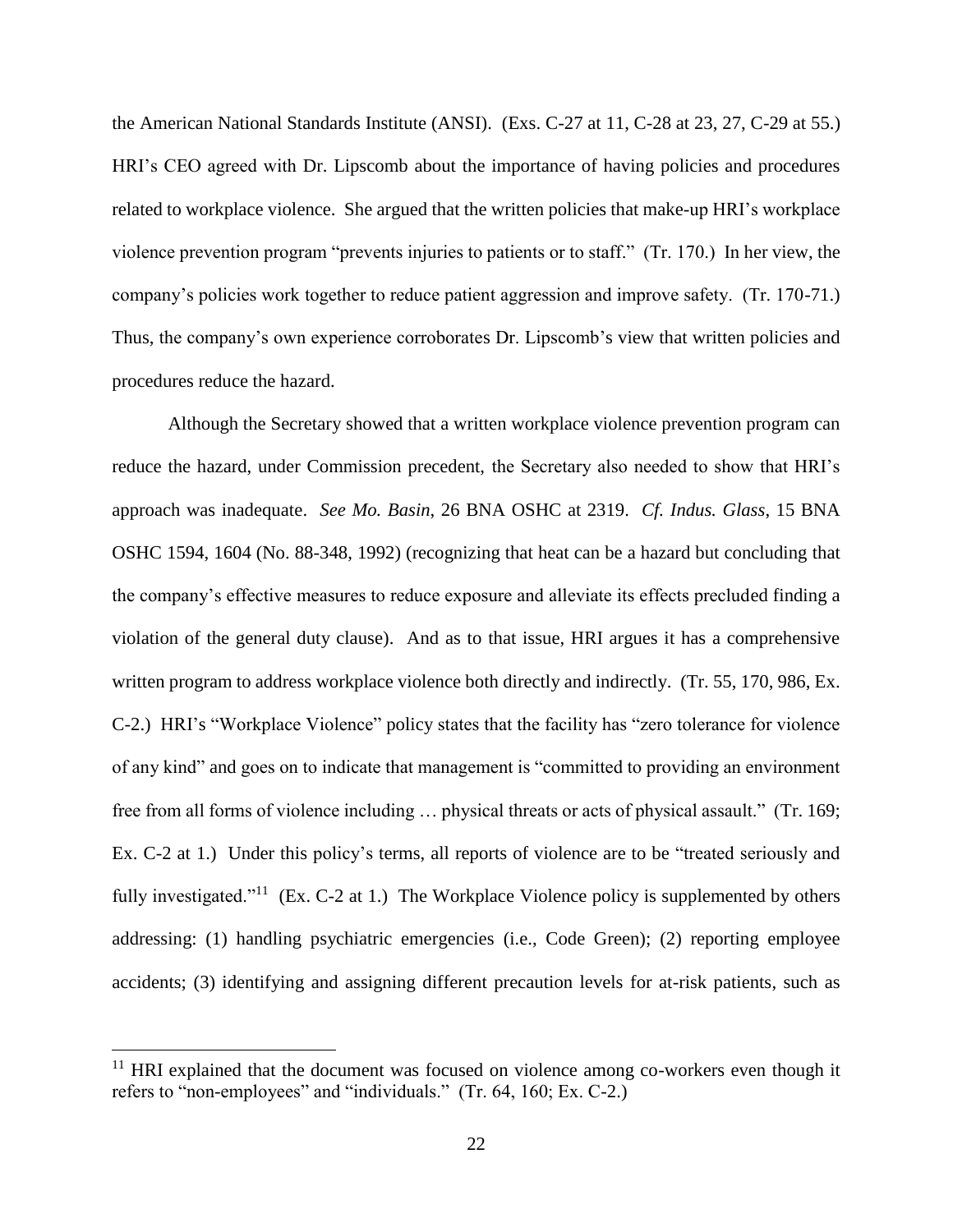the American National Standards Institute (ANSI). (Exs. C-27 at 11, C-28 at 23, 27, C-29 at 55.) HRI's CEO agreed with Dr. Lipscomb about the importance of having policies and procedures related to workplace violence. She argued that the written policies that make-up HRI's workplace violence prevention program "prevents injuries to patients or to staff." (Tr. 170.) In her view, the company's policies work together to reduce patient aggression and improve safety. (Tr. 170-71.) Thus, the company's own experience corroborates Dr. Lipscomb's view that written policies and procedures reduce the hazard.

Although the Secretary showed that a written workplace violence prevention program can reduce the hazard, under Commission precedent, the Secretary also needed to show that HRI's approach was inadequate. *See Mo. Basin*, 26 BNA OSHC at 2319. *Cf. Indus. Glass*, 15 BNA OSHC 1594, 1604 (No. 88-348, 1992) (recognizing that heat can be a hazard but concluding that the company's effective measures to reduce exposure and alleviate its effects precluded finding a violation of the general duty clause). And as to that issue, HRI argues it has a comprehensive written program to address workplace violence both directly and indirectly. (Tr. 55, 170, 986, Ex. C-2.) HRI's "Workplace Violence" policy states that the facility has "zero tolerance for violence of any kind" and goes on to indicate that management is "committed to providing an environment free from all forms of violence including … physical threats or acts of physical assault." (Tr. 169; Ex. C-2 at 1.) Under this policy's terms, all reports of violence are to be "treated seriously and fully investigated."[11] (Ex. C-2 at 1.) The Workplace Violence policy is supplemented by others addressing: (1) handling psychiatric emergencies (i.e., Code Green); (2) reporting employee accidents; (3) identifying and assigning different precaution levels for at-risk patients, such as

[11] HRI explained that the document was focused on violence among co-workers even though it refers to "non-employees" and "individuals." (Tr. 64, 160; Ex. C-2.)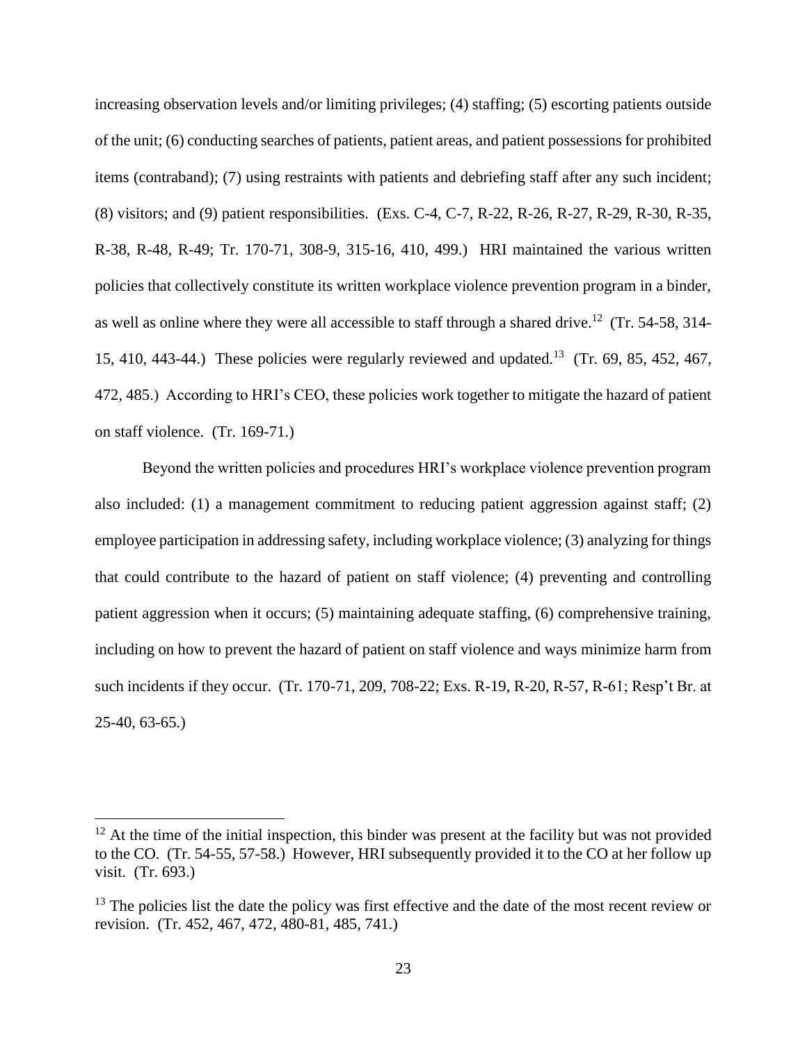increasing observation levels and/or limiting privileges; (4) staffing; (5) escorting patients outside of the unit; (6) conducting searches of patients, patient areas, and patient possessions for prohibited items (contraband); (7) using restraints with patients and debriefing staff after any such incident; (8) visitors; and (9) patient responsibilities. (Exs. C-4, C-7, R-22, R-26, R-27, R-29, R-30, R-35, R-38, R-48, R-49; Tr. 170-71, 308-9, 315-16, 410, 499.) HRI maintained the various written policies that collectively constitute its written workplace violence prevention program in a binder, as well as online where they were all accessible to staff through a shared drive.[12] (Tr. 54-58, 314-15, 410, 443-44.) These policies were regularly reviewed and updated.[13] (Tr. 69, 85, 452, 467, 472, 485.) According to HRI's CEO, these policies work together to mitigate the hazard of patient on staff violence. (Tr. 169-71.)

Beyond the written policies and procedures HRI's workplace violence prevention program also included: (1) a management commitment to reducing patient aggression against staff; (2) employee participation in addressing safety, including workplace violence; (3) analyzing for things that could contribute to the hazard of patient on staff violence; (4) preventing and controlling patient aggression when it occurs; (5) maintaining adequate staffing, (6) comprehensive training, including on how to prevent the hazard of patient on staff violence and ways minimize harm from such incidents if they occur. (Tr. 170-71, 209, 708-22; Exs. R-19, R-20, R-57, R-61; Resp't Br. at 25-40, 63-65.)

---

[12] At the time of the initial inspection, this binder was present at the facility but was not provided to the CO. (Tr. 54-55, 57-58.) However, HRI subsequently provided it to the CO at her follow up visit. (Tr. 693.)

[13] The policies list the date the policy was first effective and the date of the most recent review or revision. (Tr. 452, 467, 472, 480-81, 485, 741.)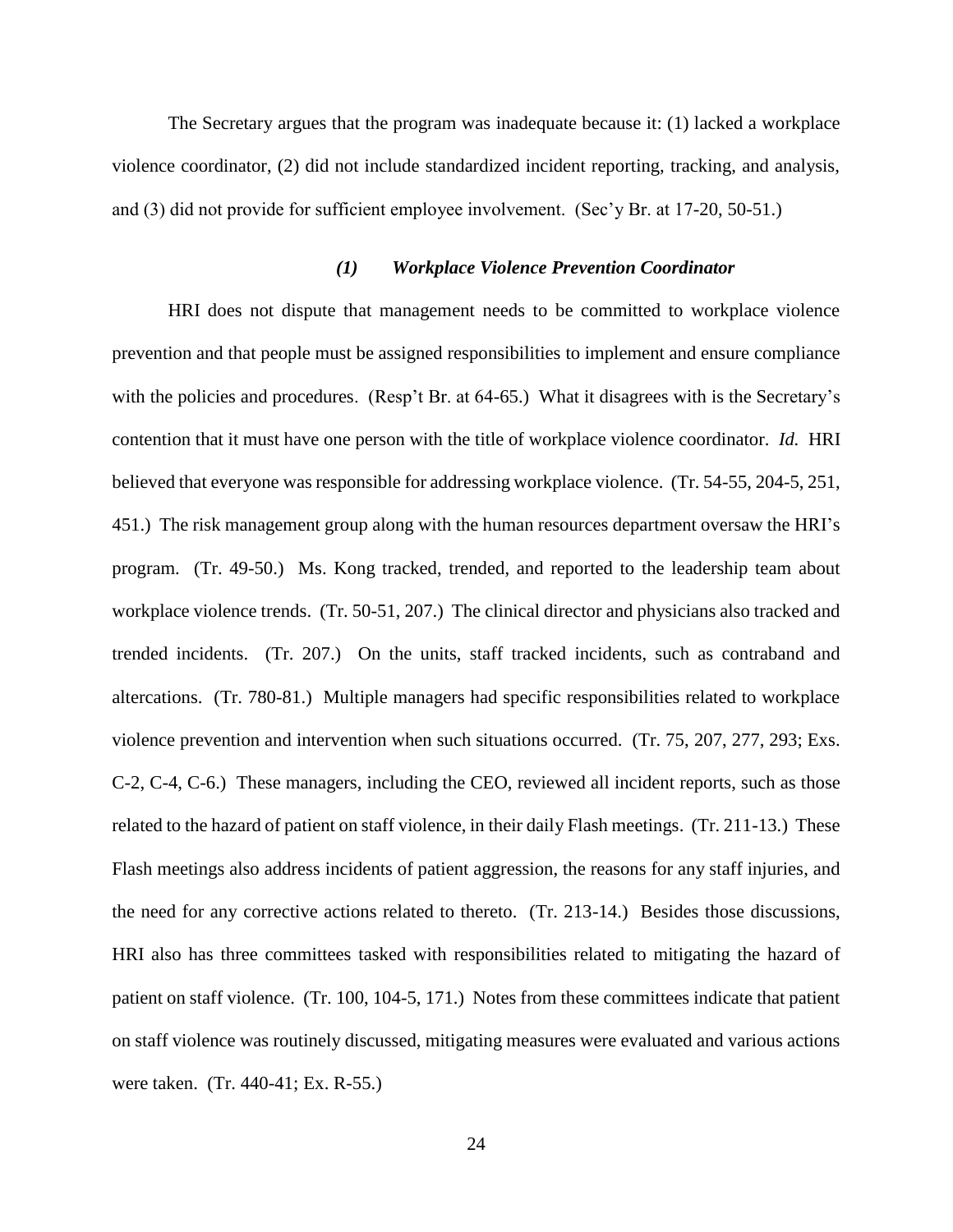The Secretary argues that the program was inadequate because it: (1) lacked a workplace violence coordinator, (2) did not include standardized incident reporting, tracking, and analysis, and (3) did not provide for sufficient employee involvement. (Sec'y Br. at 17-20, 50-51.)

### *(1) Workplace Violence Prevention Coordinator*

HRI does not dispute that management needs to be committed to workplace violence prevention and that people must be assigned responsibilities to implement and ensure compliance with the policies and procedures. (Resp't Br. at 64-65.) What it disagrees with is the Secretary's contention that it must have one person with the title of workplace violence coordinator. *Id.* HRI believed that everyone was responsible for addressing workplace violence. (Tr. 54-55, 204-5, 251, 451.) The risk management group along with the human resources department oversaw the HRI's program. (Tr. 49-50.) Ms. Kong tracked, trended, and reported to the leadership team about workplace violence trends. (Tr. 50-51, 207.) The clinical director and physicians also tracked and trended incidents. (Tr. 207.) On the units, staff tracked incidents, such as contraband and altercations. (Tr. 780-81.) Multiple managers had specific responsibilities related to workplace violence prevention and intervention when such situations occurred. (Tr. 75, 207, 277, 293; Exs. C-2, C-4, C-6.) These managers, including the CEO, reviewed all incident reports, such as those related to the hazard of patient on staff violence, in their daily Flash meetings. (Tr. 211-13.) These Flash meetings also address incidents of patient aggression, the reasons for any staff injuries, and the need for any corrective actions related to thereto. (Tr. 213-14.) Besides those discussions, HRI also has three committees tasked with responsibilities related to mitigating the hazard of patient on staff violence. (Tr. 100, 104-5, 171.) Notes from these committees indicate that patient on staff violence was routinely discussed, mitigating measures were evaluated and various actions were taken. (Tr. 440-41; Ex. R-55.)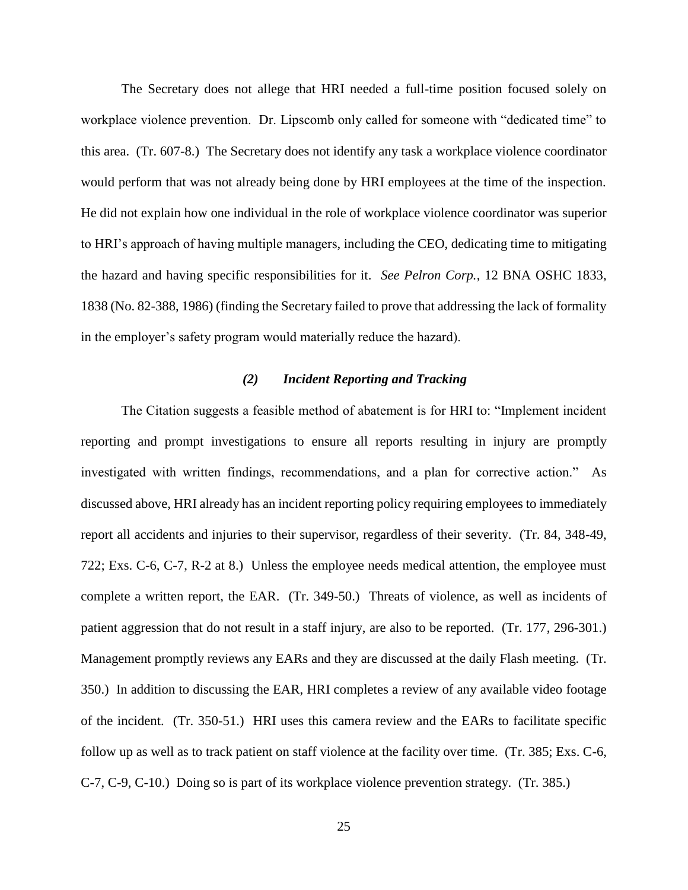The Secretary does not allege that HRI needed a full-time position focused solely on workplace violence prevention. Dr. Lipscomb only called for someone with "dedicated time" to this area. (Tr. 607-8.) The Secretary does not identify any task a workplace violence coordinator would perform that was not already being done by HRI employees at the time of the inspection. He did not explain how one individual in the role of workplace violence coordinator was superior to HRI's approach of having multiple managers, including the CEO, dedicating time to mitigating the hazard and having specific responsibilities for it. *See Pelron Corp.*, 12 BNA OSHC 1833, 1838 (No. 82-388, 1986) (finding the Secretary failed to prove that addressing the lack of formality in the employer's safety program would materially reduce the hazard).

### *(2) Incident Reporting and Tracking*

The Citation suggests a feasible method of abatement is for HRI to: "Implement incident reporting and prompt investigations to ensure all reports resulting in injury are promptly investigated with written findings, recommendations, and a plan for corrective action." As discussed above, HRI already has an incident reporting policy requiring employees to immediately report all accidents and injuries to their supervisor, regardless of their severity. (Tr. 84, 348-49, 722; Exs. C-6, C-7, R-2 at 8.) Unless the employee needs medical attention, the employee must complete a written report, the EAR. (Tr. 349-50.) Threats of violence, as well as incidents of patient aggression that do not result in a staff injury, are also to be reported. (Tr. 177, 296-301.) Management promptly reviews any EARs and they are discussed at the daily Flash meeting. (Tr. 350.) In addition to discussing the EAR, HRI completes a review of any available video footage of the incident. (Tr. 350-51.) HRI uses this camera review and the EARs to facilitate specific follow up as well as to track patient on staff violence at the facility over time. (Tr. 385; Exs. C-6, C-7, C-9, C-10.) Doing so is part of its workplace violence prevention strategy. (Tr. 385.)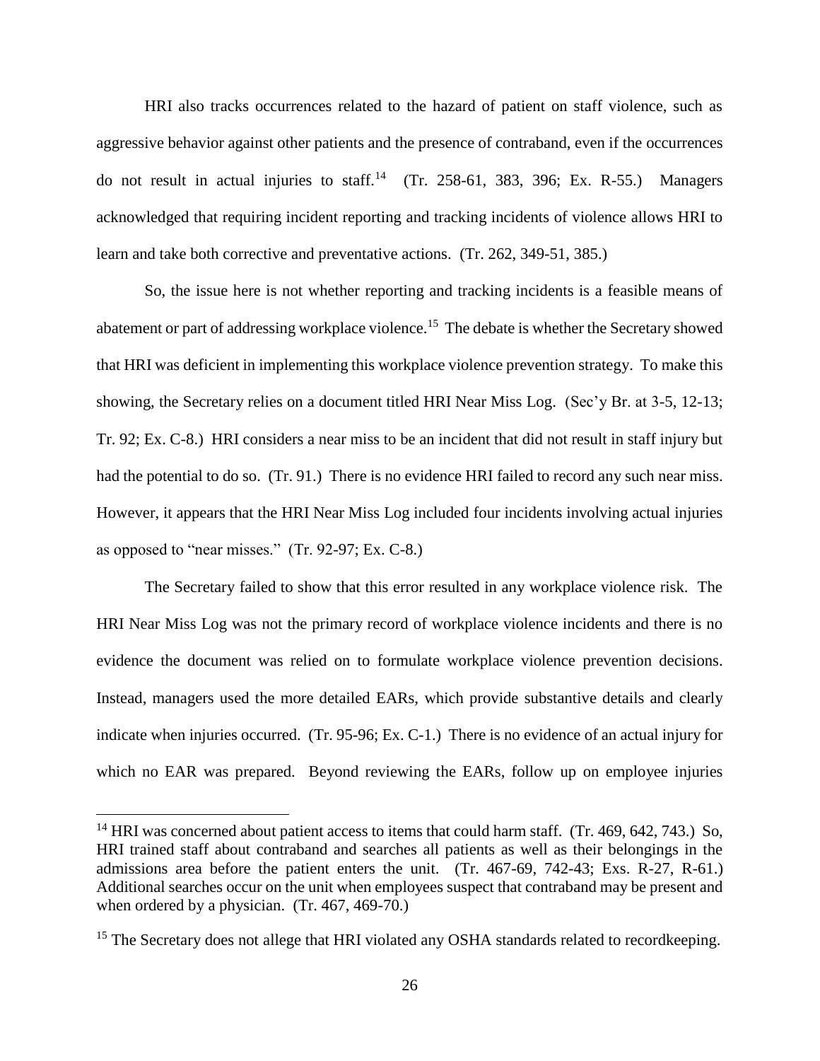HRI also tracks occurrences related to the hazard of patient on staff violence, such as aggressive behavior against other patients and the presence of contraband, even if the occurrences do not result in actual injuries to staff.[14] (Tr. 258-61, 383, 396; Ex. R-55.) Managers acknowledged that requiring incident reporting and tracking incidents of violence allows HRI to learn and take both corrective and preventative actions. (Tr. 262, 349-51, 385.)

So, the issue here is not whether reporting and tracking incidents is a feasible means of abatement or part of addressing workplace violence.[15] The debate is whether the Secretary showed that HRI was deficient in implementing this workplace violence prevention strategy. To make this showing, the Secretary relies on a document titled HRI Near Miss Log. (Sec'y Br. at 3-5, 12-13; Tr. 92; Ex. C-8.) HRI considers a near miss to be an incident that did not result in staff injury but had the potential to do so. (Tr. 91.) There is no evidence HRI failed to record any such near miss. However, it appears that the HRI Near Miss Log included four incidents involving actual injuries as opposed to "near misses." (Tr. 92-97; Ex. C-8.)

The Secretary failed to show that this error resulted in any workplace violence risk. The HRI Near Miss Log was not the primary record of workplace violence incidents and there is no evidence the document was relied on to formulate workplace violence prevention decisions. Instead, managers used the more detailed EARs, which provide substantive details and clearly indicate when injuries occurred. (Tr. 95-96; Ex. C-1.) There is no evidence of an actual injury for which no EAR was prepared. Beyond reviewing the EARs, follow up on employee injuries

---

[14] HRI was concerned about patient access to items that could harm staff. (Tr. 469, 642, 743.) So, HRI trained staff about contraband and searches all patients as well as their belongings in the admissions area before the patient enters the unit. (Tr. 467-69, 742-43; Exs. R-27, R-61.) Additional searches occur on the unit when employees suspect that contraband may be present and when ordered by a physician. (Tr. 467, 469-70.)

[15] The Secretary does not allege that HRI violated any OSHA standards related to recordkeeping.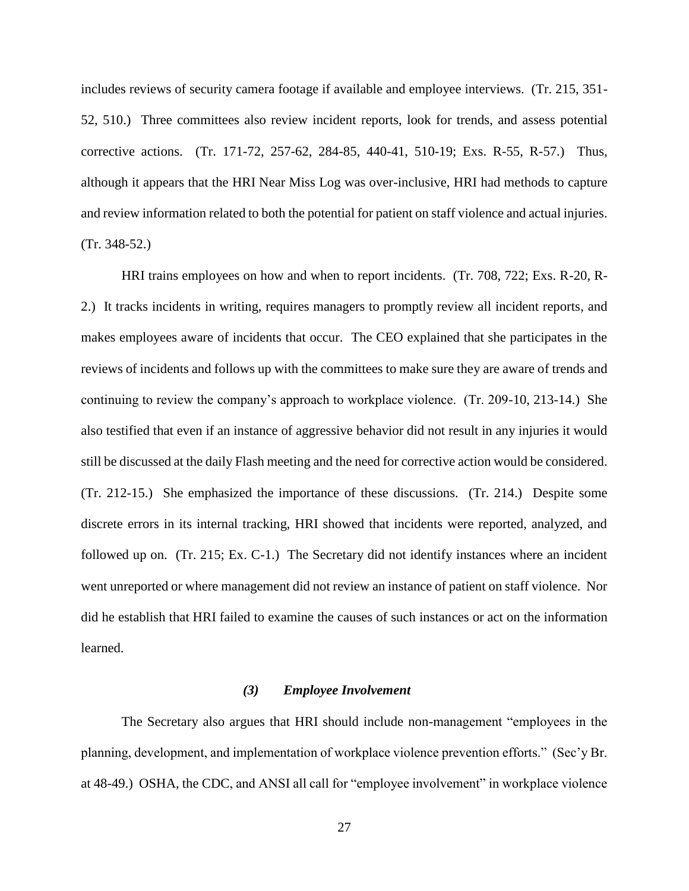includes reviews of security camera footage if available and employee interviews. (Tr. 215, 351-52, 510.) Three committees also review incident reports, look for trends, and assess potential corrective actions. (Tr. 171-72, 257-62, 284-85, 440-41, 510-19; Exs. R-55, R-57.) Thus, although it appears that the HRI Near Miss Log was over-inclusive, HRI had methods to capture and review information related to both the potential for patient on staff violence and actual injuries. (Tr. 348-52.)

HRI trains employees on how and when to report incidents. (Tr. 708, 722; Exs. R-20, R-2.) It tracks incidents in writing, requires managers to promptly review all incident reports, and makes employees aware of incidents that occur. The CEO explained that she participates in the reviews of incidents and follows up with the committees to make sure they are aware of trends and continuing to review the company's approach to workplace violence. (Tr. 209-10, 213-14.) She also testified that even if an instance of aggressive behavior did not result in any injuries it would still be discussed at the daily Flash meeting and the need for corrective action would be considered. (Tr. 212-15.) She emphasized the importance of these discussions. (Tr. 214.) Despite some discrete errors in its internal tracking, HRI showed that incidents were reported, analyzed, and followed up on. (Tr. 215; Ex. C-1.) The Secretary did not identify instances where an incident went unreported or where management did not review an instance of patient on staff violence. Nor did he establish that HRI failed to examine the causes of such instances or act on the information learned.

### *(3) Employee Involvement*

The Secretary also argues that HRI should include non-management "employees in the planning, development, and implementation of workplace violence prevention efforts." (Sec'y Br. at 48-49.) OSHA, the CDC, and ANSI all call for "employee involvement" in workplace violence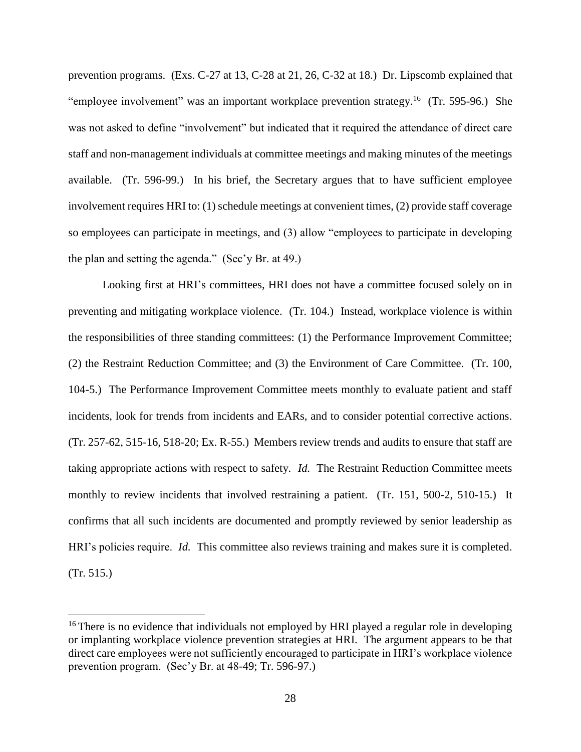prevention programs. (Exs. C-27 at 13, C-28 at 21, 26, C-32 at 18.) Dr. Lipscomb explained that "employee involvement" was an important workplace prevention strategy.[16] (Tr. 595-96.) She was not asked to define "involvement" but indicated that it required the attendance of direct care staff and non-management individuals at committee meetings and making minutes of the meetings available. (Tr. 596-99.) In his brief, the Secretary argues that to have sufficient employee involvement requires HRI to: (1) schedule meetings at convenient times, (2) provide staff coverage so employees can participate in meetings, and (3) allow "employees to participate in developing the plan and setting the agenda." (Sec'y Br. at 49.)

Looking first at HRI's committees, HRI does not have a committee focused solely on in preventing and mitigating workplace violence. (Tr. 104.) Instead, workplace violence is within the responsibilities of three standing committees: (1) the Performance Improvement Committee; (2) the Restraint Reduction Committee; and (3) the Environment of Care Committee. (Tr. 100, 104-5.) The Performance Improvement Committee meets monthly to evaluate patient and staff incidents, look for trends from incidents and EARs, and to consider potential corrective actions. (Tr. 257-62, 515-16, 518-20; Ex. R-55.) Members review trends and audits to ensure that staff are taking appropriate actions with respect to safety. *Id.* The Restraint Reduction Committee meets monthly to review incidents that involved restraining a patient. (Tr. 151, 500-2, 510-15.) It confirms that all such incidents are documented and promptly reviewed by senior leadership as HRI's policies require. *Id.* This committee also reviews training and makes sure it is completed. (Tr. 515.)

---

[16] There is no evidence that individuals not employed by HRI played a regular role in developing or implanting workplace violence prevention strategies at HRI. The argument appears to be that direct care employees were not sufficiently encouraged to participate in HRI's workplace violence prevention program. (Sec'y Br. at 48-49; Tr. 596-97.)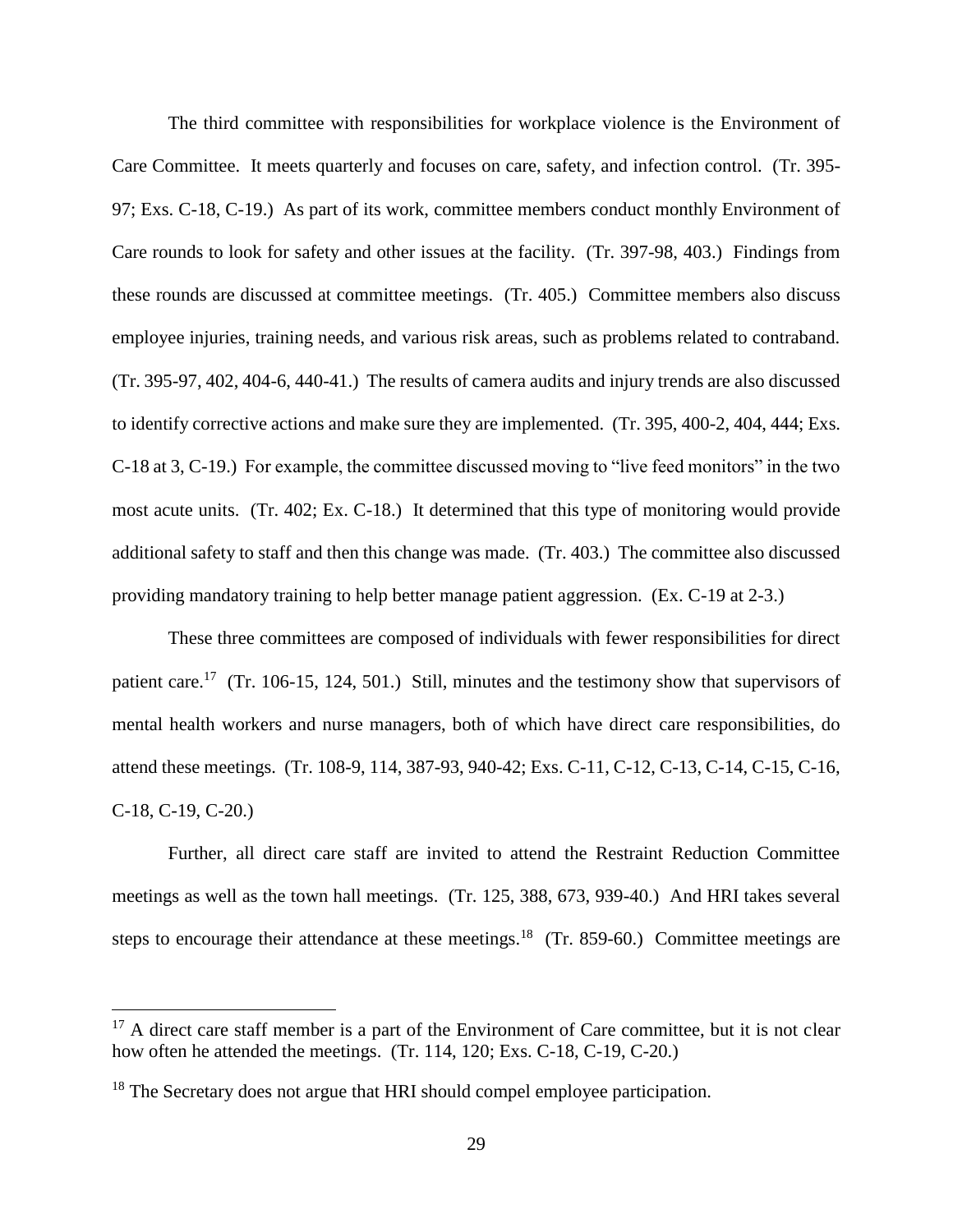The third committee with responsibilities for workplace violence is the Environment of Care Committee. It meets quarterly and focuses on care, safety, and infection control. (Tr. 395-97; Exs. C-18, C-19.) As part of its work, committee members conduct monthly Environment of Care rounds to look for safety and other issues at the facility. (Tr. 397-98, 403.) Findings from these rounds are discussed at committee meetings. (Tr. 405.) Committee members also discuss employee injuries, training needs, and various risk areas, such as problems related to contraband. (Tr. 395-97, 402, 404-6, 440-41.) The results of camera audits and injury trends are also discussed to identify corrective actions and make sure they are implemented. (Tr. 395, 400-2, 404, 444; Exs. C-18 at 3, C-19.) For example, the committee discussed moving to "live feed monitors" in the two most acute units. (Tr. 402; Ex. C-18.) It determined that this type of monitoring would provide additional safety to staff and then this change was made. (Tr. 403.) The committee also discussed providing mandatory training to help better manage patient aggression. (Ex. C-19 at 2-3.)

These three committees are composed of individuals with fewer responsibilities for direct patient care.[17] (Tr. 106-15, 124, 501.) Still, minutes and the testimony show that supervisors of mental health workers and nurse managers, both of which have direct care responsibilities, do attend these meetings. (Tr. 108-9, 114, 387-93, 940-42; Exs. C-11, C-12, C-13, C-14, C-15, C-16, C-18, C-19, C-20.)

Further, all direct care staff are invited to attend the Restraint Reduction Committee meetings as well as the town hall meetings. (Tr. 125, 388, 673, 939-40.) And HRI takes several steps to encourage their attendance at these meetings.[18] (Tr. 859-60.) Committee meetings are

---

[17] A direct care staff member is a part of the Environment of Care committee, but it is not clear how often he attended the meetings. (Tr. 114, 120; Exs. C-18, C-19, C-20.)

[18] The Secretary does not argue that HRI should compel employee participation.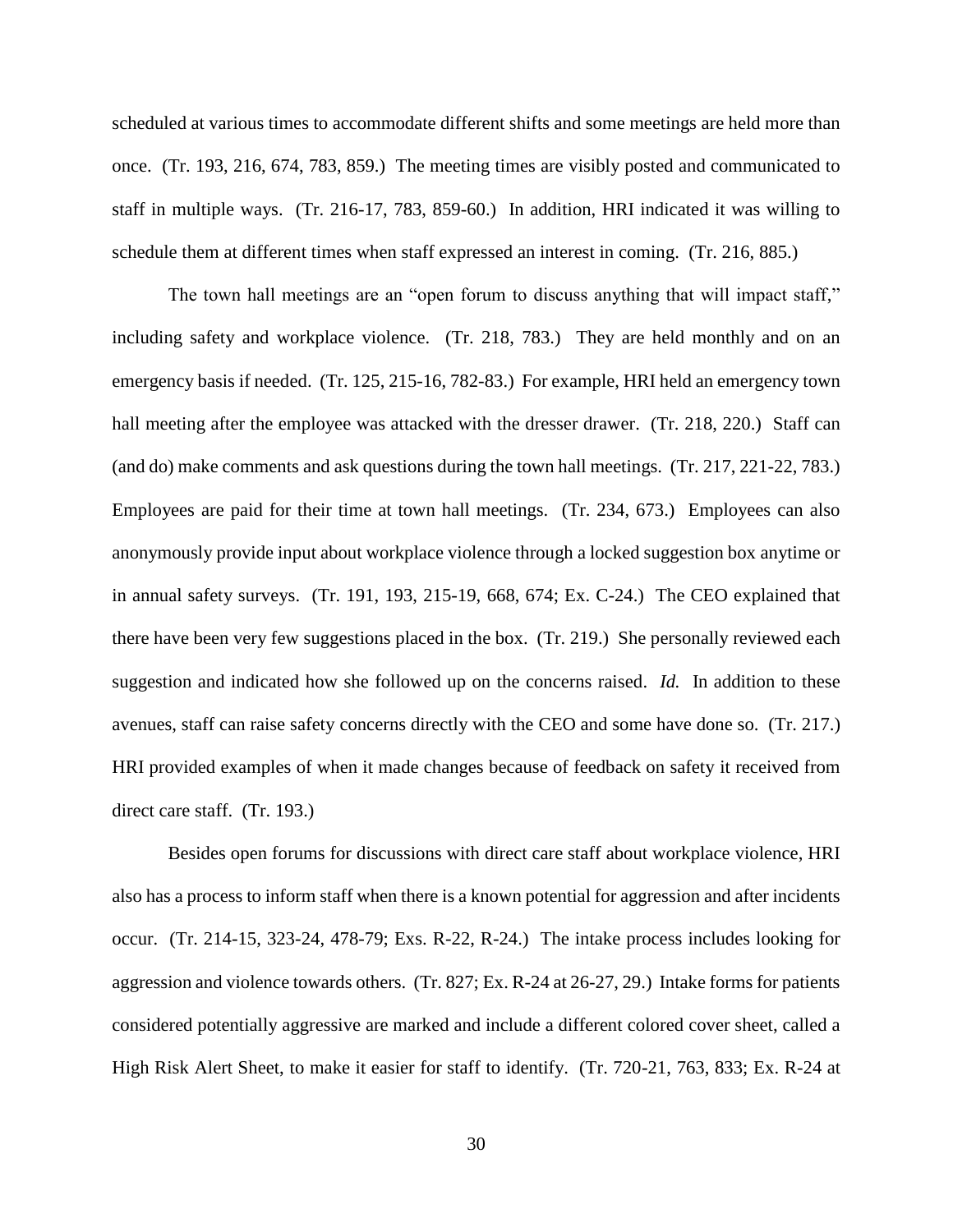scheduled at various times to accommodate different shifts and some meetings are held more than once. (Tr. 193, 216, 674, 783, 859.) The meeting times are visibly posted and communicated to staff in multiple ways. (Tr. 216-17, 783, 859-60.) In addition, HRI indicated it was willing to schedule them at different times when staff expressed an interest in coming. (Tr. 216, 885.)

The town hall meetings are an "open forum to discuss anything that will impact staff," including safety and workplace violence. (Tr. 218, 783.) They are held monthly and on an emergency basis if needed. (Tr. 125, 215-16, 782-83.) For example, HRI held an emergency town hall meeting after the employee was attacked with the dresser drawer. (Tr. 218, 220.) Staff can (and do) make comments and ask questions during the town hall meetings. (Tr. 217, 221-22, 783.) Employees are paid for their time at town hall meetings. (Tr. 234, 673.) Employees can also anonymously provide input about workplace violence through a locked suggestion box anytime or in annual safety surveys. (Tr. 191, 193, 215-19, 668, 674; Ex. C-24.) The CEO explained that there have been very few suggestions placed in the box. (Tr. 219.) She personally reviewed each suggestion and indicated how she followed up on the concerns raised. *Id.* In addition to these avenues, staff can raise safety concerns directly with the CEO and some have done so. (Tr. 217.) HRI provided examples of when it made changes because of feedback on safety it received from direct care staff. (Tr. 193.)

Besides open forums for discussions with direct care staff about workplace violence, HRI also has a process to inform staff when there is a known potential for aggression and after incidents occur. (Tr. 214-15, 323-24, 478-79; Exs. R-22, R-24.) The intake process includes looking for aggression and violence towards others. (Tr. 827; Ex. R-24 at 26-27, 29.) Intake forms for patients considered potentially aggressive are marked and include a different colored cover sheet, called a High Risk Alert Sheet, to make it easier for staff to identify. (Tr. 720-21, 763, 833; Ex. R-24 at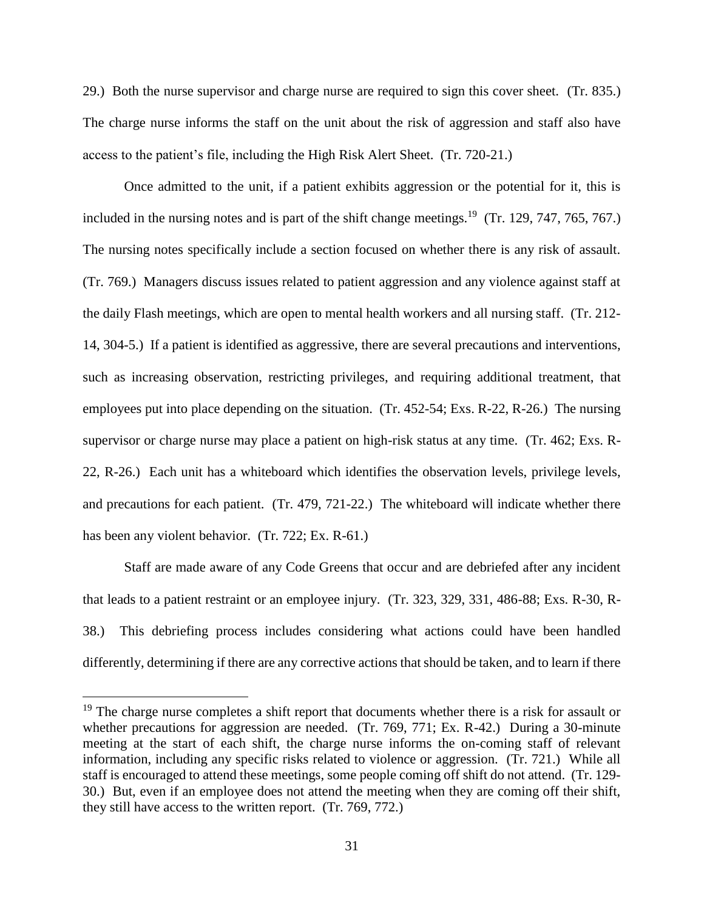29.) Both the nurse supervisor and charge nurse are required to sign this cover sheet. (Tr. 835.) The charge nurse informs the staff on the unit about the risk of aggression and staff also have access to the patient's file, including the High Risk Alert Sheet. (Tr. 720-21.)

Once admitted to the unit, if a patient exhibits aggression or the potential for it, this is included in the nursing notes and is part of the shift change meetings.[19] (Tr. 129, 747, 765, 767.) The nursing notes specifically include a section focused on whether there is any risk of assault. (Tr. 769.) Managers discuss issues related to patient aggression and any violence against staff at the daily Flash meetings, which are open to mental health workers and all nursing staff. (Tr. 212-14, 304-5.) If a patient is identified as aggressive, there are several precautions and interventions, such as increasing observation, restricting privileges, and requiring additional treatment, that employees put into place depending on the situation. (Tr. 452-54; Exs. R-22, R-26.) The nursing supervisor or charge nurse may place a patient on high-risk status at any time. (Tr. 462; Exs. R-22, R-26.) Each unit has a whiteboard which identifies the observation levels, privilege levels, and precautions for each patient. (Tr. 479, 721-22.) The whiteboard will indicate whether there has been any violent behavior. (Tr. 722; Ex. R-61.)

Staff are made aware of any Code Greens that occur and are debriefed after any incident that leads to a patient restraint or an employee injury. (Tr. 323, 329, 331, 486-88; Exs. R-30, R-38.) This debriefing process includes considering what actions could have been handled differently, determining if there are any corrective actions that should be taken, and to learn if there

---

[19] The charge nurse completes a shift report that documents whether there is a risk for assault or whether precautions for aggression are needed. (Tr. 769, 771; Ex. R-42.) During a 30-minute meeting at the start of each shift, the charge nurse informs the on-coming staff of relevant information, including any specific risks related to violence or aggression. (Tr. 721.) While all staff is encouraged to attend these meetings, some people coming off shift do not attend. (Tr. 129-30.) But, even if an employee does not attend the meeting when they are coming off their shift, they still have access to the written report. (Tr. 769, 772.)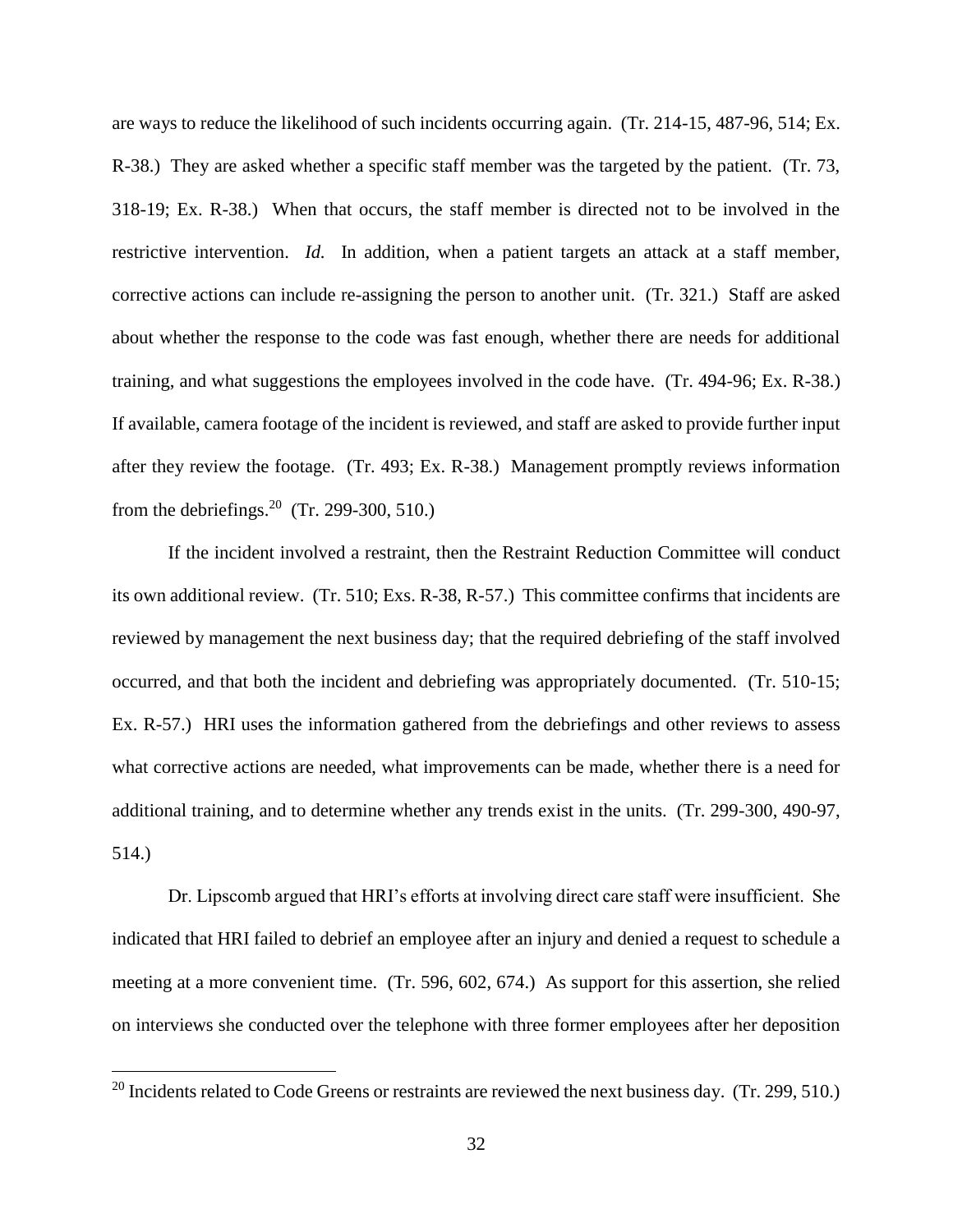are ways to reduce the likelihood of such incidents occurring again. (Tr. 214-15, 487-96, 514; Ex. R-38.) They are asked whether a specific staff member was the targeted by the patient. (Tr. 73, 318-19; Ex. R-38.) When that occurs, the staff member is directed not to be involved in the restrictive intervention. *Id.* In addition, when a patient targets an attack at a staff member, corrective actions can include re-assigning the person to another unit. (Tr. 321.) Staff are asked about whether the response to the code was fast enough, whether there are needs for additional training, and what suggestions the employees involved in the code have. (Tr. 494-96; Ex. R-38.) If available, camera footage of the incident is reviewed, and staff are asked to provide further input after they review the footage. (Tr. 493; Ex. R-38.) Management promptly reviews information from the debriefings.[20] (Tr. 299-300, 510.)

If the incident involved a restraint, then the Restraint Reduction Committee will conduct its own additional review. (Tr. 510; Exs. R-38, R-57.) This committee confirms that incidents are reviewed by management the next business day; that the required debriefing of the staff involved occurred, and that both the incident and debriefing was appropriately documented. (Tr. 510-15; Ex. R-57.) HRI uses the information gathered from the debriefings and other reviews to assess what corrective actions are needed, what improvements can be made, whether there is a need for additional training, and to determine whether any trends exist in the units. (Tr. 299-300, 490-97, 514.)

Dr. Lipscomb argued that HRI's efforts at involving direct care staff were insufficient. She indicated that HRI failed to debrief an employee after an injury and denied a request to schedule a meeting at a more convenient time. (Tr. 596, 602, 674.) As support for this assertion, she relied on interviews she conducted over the telephone with three former employees after her deposition

---

[20] Incidents related to Code Greens or restraints are reviewed the next business day. (Tr. 299, 510.)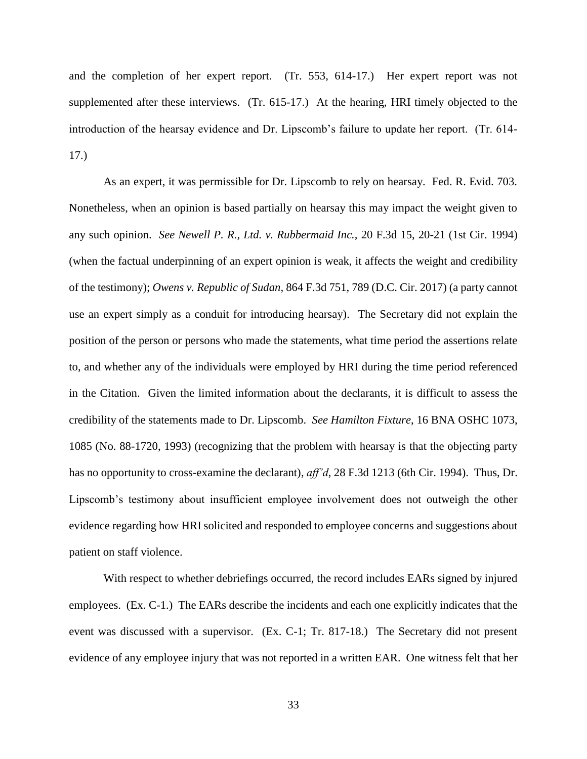and the completion of her expert report. (Tr. 553, 614-17.) Her expert report was not supplemented after these interviews. (Tr. 615-17.) At the hearing, HRI timely objected to the introduction of the hearsay evidence and Dr. Lipscomb's failure to update her report. (Tr. 614-17.)

As an expert, it was permissible for Dr. Lipscomb to rely on hearsay. Fed. R. Evid. 703. Nonetheless, when an opinion is based partially on hearsay this may impact the weight given to any such opinion. *See Newell P. R., Ltd. v. Rubbermaid Inc.*, 20 F.3d 15, 20-21 (1st Cir. 1994) (when the factual underpinning of an expert opinion is weak, it affects the weight and credibility of the testimony); *Owens v. Republic of Sudan*, 864 F.3d 751, 789 (D.C. Cir. 2017) (a party cannot use an expert simply as a conduit for introducing hearsay). The Secretary did not explain the position of the person or persons who made the statements, what time period the assertions relate to, and whether any of the individuals were employed by HRI during the time period referenced in the Citation. Given the limited information about the declarants, it is difficult to assess the credibility of the statements made to Dr. Lipscomb. *See Hamilton Fixture*, 16 BNA OSHC 1073, 1085 (No. 88-1720, 1993) (recognizing that the problem with hearsay is that the objecting party has no opportunity to cross-examine the declarant), *aff'd*, 28 F.3d 1213 (6th Cir. 1994). Thus, Dr. Lipscomb's testimony about insufficient employee involvement does not outweigh the other evidence regarding how HRI solicited and responded to employee concerns and suggestions about patient on staff violence.

With respect to whether debriefings occurred, the record includes EARs signed by injured employees. (Ex. C-1.) The EARs describe the incidents and each one explicitly indicates that the event was discussed with a supervisor. (Ex. C-1; Tr. 817-18.) The Secretary did not present evidence of any employee injury that was not reported in a written EAR. One witness felt that her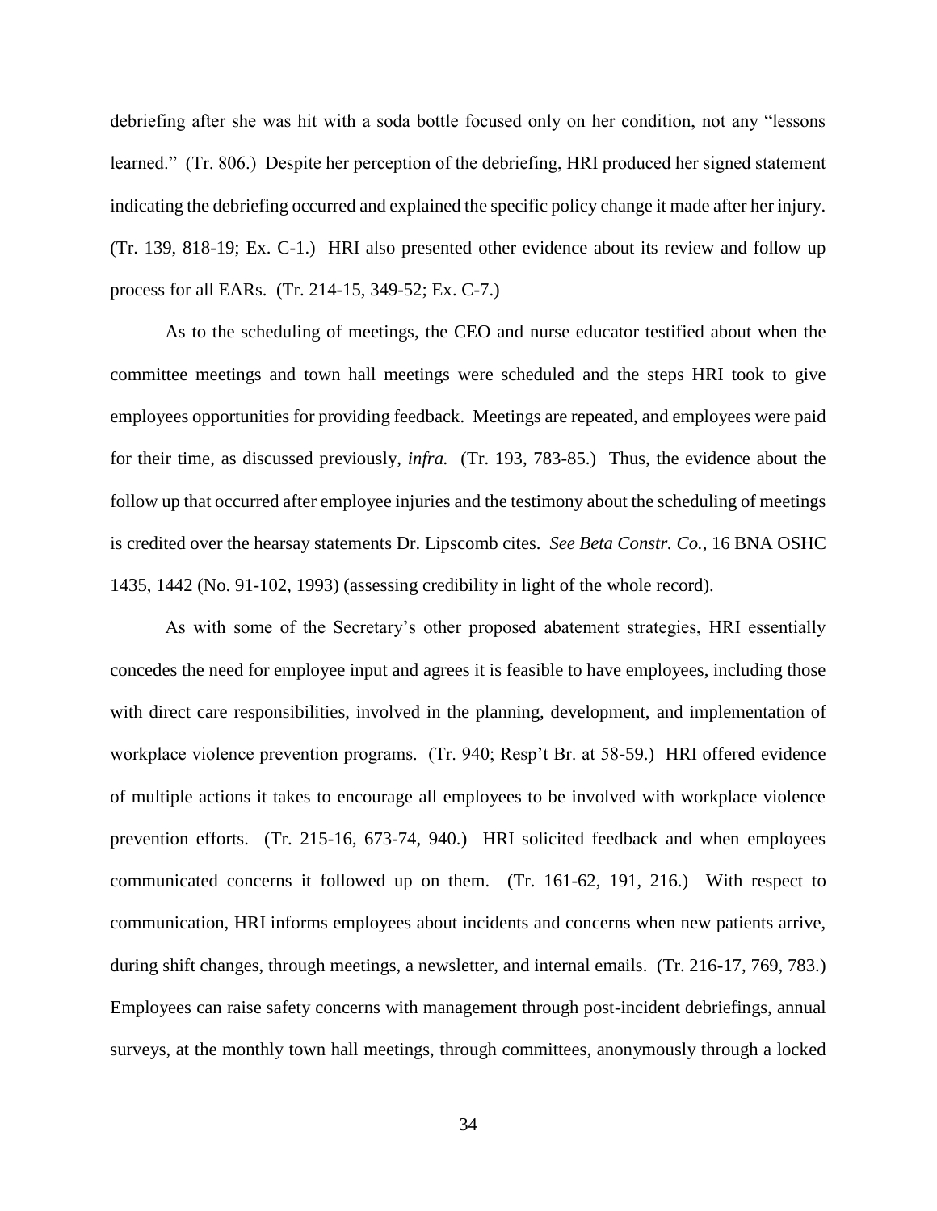debriefing after she was hit with a soda bottle focused only on her condition, not any "lessons learned." (Tr. 806.) Despite her perception of the debriefing, HRI produced her signed statement indicating the debriefing occurred and explained the specific policy change it made after her injury. (Tr. 139, 818-19; Ex. C-1.) HRI also presented other evidence about its review and follow up process for all EARs. (Tr. 214-15, 349-52; Ex. C-7.)

As to the scheduling of meetings, the CEO and nurse educator testified about when the committee meetings and town hall meetings were scheduled and the steps HRI took to give employees opportunities for providing feedback. Meetings are repeated, and employees were paid for their time, as discussed previously, *infra.* (Tr. 193, 783-85.) Thus, the evidence about the follow up that occurred after employee injuries and the testimony about the scheduling of meetings is credited over the hearsay statements Dr. Lipscomb cites. *See Beta Constr. Co.*, 16 BNA OSHC 1435, 1442 (No. 91-102, 1993) (assessing credibility in light of the whole record).

As with some of the Secretary's other proposed abatement strategies, HRI essentially concedes the need for employee input and agrees it is feasible to have employees, including those with direct care responsibilities, involved in the planning, development, and implementation of workplace violence prevention programs. (Tr. 940; Resp't Br. at 58-59.) HRI offered evidence of multiple actions it takes to encourage all employees to be involved with workplace violence prevention efforts. (Tr. 215-16, 673-74, 940.) HRI solicited feedback and when employees communicated concerns it followed up on them. (Tr. 161-62, 191, 216.) With respect to communication, HRI informs employees about incidents and concerns when new patients arrive, during shift changes, through meetings, a newsletter, and internal emails. (Tr. 216-17, 769, 783.) Employees can raise safety concerns with management through post-incident debriefings, annual surveys, at the monthly town hall meetings, through committees, anonymously through a locked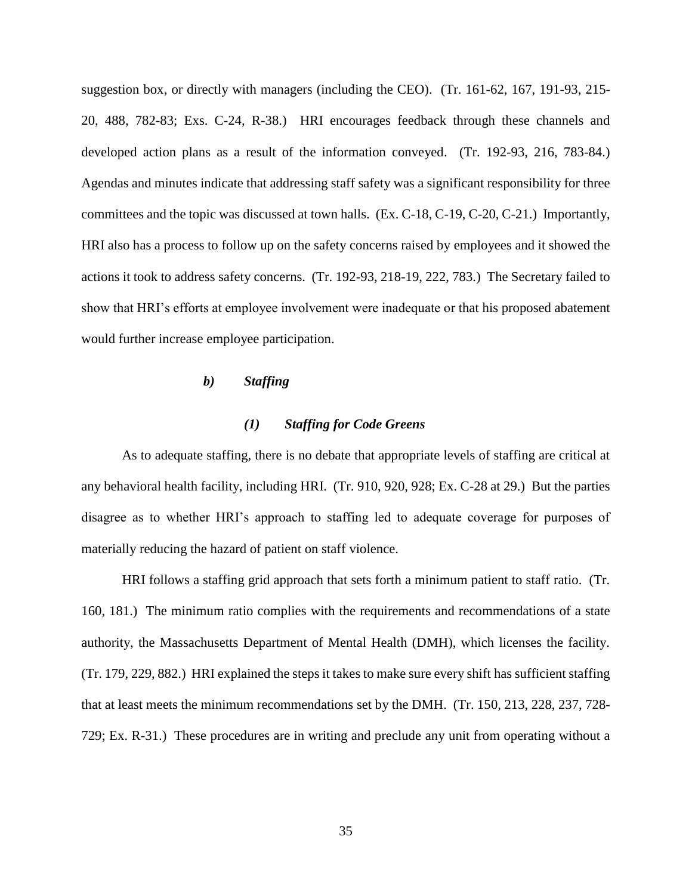suggestion box, or directly with managers (including the CEO). (Tr. 161-62, 167, 191-93, 215-20, 488, 782-83; Exs. C-24, R-38.) HRI encourages feedback through these channels and developed action plans as a result of the information conveyed. (Tr. 192-93, 216, 783-84.) Agendas and minutes indicate that addressing staff safety was a significant responsibility for three committees and the topic was discussed at town halls. (Ex. C-18, C-19, C-20, C-21.) Importantly, HRI also has a process to follow up on the safety concerns raised by employees and it showed the actions it took to address safety concerns. (Tr. 192-93, 218-19, 222, 783.) The Secretary failed to show that HRI's efforts at employee involvement were inadequate or that his proposed abatement would further increase employee participation.

#### *b) Staffing*

##### *(1) Staffing for Code Greens*

As to adequate staffing, there is no debate that appropriate levels of staffing are critical at any behavioral health facility, including HRI. (Tr. 910, 920, 928; Ex. C-28 at 29.) But the parties disagree as to whether HRI's approach to staffing led to adequate coverage for purposes of materially reducing the hazard of patient on staff violence.

HRI follows a staffing grid approach that sets forth a minimum patient to staff ratio. (Tr. 160, 181.) The minimum ratio complies with the requirements and recommendations of a state authority, the Massachusetts Department of Mental Health (DMH), which licenses the facility. (Tr. 179, 229, 882.) HRI explained the steps it takes to make sure every shift has sufficient staffing that at least meets the minimum recommendations set by the DMH. (Tr. 150, 213, 228, 237, 728-729; Ex. R-31.) These procedures are in writing and preclude any unit from operating without a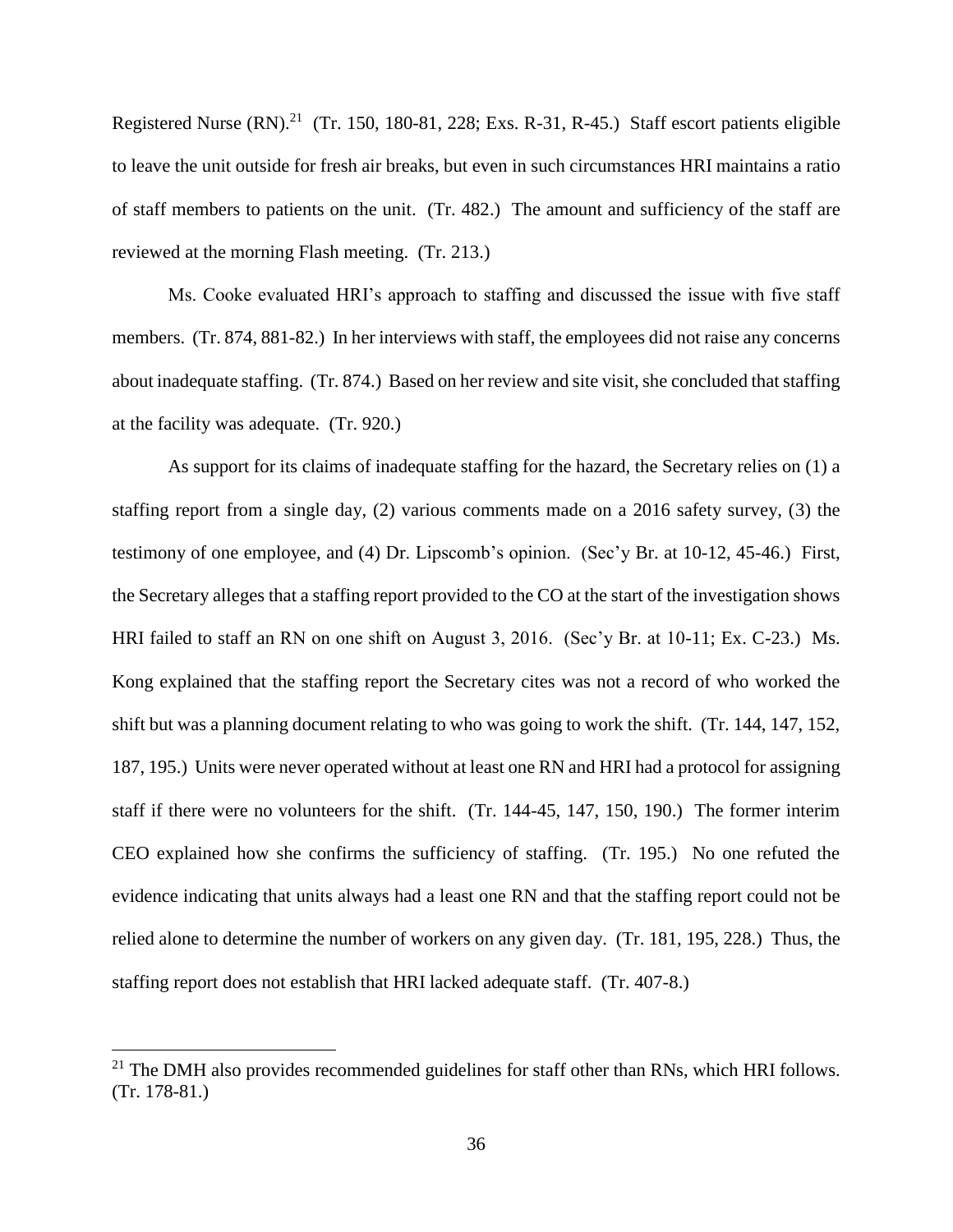Registered Nurse (RN).[21] (Tr. 150, 180-81, 228; Exs. R-31, R-45.) Staff escort patients eligible to leave the unit outside for fresh air breaks, but even in such circumstances HRI maintains a ratio of staff members to patients on the unit. (Tr. 482.) The amount and sufficiency of the staff are reviewed at the morning Flash meeting. (Tr. 213.)

Ms. Cooke evaluated HRI's approach to staffing and discussed the issue with five staff members. (Tr. 874, 881-82.) In her interviews with staff, the employees did not raise any concerns about inadequate staffing. (Tr. 874.) Based on her review and site visit, she concluded that staffing at the facility was adequate. (Tr. 920.)

As support for its claims of inadequate staffing for the hazard, the Secretary relies on (1) a staffing report from a single day, (2) various comments made on a 2016 safety survey, (3) the testimony of one employee, and (4) Dr. Lipscomb's opinion. (Sec'y Br. at 10-12, 45-46.) First, the Secretary alleges that a staffing report provided to the CO at the start of the investigation shows HRI failed to staff an RN on one shift on August 3, 2016. (Sec'y Br. at 10-11; Ex. C-23.) Ms. Kong explained that the staffing report the Secretary cites was not a record of who worked the shift but was a planning document relating to who was going to work the shift. (Tr. 144, 147, 152, 187, 195.) Units were never operated without at least one RN and HRI had a protocol for assigning staff if there were no volunteers for the shift. (Tr. 144-45, 147, 150, 190.) The former interim CEO explained how she confirms the sufficiency of staffing. (Tr. 195.) No one refuted the evidence indicating that units always had a least one RN and that the staffing report could not be relied alone to determine the number of workers on any given day. (Tr. 181, 195, 228.) Thus, the staffing report does not establish that HRI lacked adequate staff. (Tr. 407-8.)

[21] The DMH also provides recommended guidelines for staff other than RNs, which HRI follows. (Tr. 178-81.)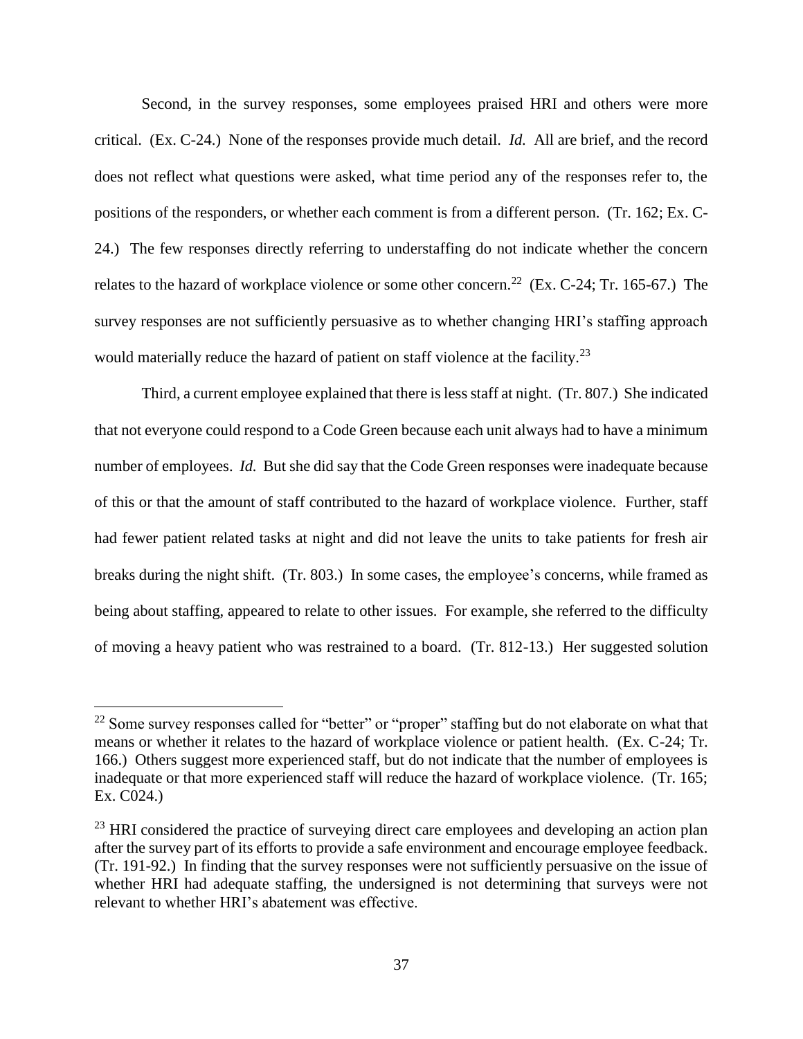Second, in the survey responses, some employees praised HRI and others were more critical. (Ex. C-24.) None of the responses provide much detail. *Id.* All are brief, and the record does not reflect what questions were asked, what time period any of the responses refer to, the positions of the responders, or whether each comment is from a different person. (Tr. 162; Ex. C-24.) The few responses directly referring to understaffing do not indicate whether the concern relates to the hazard of workplace violence or some other concern.[22] (Ex. C-24; Tr. 165-67.) The survey responses are not sufficiently persuasive as to whether changing HRI's staffing approach would materially reduce the hazard of patient on staff violence at the facility.[23]

Third, a current employee explained that there is less staff at night. (Tr. 807.) She indicated that not everyone could respond to a Code Green because each unit always had to have a minimum number of employees. *Id.* But she did say that the Code Green responses were inadequate because of this or that the amount of staff contributed to the hazard of workplace violence. Further, staff had fewer patient related tasks at night and did not leave the units to take patients for fresh air breaks during the night shift. (Tr. 803.) In some cases, the employee's concerns, while framed as being about staffing, appeared to relate to other issues. For example, she referred to the difficulty of moving a heavy patient who was restrained to a board. (Tr. 812-13.) Her suggested solution

---

[22] Some survey responses called for "better" or "proper" staffing but do not elaborate on what that means or whether it relates to the hazard of workplace violence or patient health. (Ex. C-24; Tr. 166.) Others suggest more experienced staff, but do not indicate that the number of employees is inadequate or that more experienced staff will reduce the hazard of workplace violence. (Tr. 165; Ex. C024.)

[23] HRI considered the practice of surveying direct care employees and developing an action plan after the survey part of its efforts to provide a safe environment and encourage employee feedback. (Tr. 191-92.) In finding that the survey responses were not sufficiently persuasive on the issue of whether HRI had adequate staffing, the undersigned is not determining that surveys were not relevant to whether HRI's abatement was effective.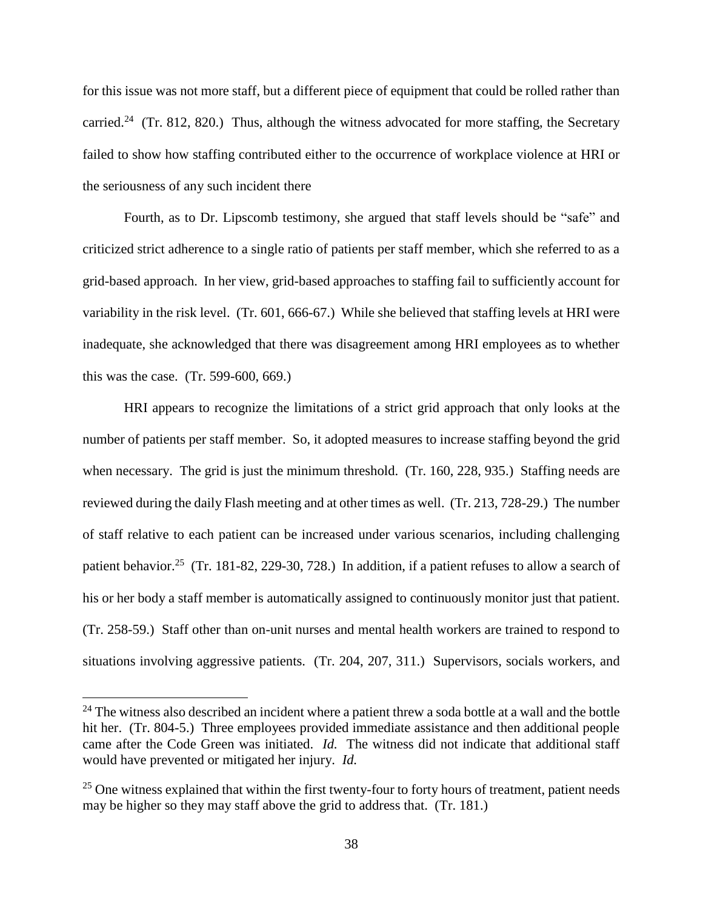for this issue was not more staff, but a different piece of equipment that could be rolled rather than carried.[24] (Tr. 812, 820.) Thus, although the witness advocated for more staffing, the Secretary failed to show how staffing contributed either to the occurrence of workplace violence at HRI or the seriousness of any such incident there

Fourth, as to Dr. Lipscomb testimony, she argued that staff levels should be "safe" and criticized strict adherence to a single ratio of patients per staff member, which she referred to as a grid-based approach. In her view, grid-based approaches to staffing fail to sufficiently account for variability in the risk level. (Tr. 601, 666-67.) While she believed that staffing levels at HRI were inadequate, she acknowledged that there was disagreement among HRI employees as to whether this was the case. (Tr. 599-600, 669.)

HRI appears to recognize the limitations of a strict grid approach that only looks at the number of patients per staff member. So, it adopted measures to increase staffing beyond the grid when necessary. The grid is just the minimum threshold. (Tr. 160, 228, 935.) Staffing needs are reviewed during the daily Flash meeting and at other times as well. (Tr. 213, 728-29.) The number of staff relative to each patient can be increased under various scenarios, including challenging patient behavior.[25] (Tr. 181-82, 229-30, 728.) In addition, if a patient refuses to allow a search of his or her body a staff member is automatically assigned to continuously monitor just that patient. (Tr. 258-59.) Staff other than on-unit nurses and mental health workers are trained to respond to situations involving aggressive patients. (Tr. 204, 207, 311.) Supervisors, socials workers, and

---

[24] The witness also described an incident where a patient threw a soda bottle at a wall and the bottle hit her. (Tr. 804-5.) Three employees provided immediate assistance and then additional people came after the Code Green was initiated. *Id.* The witness did not indicate that additional staff would have prevented or mitigated her injury. *Id.*

[25] One witness explained that within the first twenty-four to forty hours of treatment, patient needs may be higher so they may staff above the grid to address that. (Tr. 181.)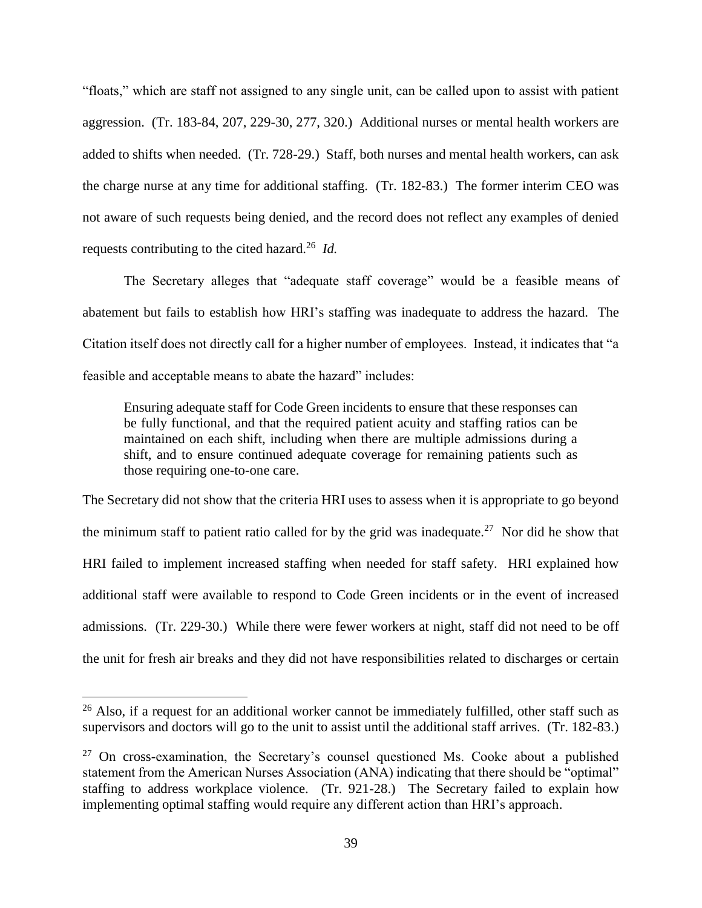"floats," which are staff not assigned to any single unit, can be called upon to assist with patient aggression. (Tr. 183-84, 207, 229-30, 277, 320.) Additional nurses or mental health workers are added to shifts when needed. (Tr. 728-29.) Staff, both nurses and mental health workers, can ask the charge nurse at any time for additional staffing. (Tr. 182-83.) The former interim CEO was not aware of such requests being denied, and the record does not reflect any examples of denied requests contributing to the cited hazard.[26] *Id.*

The Secretary alleges that "adequate staff coverage" would be a feasible means of abatement but fails to establish how HRI's staffing was inadequate to address the hazard. The Citation itself does not directly call for a higher number of employees. Instead, it indicates that "a feasible and acceptable means to abate the hazard" includes:

> Ensuring adequate staff for Code Green incidents to ensure that these responses can be fully functional, and that the required patient acuity and staffing ratios can be maintained on each shift, including when there are multiple admissions during a shift, and to ensure continued adequate coverage for remaining patients such as those requiring one-to-one care.

The Secretary did not show that the criteria HRI uses to assess when it is appropriate to go beyond the minimum staff to patient ratio called for by the grid was inadequate.[27] Nor did he show that HRI failed to implement increased staffing when needed for staff safety. HRI explained how additional staff were available to respond to Code Green incidents or in the event of increased admissions. (Tr. 229-30.) While there were fewer workers at night, staff did not need to be off the unit for fresh air breaks and they did not have responsibilities related to discharges or certain

---

[26] Also, if a request for an additional worker cannot be immediately fulfilled, other staff such as supervisors and doctors will go to the unit to assist until the additional staff arrives. (Tr. 182-83.)

[27] On cross-examination, the Secretary's counsel questioned Ms. Cooke about a published statement from the American Nurses Association (ANA) indicating that there should be "optimal" staffing to address workplace violence. (Tr. 921-28.) The Secretary failed to explain how implementing optimal staffing would require any different action than HRI's approach.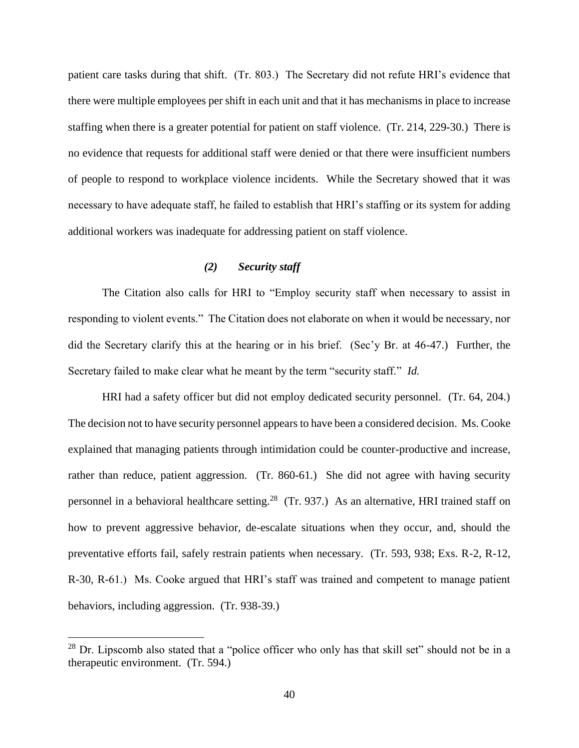patient care tasks during that shift. (Tr. 803.) The Secretary did not refute HRI's evidence that there were multiple employees per shift in each unit and that it has mechanisms in place to increase staffing when there is a greater potential for patient on staff violence. (Tr. 214, 229-30.) There is no evidence that requests for additional staff were denied or that there were insufficient numbers of people to respond to workplace violence incidents. While the Secretary showed that it was necessary to have adequate staff, he failed to establish that HRI's staffing or its system for adding additional workers was inadequate for addressing patient on staff violence.

***(2) Security staff***

The Citation also calls for HRI to "Employ security staff when necessary to assist in responding to violent events." The Citation does not elaborate on when it would be necessary, nor did the Secretary clarify this at the hearing or in his brief. (Sec'y Br. at 46-47.) Further, the Secretary failed to make clear what he meant by the term "security staff." *Id.*

HRI had a safety officer but did not employ dedicated security personnel. (Tr. 64, 204.) The decision not to have security personnel appears to have been a considered decision. Ms. Cooke explained that managing patients through intimidation could be counter-productive and increase, rather than reduce, patient aggression. (Tr. 860-61.) She did not agree with having security personnel in a behavioral healthcare setting.[28] (Tr. 937.) As an alternative, HRI trained staff on how to prevent aggressive behavior, de-escalate situations when they occur, and, should the preventative efforts fail, safely restrain patients when necessary. (Tr. 593, 938; Exs. R-2, R-12, R-30, R-61.) Ms. Cooke argued that HRI's staff was trained and competent to manage patient behaviors, including aggression. (Tr. 938-39.)

---

[28] Dr. Lipscomb also stated that a "police officer who only has that skill set" should not be in a therapeutic environment. (Tr. 594.)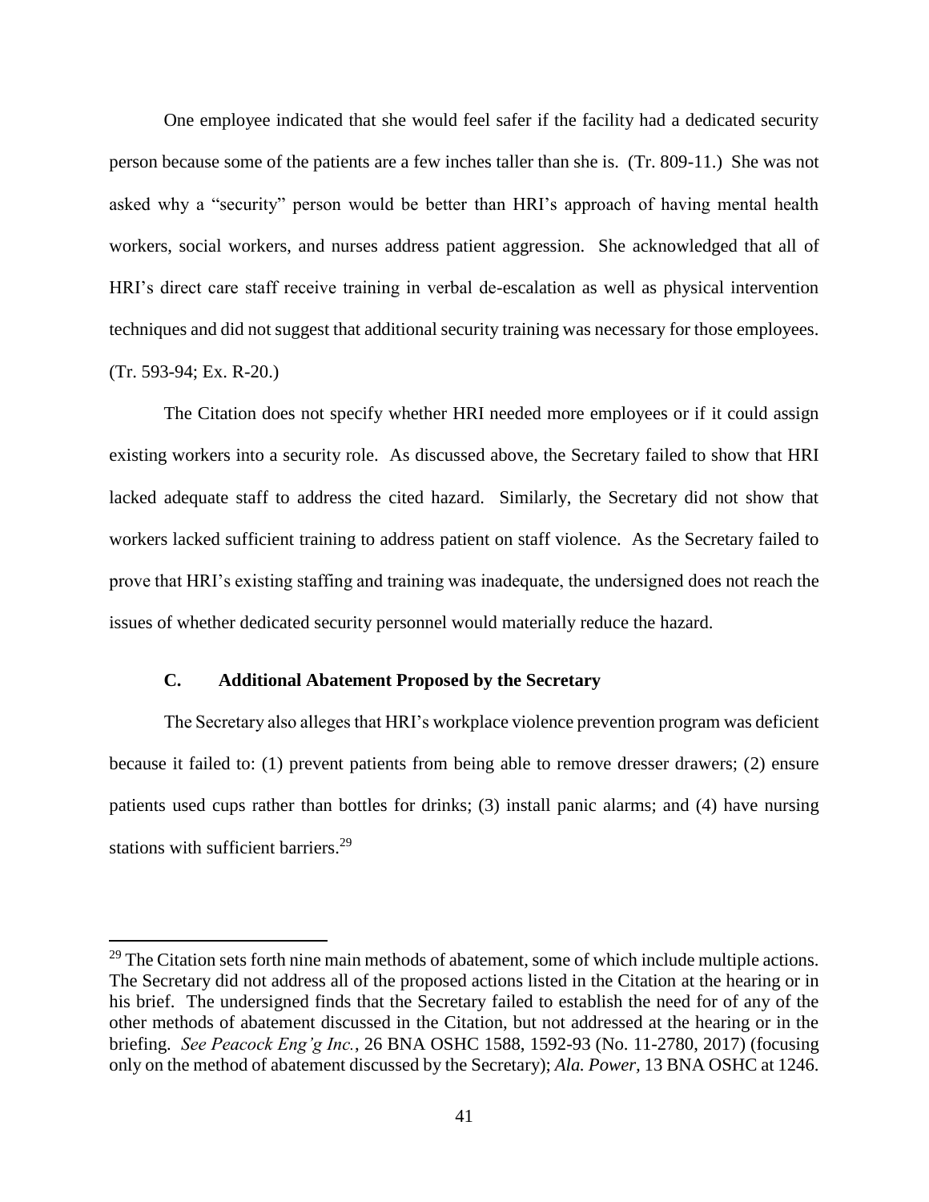One employee indicated that she would feel safer if the facility had a dedicated security person because some of the patients are a few inches taller than she is. (Tr. 809-11.) She was not asked why a "security" person would be better than HRI's approach of having mental health workers, social workers, and nurses address patient aggression. She acknowledged that all of HRI's direct care staff receive training in verbal de-escalation as well as physical intervention techniques and did not suggest that additional security training was necessary for those employees. (Tr. 593-94; Ex. R-20.)

The Citation does not specify whether HRI needed more employees or if it could assign existing workers into a security role. As discussed above, the Secretary failed to show that HRI lacked adequate staff to address the cited hazard. Similarly, the Secretary did not show that workers lacked sufficient training to address patient on staff violence. As the Secretary failed to prove that HRI's existing staffing and training was inadequate, the undersigned does not reach the issues of whether dedicated security personnel would materially reduce the hazard.

### C. Additional Abatement Proposed by the Secretary

The Secretary also alleges that HRI's workplace violence prevention program was deficient because it failed to: (1) prevent patients from being able to remove dresser drawers; (2) ensure patients used cups rather than bottles for drinks; (3) install panic alarms; and (4) have nursing stations with sufficient barriers.[29]

---

[29] The Citation sets forth nine main methods of abatement, some of which include multiple actions. The Secretary did not address all of the proposed actions listed in the Citation at the hearing or in his brief. The undersigned finds that the Secretary failed to establish the need for of any of the other methods of abatement discussed in the Citation, but not addressed at the hearing or in the briefing. *See Peacock Eng'g Inc.*, 26 BNA OSHC 1588, 1592-93 (No. 11-2780, 2017) (focusing only on the method of abatement discussed by the Secretary); *Ala. Power*, 13 BNA OSHC at 1246.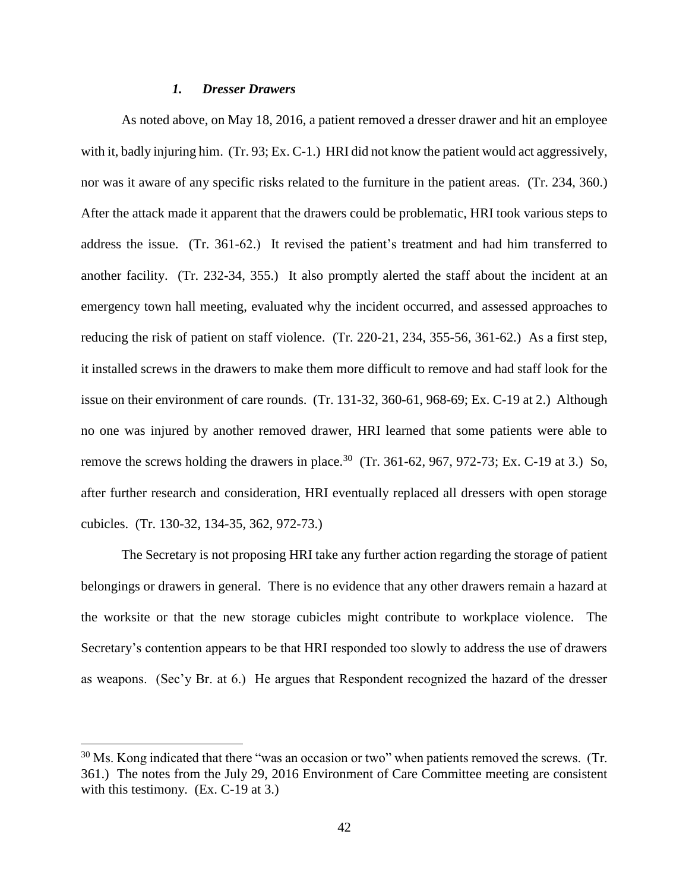### *1. Dresser Drawers*

As noted above, on May 18, 2016, a patient removed a dresser drawer and hit an employee with it, badly injuring him. (Tr. 93; Ex. C-1.) HRI did not know the patient would act aggressively, nor was it aware of any specific risks related to the furniture in the patient areas. (Tr. 234, 360.) After the attack made it apparent that the drawers could be problematic, HRI took various steps to address the issue. (Tr. 361-62.) It revised the patient's treatment and had him transferred to another facility. (Tr. 232-34, 355.) It also promptly alerted the staff about the incident at an emergency town hall meeting, evaluated why the incident occurred, and assessed approaches to reducing the risk of patient on staff violence. (Tr. 220-21, 234, 355-56, 361-62.) As a first step, it installed screws in the drawers to make them more difficult to remove and had staff look for the issue on their environment of care rounds. (Tr. 131-32, 360-61, 968-69; Ex. C-19 at 2.) Although no one was injured by another removed drawer, HRI learned that some patients were able to remove the screws holding the drawers in place.[30] (Tr. 361-62, 967, 972-73; Ex. C-19 at 3.) So, after further research and consideration, HRI eventually replaced all dressers with open storage cubicles. (Tr. 130-32, 134-35, 362, 972-73.)

The Secretary is not proposing HRI take any further action regarding the storage of patient belongings or drawers in general. There is no evidence that any other drawers remain a hazard at the worksite or that the new storage cubicles might contribute to workplace violence. The Secretary's contention appears to be that HRI responded too slowly to address the use of drawers as weapons. (Sec'y Br. at 6.) He argues that Respondent recognized the hazard of the dresser

[30] Ms. Kong indicated that there "was an occasion or two" when patients removed the screws. (Tr. 361.) The notes from the July 29, 2016 Environment of Care Committee meeting are consistent with this testimony. (Ex. C-19 at 3.)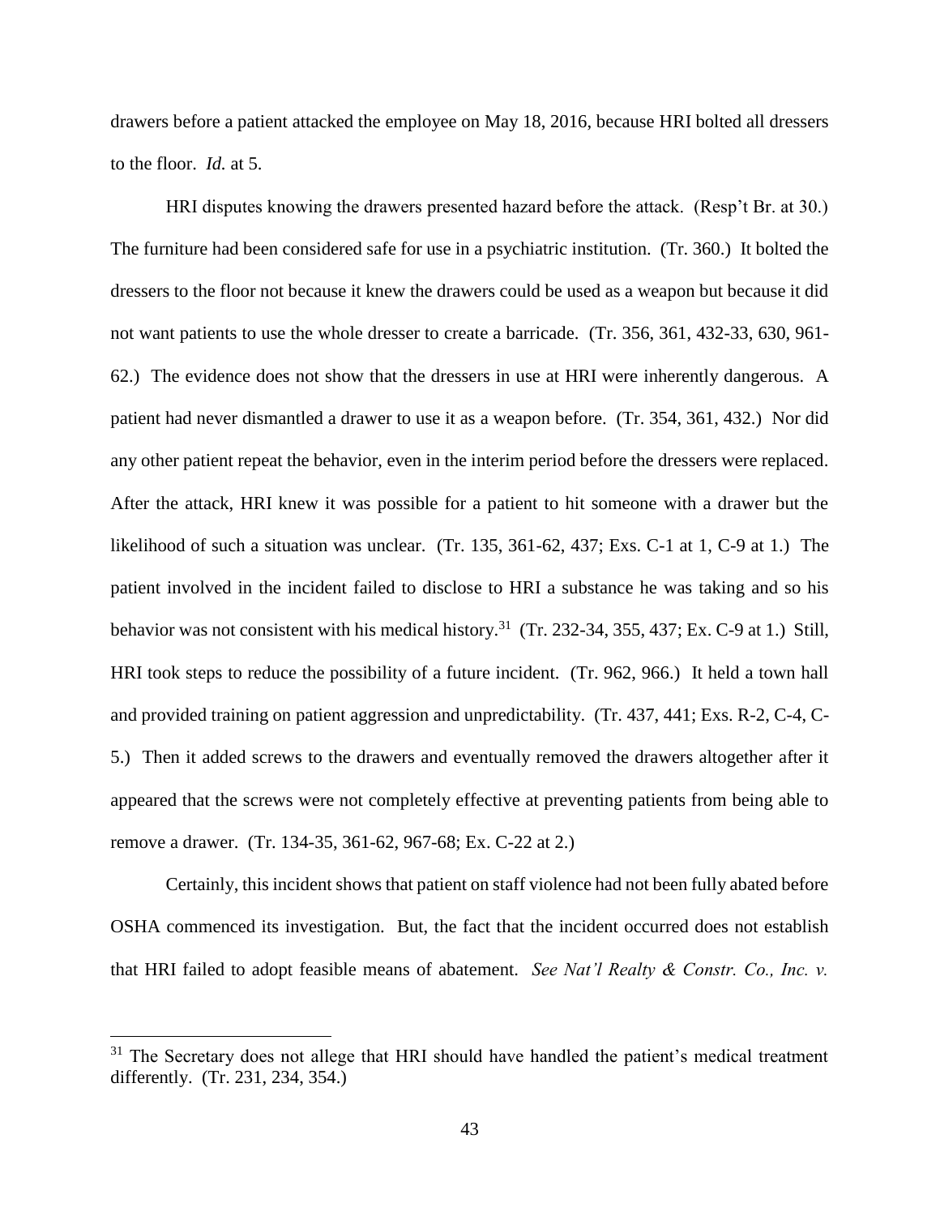drawers before a patient attacked the employee on May 18, 2016, because HRI bolted all dressers to the floor. *Id.* at 5.

HRI disputes knowing the drawers presented hazard before the attack. (Resp't Br. at 30.) The furniture had been considered safe for use in a psychiatric institution. (Tr. 360.) It bolted the dressers to the floor not because it knew the drawers could be used as a weapon but because it did not want patients to use the whole dresser to create a barricade. (Tr. 356, 361, 432-33, 630, 961-62.) The evidence does not show that the dressers in use at HRI were inherently dangerous. A patient had never dismantled a drawer to use it as a weapon before. (Tr. 354, 361, 432.) Nor did any other patient repeat the behavior, even in the interim period before the dressers were replaced. After the attack, HRI knew it was possible for a patient to hit someone with a drawer but the likelihood of such a situation was unclear. (Tr. 135, 361-62, 437; Exs. C-1 at 1, C-9 at 1.) The patient involved in the incident failed to disclose to HRI a substance he was taking and so his behavior was not consistent with his medical history.[31] (Tr. 232-34, 355, 437; Ex. C-9 at 1.) Still, HRI took steps to reduce the possibility of a future incident. (Tr. 962, 966.) It held a town hall and provided training on patient aggression and unpredictability. (Tr. 437, 441; Exs. R-2, C-4, C-5.) Then it added screws to the drawers and eventually removed the drawers altogether after it appeared that the screws were not completely effective at preventing patients from being able to remove a drawer. (Tr. 134-35, 361-62, 967-68; Ex. C-22 at 2.)

Certainly, this incident shows that patient on staff violence had not been fully abated before OSHA commenced its investigation. But, the fact that the incident occurred does not establish that HRI failed to adopt feasible means of abatement. *See Nat'l Realty & Constr. Co., Inc. v.*

---

[31] The Secretary does not allege that HRI should have handled the patient's medical treatment differently. (Tr. 231, 234, 354.)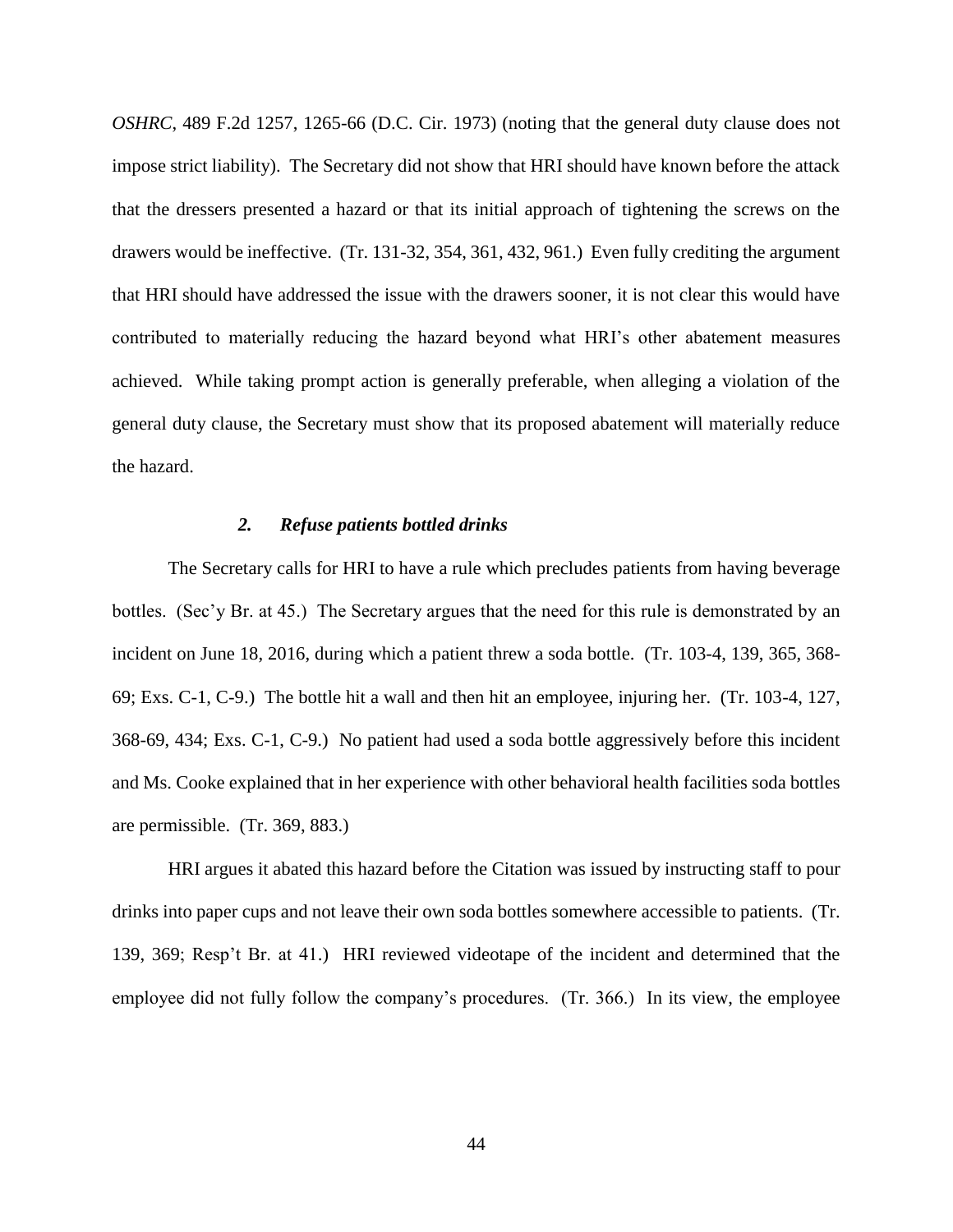*OSHRC*, 489 F.2d 1257, 1265-66 (D.C. Cir. 1973) (noting that the general duty clause does not impose strict liability). The Secretary did not show that HRI should have known before the attack that the dressers presented a hazard or that its initial approach of tightening the screws on the drawers would be ineffective. (Tr. 131-32, 354, 361, 432, 961.) Even fully crediting the argument that HRI should have addressed the issue with the drawers sooner, it is not clear this would have contributed to materially reducing the hazard beyond what HRI's other abatement measures achieved. While taking prompt action is generally preferable, when alleging a violation of the general duty clause, the Secretary must show that its proposed abatement will materially reduce the hazard.

### *2. Refuse patients bottled drinks*

The Secretary calls for HRI to have a rule which precludes patients from having beverage bottles. (Sec'y Br. at 45.) The Secretary argues that the need for this rule is demonstrated by an incident on June 18, 2016, during which a patient threw a soda bottle. (Tr. 103-4, 139, 365, 368-69; Exs. C-1, C-9.) The bottle hit a wall and then hit an employee, injuring her. (Tr. 103-4, 127, 368-69, 434; Exs. C-1, C-9.) No patient had used a soda bottle aggressively before this incident and Ms. Cooke explained that in her experience with other behavioral health facilities soda bottles are permissible. (Tr. 369, 883.)

HRI argues it abated this hazard before the Citation was issued by instructing staff to pour drinks into paper cups and not leave their own soda bottles somewhere accessible to patients. (Tr. 139, 369; Resp't Br. at 41.) HRI reviewed videotape of the incident and determined that the employee did not fully follow the company's procedures. (Tr. 366.) In its view, the employee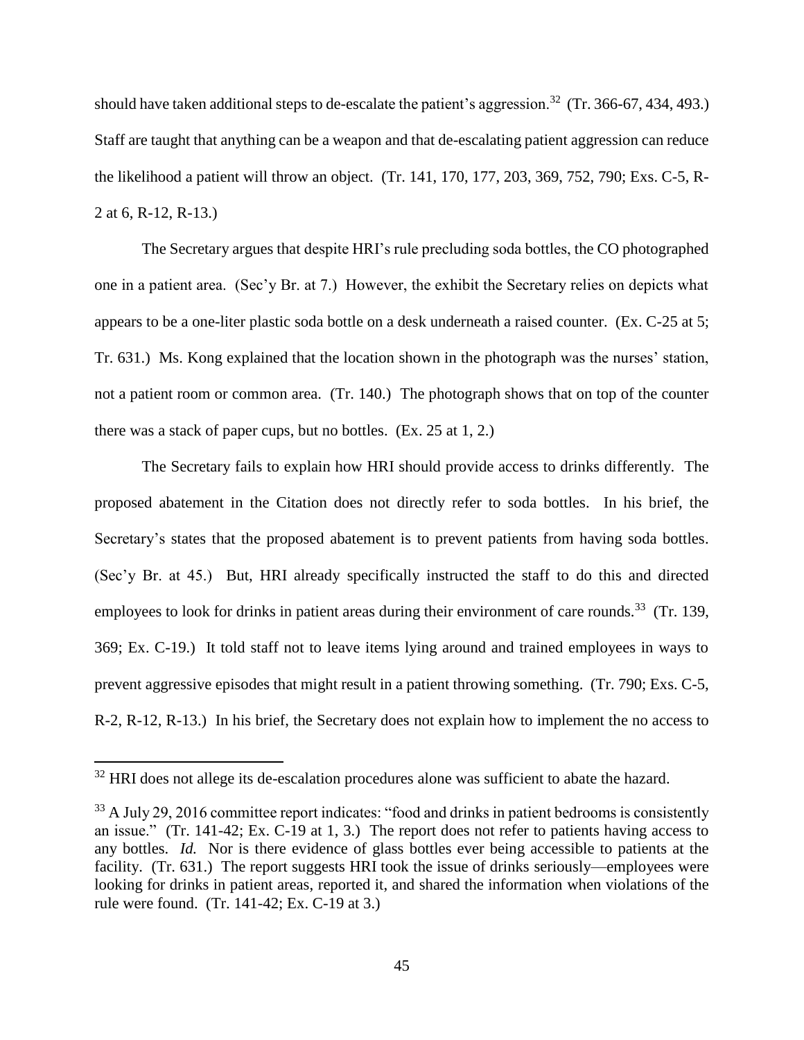should have taken additional steps to de-escalate the patient's aggression.[32] (Tr. 366-67, 434, 493.) Staff are taught that anything can be a weapon and that de-escalating patient aggression can reduce the likelihood a patient will throw an object. (Tr. 141, 170, 177, 203, 369, 752, 790; Exs. C-5, R-2 at 6, R-12, R-13.)

The Secretary argues that despite HRI's rule precluding soda bottles, the CO photographed one in a patient area. (Sec'y Br. at 7.) However, the exhibit the Secretary relies on depicts what appears to be a one-liter plastic soda bottle on a desk underneath a raised counter. (Ex. C-25 at 5; Tr. 631.) Ms. Kong explained that the location shown in the photograph was the nurses' station, not a patient room or common area. (Tr. 140.) The photograph shows that on top of the counter there was a stack of paper cups, but no bottles. (Ex. 25 at 1, 2.)

The Secretary fails to explain how HRI should provide access to drinks differently. The proposed abatement in the Citation does not directly refer to soda bottles. In his brief, the Secretary's states that the proposed abatement is to prevent patients from having soda bottles. (Sec'y Br. at 45.) But, HRI already specifically instructed the staff to do this and directed employees to look for drinks in patient areas during their environment of care rounds.[33] (Tr. 139, 369; Ex. C-19.) It told staff not to leave items lying around and trained employees in ways to prevent aggressive episodes that might result in a patient throwing something. (Tr. 790; Exs. C-5, R-2, R-12, R-13.) In his brief, the Secretary does not explain how to implement the no access to

---

[32] HRI does not allege its de-escalation procedures alone was sufficient to abate the hazard.

[33] A July 29, 2016 committee report indicates: "food and drinks in patient bedrooms is consistently an issue." (Tr. 141-42; Ex. C-19 at 1, 3.) The report does not refer to patients having access to any bottles. *Id.* Nor is there evidence of glass bottles ever being accessible to patients at the facility. (Tr. 631.) The report suggests HRI took the issue of drinks seriously—employees were looking for drinks in patient areas, reported it, and shared the information when violations of the rule were found. (Tr. 141-42; Ex. C-19 at 3.)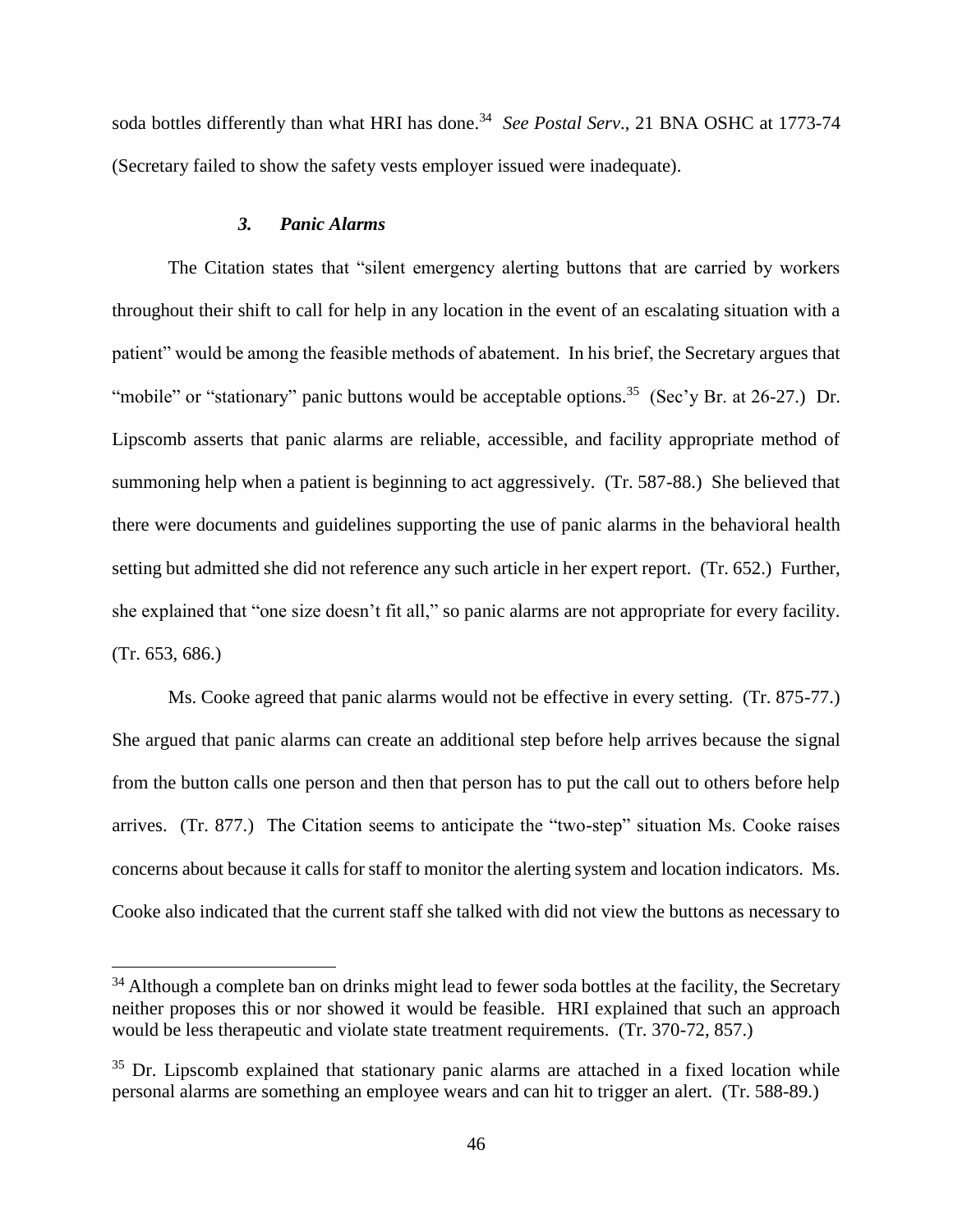soda bottles differently than what HRI has done.[34] *See Postal Serv*., 21 BNA OSHC at 1773-74 (Secretary failed to show the safety vests employer issued were inadequate).

### *3. Panic Alarms*

The Citation states that "silent emergency alerting buttons that are carried by workers throughout their shift to call for help in any location in the event of an escalating situation with a patient" would be among the feasible methods of abatement. In his brief, the Secretary argues that "mobile" or "stationary" panic buttons would be acceptable options.[35] (Sec'y Br. at 26-27.) Dr. Lipscomb asserts that panic alarms are reliable, accessible, and facility appropriate method of summoning help when a patient is beginning to act aggressively. (Tr. 587-88.) She believed that there were documents and guidelines supporting the use of panic alarms in the behavioral health setting but admitted she did not reference any such article in her expert report. (Tr. 652.) Further, she explained that "one size doesn't fit all," so panic alarms are not appropriate for every facility. (Tr. 653, 686.)

Ms. Cooke agreed that panic alarms would not be effective in every setting. (Tr. 875-77.) She argued that panic alarms can create an additional step before help arrives because the signal from the button calls one person and then that person has to put the call out to others before help arrives. (Tr. 877.) The Citation seems to anticipate the "two-step" situation Ms. Cooke raises concerns about because it calls for staff to monitor the alerting system and location indicators. Ms. Cooke also indicated that the current staff she talked with did not view the buttons as necessary to

---

[34] Although a complete ban on drinks might lead to fewer soda bottles at the facility, the Secretary neither proposes this or nor showed it would be feasible. HRI explained that such an approach would be less therapeutic and violate state treatment requirements. (Tr. 370-72, 857.)

[35] Dr. Lipscomb explained that stationary panic alarms are attached in a fixed location while personal alarms are something an employee wears and can hit to trigger an alert. (Tr. 588-89.)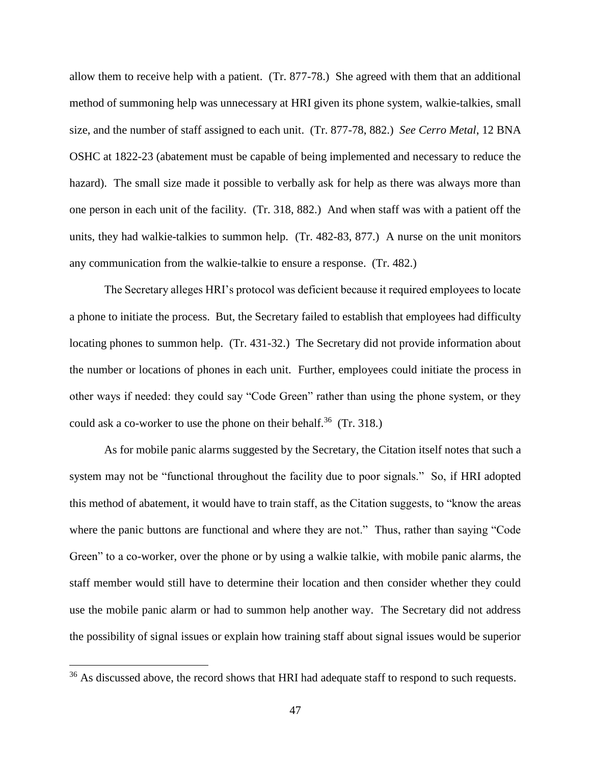allow them to receive help with a patient. (Tr. 877-78.) She agreed with them that an additional method of summoning help was unnecessary at HRI given its phone system, walkie-talkies, small size, and the number of staff assigned to each unit. (Tr. 877-78, 882.) *See Cerro Metal*, 12 BNA OSHC at 1822-23 (abatement must be capable of being implemented and necessary to reduce the hazard). The small size made it possible to verbally ask for help as there was always more than one person in each unit of the facility. (Tr. 318, 882.) And when staff was with a patient off the units, they had walkie-talkies to summon help. (Tr. 482-83, 877.) A nurse on the unit monitors any communication from the walkie-talkie to ensure a response. (Tr. 482.)

The Secretary alleges HRI's protocol was deficient because it required employees to locate a phone to initiate the process. But, the Secretary failed to establish that employees had difficulty locating phones to summon help. (Tr. 431-32.) The Secretary did not provide information about the number or locations of phones in each unit. Further, employees could initiate the process in other ways if needed: they could say "Code Green" rather than using the phone system, or they could ask a co-worker to use the phone on their behalf.[36] (Tr. 318.)

As for mobile panic alarms suggested by the Secretary, the Citation itself notes that such a system may not be "functional throughout the facility due to poor signals." So, if HRI adopted this method of abatement, it would have to train staff, as the Citation suggests, to "know the areas where the panic buttons are functional and where they are not." Thus, rather than saying "Code Green" to a co-worker, over the phone or by using a walkie talkie, with mobile panic alarms, the staff member would still have to determine their location and then consider whether they could use the mobile panic alarm or had to summon help another way. The Secretary did not address the possibility of signal issues or explain how training staff about signal issues would be superior

[36] As discussed above, the record shows that HRI had adequate staff to respond to such requests.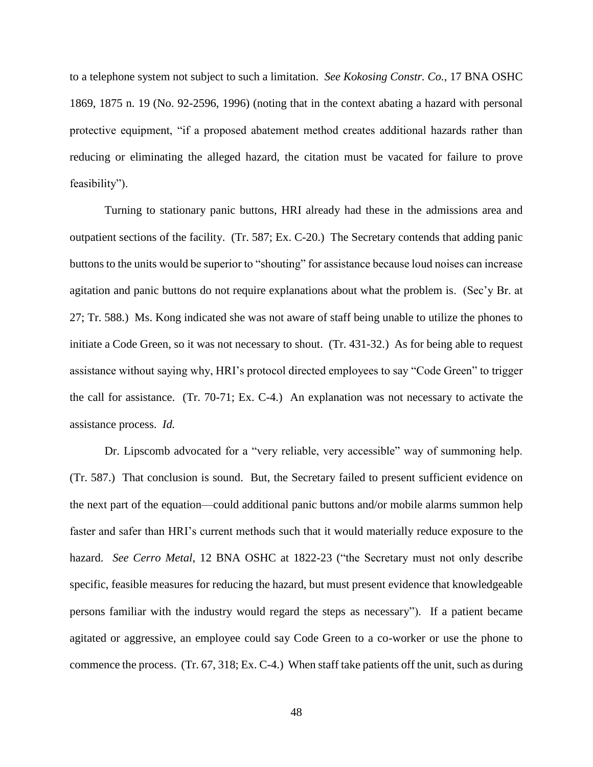to a telephone system not subject to such a limitation. *See Kokosing Constr. Co.*, 17 BNA OSHC 1869, 1875 n. 19 (No. 92-2596, 1996) (noting that in the context abating a hazard with personal protective equipment, "if a proposed abatement method creates additional hazards rather than reducing or eliminating the alleged hazard, the citation must be vacated for failure to prove feasibility").

Turning to stationary panic buttons, HRI already had these in the admissions area and outpatient sections of the facility. (Tr. 587; Ex. C-20.) The Secretary contends that adding panic buttons to the units would be superior to "shouting" for assistance because loud noises can increase agitation and panic buttons do not require explanations about what the problem is. (Sec'y Br. at 27; Tr. 588.) Ms. Kong indicated she was not aware of staff being unable to utilize the phones to initiate a Code Green, so it was not necessary to shout. (Tr. 431-32.) As for being able to request assistance without saying why, HRI's protocol directed employees to say "Code Green" to trigger the call for assistance. (Tr. 70-71; Ex. C-4.) An explanation was not necessary to activate the assistance process. *Id.*

Dr. Lipscomb advocated for a "very reliable, very accessible" way of summoning help. (Tr. 587.) That conclusion is sound. But, the Secretary failed to present sufficient evidence on the next part of the equation—could additional panic buttons and/or mobile alarms summon help faster and safer than HRI's current methods such that it would materially reduce exposure to the hazard. *See Cerro Metal*, 12 BNA OSHC at 1822-23 ("the Secretary must not only describe specific, feasible measures for reducing the hazard, but must present evidence that knowledgeable persons familiar with the industry would regard the steps as necessary"). If a patient became agitated or aggressive, an employee could say Code Green to a co-worker or use the phone to commence the process. (Tr. 67, 318; Ex. C-4.) When staff take patients off the unit, such as during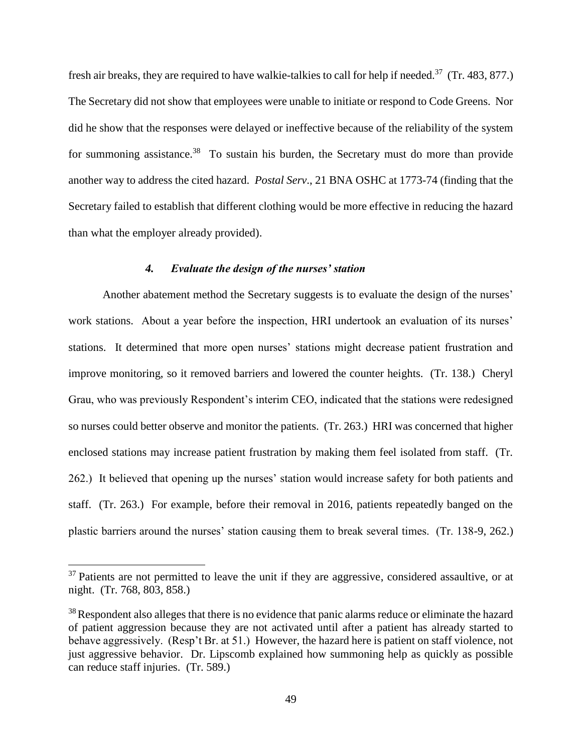fresh air breaks, they are required to have walkie-talkies to call for help if needed.[37] (Tr. 483, 877.) The Secretary did not show that employees were unable to initiate or respond to Code Greens. Nor did he show that the responses were delayed or ineffective because of the reliability of the system for summoning assistance.[38] To sustain his burden, the Secretary must do more than provide another way to address the cited hazard. *Postal Serv*., 21 BNA OSHC at 1773-74 (finding that the Secretary failed to establish that different clothing would be more effective in reducing the hazard than what the employer already provided).

#### *4. Evaluate the design of the nurses' station*

Another abatement method the Secretary suggests is to evaluate the design of the nurses' work stations. About a year before the inspection, HRI undertook an evaluation of its nurses' stations. It determined that more open nurses' stations might decrease patient frustration and improve monitoring, so it removed barriers and lowered the counter heights. (Tr. 138.) Cheryl Grau, who was previously Respondent's interim CEO, indicated that the stations were redesigned so nurses could better observe and monitor the patients. (Tr. 263.) HRI was concerned that higher enclosed stations may increase patient frustration by making them feel isolated from staff. (Tr. 262.) It believed that opening up the nurses' station would increase safety for both patients and staff. (Tr. 263.) For example, before their removal in 2016, patients repeatedly banged on the plastic barriers around the nurses' station causing them to break several times. (Tr. 138-9, 262.)

---

[37] Patients are not permitted to leave the unit if they are aggressive, considered assaultive, or at night. (Tr. 768, 803, 858.)

[38] Respondent also alleges that there is no evidence that panic alarms reduce or eliminate the hazard of patient aggression because they are not activated until after a patient has already started to behave aggressively. (Resp't Br. at 51.) However, the hazard here is patient on staff violence, not just aggressive behavior. Dr. Lipscomb explained how summoning help as quickly as possible can reduce staff injuries. (Tr. 589.)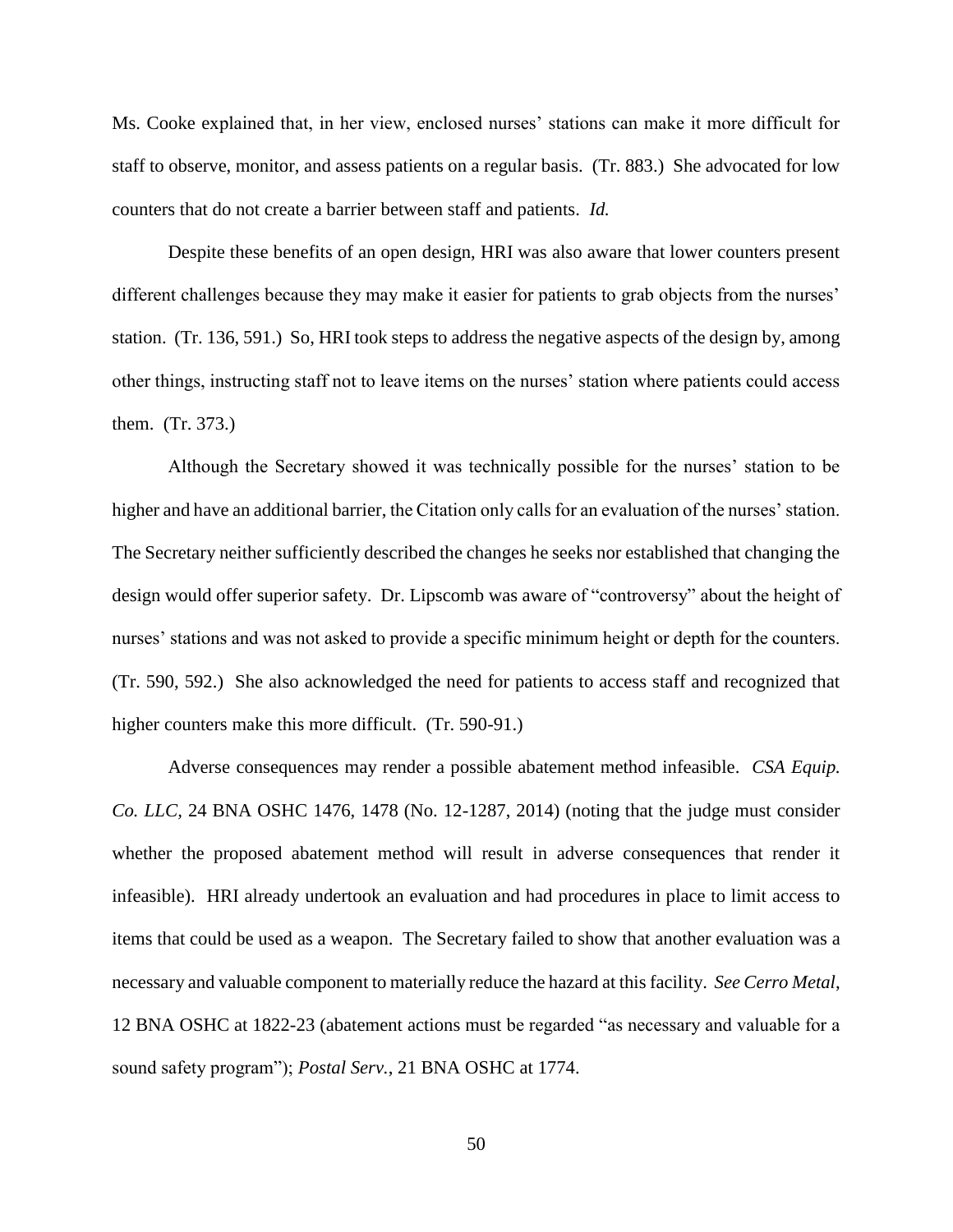Ms. Cooke explained that, in her view, enclosed nurses' stations can make it more difficult for staff to observe, monitor, and assess patients on a regular basis. (Tr. 883.) She advocated for low counters that do not create a barrier between staff and patients. *Id.*

Despite these benefits of an open design, HRI was also aware that lower counters present different challenges because they may make it easier for patients to grab objects from the nurses' station. (Tr. 136, 591.) So, HRI took steps to address the negative aspects of the design by, among other things, instructing staff not to leave items on the nurses' station where patients could access them. (Tr. 373.)

Although the Secretary showed it was technically possible for the nurses' station to be higher and have an additional barrier, the Citation only calls for an evaluation of the nurses' station. The Secretary neither sufficiently described the changes he seeks nor established that changing the design would offer superior safety. Dr. Lipscomb was aware of "controversy" about the height of nurses' stations and was not asked to provide a specific minimum height or depth for the counters. (Tr. 590, 592.) She also acknowledged the need for patients to access staff and recognized that higher counters make this more difficult. (Tr. 590-91.)

Adverse consequences may render a possible abatement method infeasible. *CSA Equip. Co. LLC*, 24 BNA OSHC 1476, 1478 (No. 12-1287, 2014) (noting that the judge must consider whether the proposed abatement method will result in adverse consequences that render it infeasible). HRI already undertook an evaluation and had procedures in place to limit access to items that could be used as a weapon. The Secretary failed to show that another evaluation was a necessary and valuable component to materially reduce the hazard at this facility. *See Cerro Metal*, 12 BNA OSHC at 1822-23 (abatement actions must be regarded "as necessary and valuable for a sound safety program"); *Postal Serv.*, 21 BNA OSHC at 1774.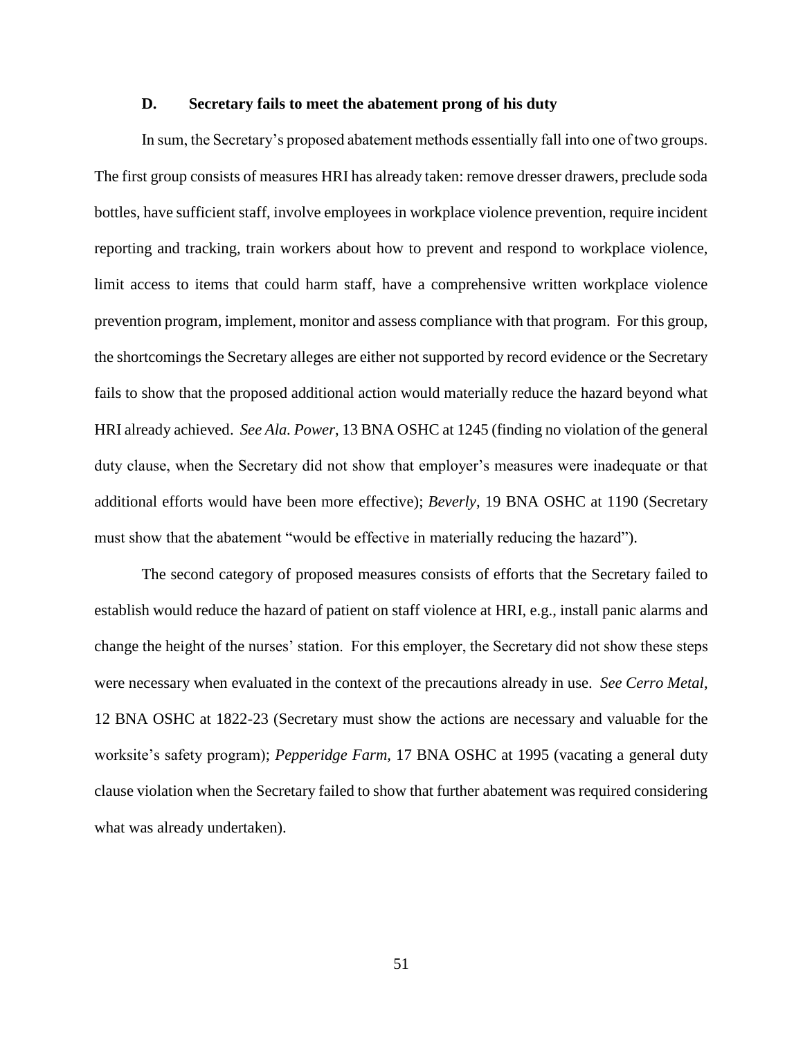### D. Secretary fails to meet the abatement prong of his duty

In sum, the Secretary's proposed abatement methods essentially fall into one of two groups. The first group consists of measures HRI has already taken: remove dresser drawers, preclude soda bottles, have sufficient staff, involve employees in workplace violence prevention, require incident reporting and tracking, train workers about how to prevent and respond to workplace violence, limit access to items that could harm staff, have a comprehensive written workplace violence prevention program, implement, monitor and assess compliance with that program. For this group, the shortcomings the Secretary alleges are either not supported by record evidence or the Secretary fails to show that the proposed additional action would materially reduce the hazard beyond what HRI already achieved. *See Ala. Power*, 13 BNA OSHC at 1245 (finding no violation of the general duty clause, when the Secretary did not show that employer's measures were inadequate or that additional efforts would have been more effective); *Beverly*, 19 BNA OSHC at 1190 (Secretary must show that the abatement "would be effective in materially reducing the hazard").

The second category of proposed measures consists of efforts that the Secretary failed to establish would reduce the hazard of patient on staff violence at HRI, e.g., install panic alarms and change the height of the nurses' station. For this employer, the Secretary did not show these steps were necessary when evaluated in the context of the precautions already in use. *See Cerro Metal*, 12 BNA OSHC at 1822-23 (Secretary must show the actions are necessary and valuable for the worksite's safety program); *Pepperidge Farm*, 17 BNA OSHC at 1995 (vacating a general duty clause violation when the Secretary failed to show that further abatement was required considering what was already undertaken).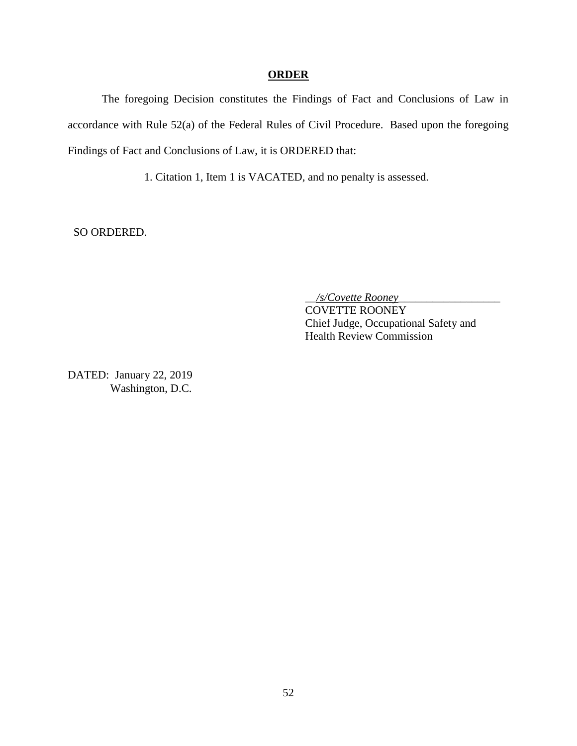## ORDER

The foregoing Decision constitutes the Findings of Fact and Conclusions of Law in accordance with Rule 52(a) of the Federal Rules of Civil Procedure. Based upon the foregoing Findings of Fact and Conclusions of Law, it is ORDERED that:

1. Citation 1, Item 1 is VACATED, and no penalty is assessed.

SO ORDERED.

*/s/Covette Rooney*
COVETTE ROONEY
Chief Judge, Occupational Safety and Health Review Commission

DATED: January 22, 2019
Washington, D.C.